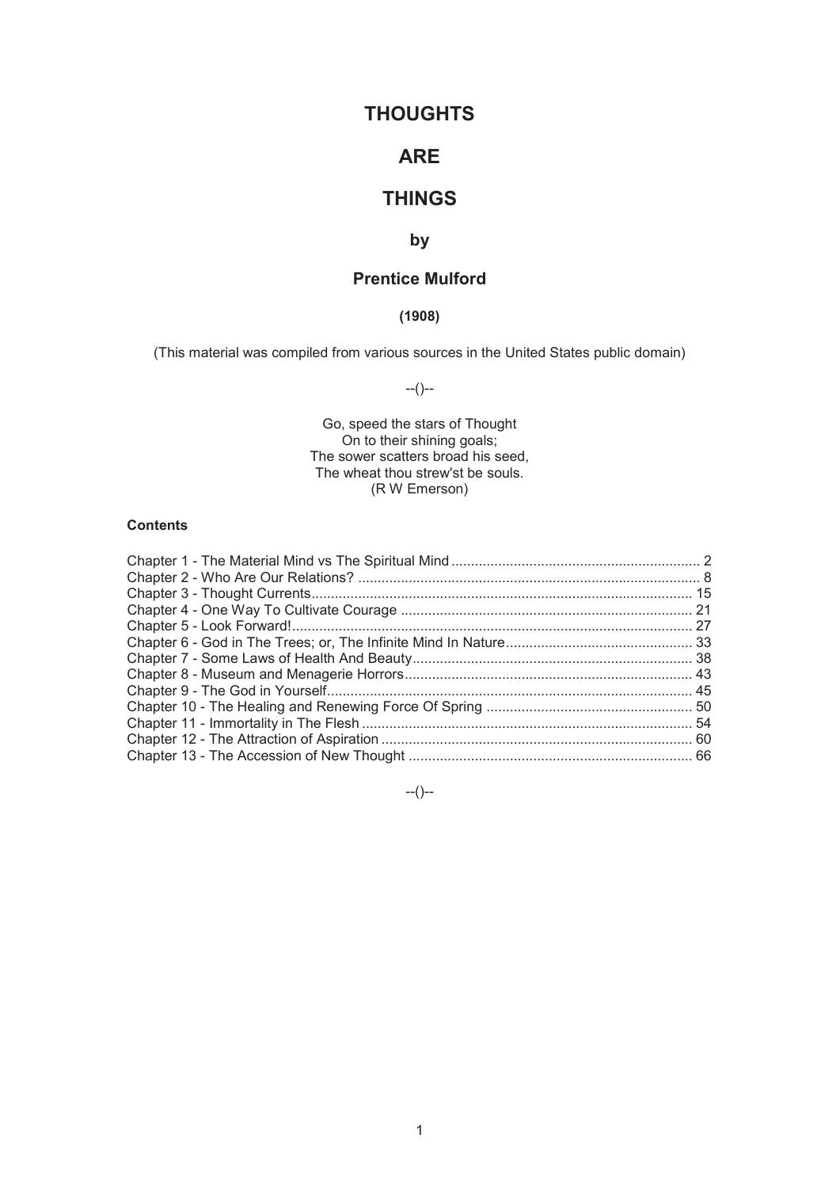# THOUGHTS

# ARE

# THINGS

## by

## Prentice Mulford

**(1908)**

(This material was compiled from various sources in the United States public domain)

--()--

Go, speed the stars of Thought  
On to their shining goals;  
The sower scatters broad his seed,  
The wheat thou strew'st be souls.  
(R W Emerson)

**Contents**

Chapter 1 - The Material Mind vs The Spiritual Mind ........ 2  
Chapter 2 - Who Are Our Relations? ........ 8  
Chapter 3 - Thought Currents ........ 15  
Chapter 4 - One Way To Cultivate Courage ........ 21  
Chapter 5 - Look Forward! ........ 27  
Chapter 6 - God in The Trees; or, The Infinite Mind In Nature ........ 33  
Chapter 7 - Some Laws of Health And Beauty ........ 38  
Chapter 8 - Museum and Menagerie Horrors ........ 43  
Chapter 9 - The God in Yourself ........ 45  
Chapter 10 - The Healing and Renewing Force Of Spring ........ 50  
Chapter 11 - Immortality in The Flesh ........ 54  
Chapter 12 - The Attraction of Aspiration ........ 60  
Chapter 13 - The Accession of New Thought ........ 66

--()--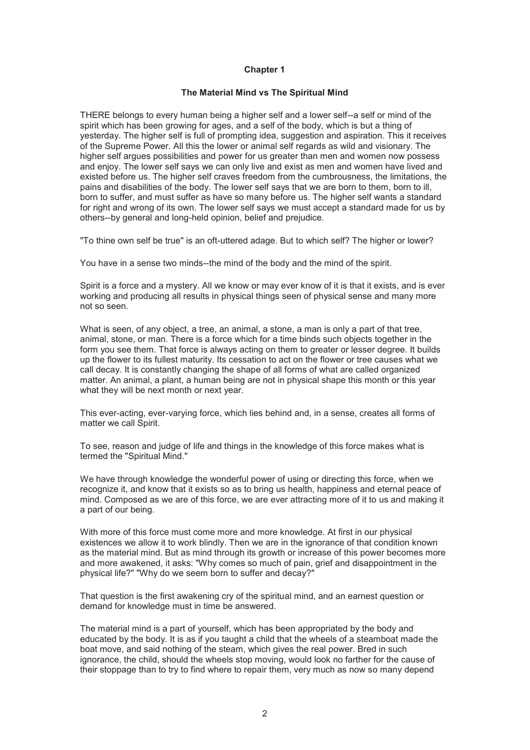## Chapter 1

### The Material Mind vs The Spiritual Mind

THERE belongs to every human being a higher self and a lower self--a self or mind of the spirit which has been growing for ages, and a self of the body, which is but a thing of yesterday. The higher self is full of prompting idea, suggestion and aspiration. This it receives of the Supreme Power. All this the lower or animal self regards as wild and visionary. The higher self argues possibilities and power for us greater than men and women now possess and enjoy. The lower self says we can only live and exist as men and women have lived and existed before us. The higher self craves freedom from the cumbrousness, the limitations, the pains and disabilities of the body. The lower self says that we are born to them, born to ill, born to suffer, and must suffer as have so many before us. The higher self wants a standard for right and wrong of its own. The lower self says we must accept a standard made for us by others--by general and long-held opinion, belief and prejudice.

"To thine own self be true" is an oft-uttered adage. But to which self? The higher or lower?

You have in a sense two minds--the mind of the body and the mind of the spirit.

Spirit is a force and a mystery. All we know or may ever know of it is that it exists, and is ever working and producing all results in physical things seen of physical sense and many more not so seen.

What is seen, of any object, a tree, an animal, a stone, a man is only a part of that tree, animal, stone, or man. There is a force which for a time binds such objects together in the form you see them. That force is always acting on them to greater or lesser degree. It builds up the flower to its fullest maturity. Its cessation to act on the flower or tree causes what we call decay. It is constantly changing the shape of all forms of what are called organized matter. An animal, a plant, a human being are not in physical shape this month or this year what they will be next month or next year.

This ever-acting, ever-varying force, which lies behind and, in a sense, creates all forms of matter we call Spirit.

To see, reason and judge of life and things in the knowledge of this force makes what is termed the "Spiritual Mind."

We have through knowledge the wonderful power of using or directing this force, when we recognize it, and know that it exists so as to bring us health, happiness and eternal peace of mind. Composed as we are of this force, we are ever attracting more of it to us and making it a part of our being.

With more of this force must come more and more knowledge. At first in our physical existences we allow it to work blindly. Then we are in the ignorance of that condition known as the material mind. But as mind through its growth or increase of this power becomes more and more awakened, it asks: "Why comes so much of pain, grief and disappointment in the physical life?" "Why do we seem born to suffer and decay?"

That question is the first awakening cry of the spiritual mind, and an earnest question or demand for knowledge must in time be answered.

The material mind is a part of yourself, which has been appropriated by the body and educated by the body. It is as if you taught a child that the wheels of a steamboat made the boat move, and said nothing of the steam, which gives the real power. Bred in such ignorance, the child, should the wheels stop moving, would look no farther for the cause of their stoppage than to try to find where to repair them, very much as now so many depend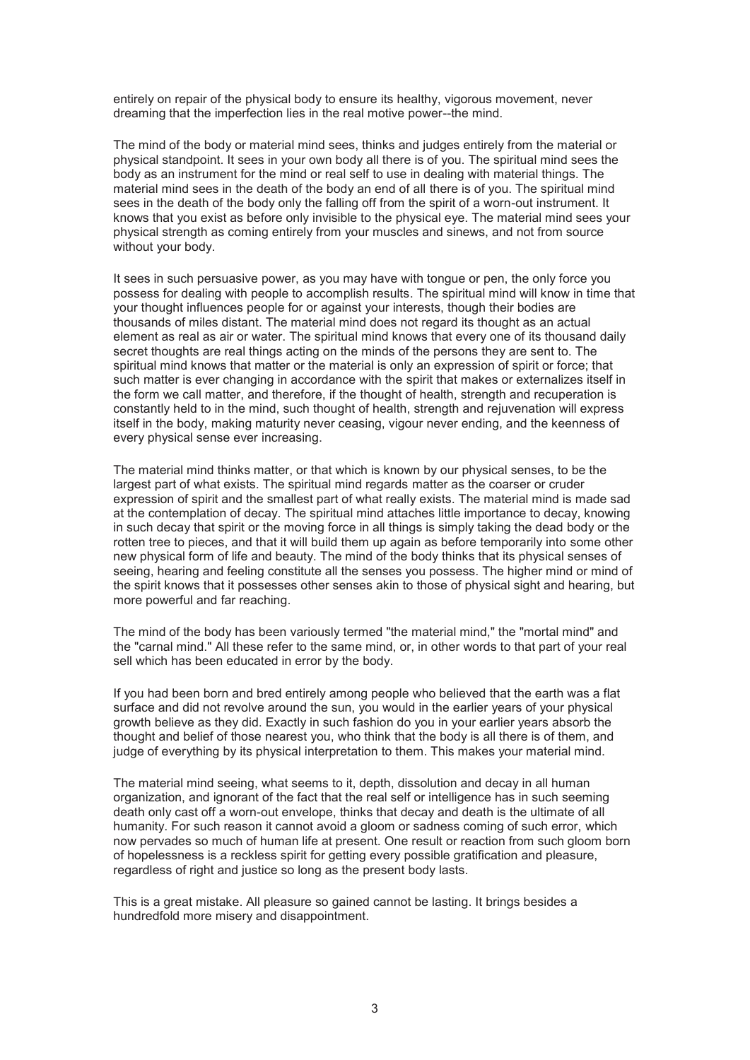entirely on repair of the physical body to ensure its healthy, vigorous movement, never dreaming that the imperfection lies in the real motive power--the mind.

The mind of the body or material mind sees, thinks and judges entirely from the material or physical standpoint. It sees in your own body all there is of you. The spiritual mind sees the body as an instrument for the mind or real self to use in dealing with material things. The material mind sees in the death of the body an end of all there is of you. The spiritual mind sees in the death of the body only the falling off from the spirit of a worn-out instrument. It knows that you exist as before only invisible to the physical eye. The material mind sees your physical strength as coming entirely from your muscles and sinews, and not from source without your body.

It sees in such persuasive power, as you may have with tongue or pen, the only force you possess for dealing with people to accomplish results. The spiritual mind will know in time that your thought influences people for or against your interests, though their bodies are thousands of miles distant. The material mind does not regard its thought as an actual element as real as air or water. The spiritual mind knows that every one of its thousand daily secret thoughts are real things acting on the minds of the persons they are sent to. The spiritual mind knows that matter or the material is only an expression of spirit or force; that such matter is ever changing in accordance with the spirit that makes or externalizes itself in the form we call matter, and therefore, if the thought of health, strength and recuperation is constantly held to in the mind, such thought of health, strength and rejuvenation will express itself in the body, making maturity never ceasing, vigour never ending, and the keenness of every physical sense ever increasing.

The material mind thinks matter, or that which is known by our physical senses, to be the largest part of what exists. The spiritual mind regards matter as the coarser or cruder expression of spirit and the smallest part of what really exists. The material mind is made sad at the contemplation of decay. The spiritual mind attaches little importance to decay, knowing in such decay that spirit or the moving force in all things is simply taking the dead body or the rotten tree to pieces, and that it will build them up again as before temporarily into some other new physical form of life and beauty. The mind of the body thinks that its physical senses of seeing, hearing and feeling constitute all the senses you possess. The higher mind or mind of the spirit knows that it possesses other senses akin to those of physical sight and hearing, but more powerful and far reaching.

The mind of the body has been variously termed "the material mind," the "mortal mind" and the "carnal mind." All these refer to the same mind, or, in other words to that part of your real sell which has been educated in error by the body.

If you had been born and bred entirely among people who believed that the earth was a flat surface and did not revolve around the sun, you would in the earlier years of your physical growth believe as they did. Exactly in such fashion do you in your earlier years absorb the thought and belief of those nearest you, who think that the body is all there is of them, and judge of everything by its physical interpretation to them. This makes your material mind.

The material mind seeing, what seems to it, depth, dissolution and decay in all human organization, and ignorant of the fact that the real self or intelligence has in such seeming death only cast off a worn-out envelope, thinks that decay and death is the ultimate of all humanity. For such reason it cannot avoid a gloom or sadness coming of such error, which now pervades so much of human life at present. One result or reaction from such gloom born of hopelessness is a reckless spirit for getting every possible gratification and pleasure, regardless of right and justice so long as the present body lasts.

This is a great mistake. All pleasure so gained cannot be lasting. It brings besides a hundredfold more misery and disappointment.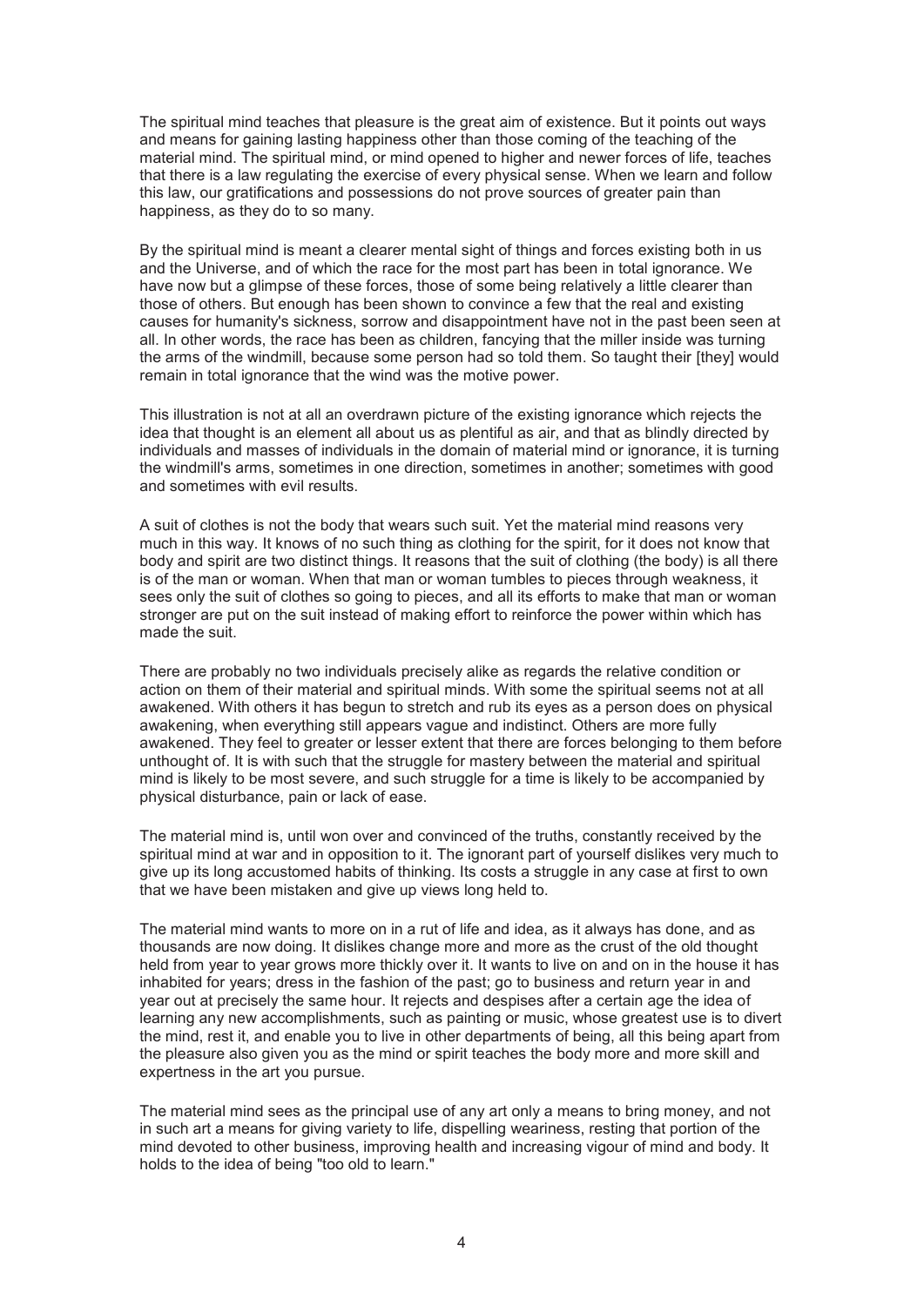The spiritual mind teaches that pleasure is the great aim of existence. But it points out ways and means for gaining lasting happiness other than those coming of the teaching of the material mind. The spiritual mind, or mind opened to higher and newer forces of life, teaches that there is a law regulating the exercise of every physical sense. When we learn and follow this law, our gratifications and possessions do not prove sources of greater pain than happiness, as they do to so many.

By the spiritual mind is meant a clearer mental sight of things and forces existing both in us and the Universe, and of which the race for the most part has been in total ignorance. We have now but a glimpse of these forces, those of some being relatively a little clearer than those of others. But enough has been shown to convince a few that the real and existing causes for humanity's sickness, sorrow and disappointment have not in the past been seen at all. In other words, the race has been as children, fancying that the miller inside was turning the arms of the windmill, because some person had so told them. So taught their [they] would remain in total ignorance that the wind was the motive power.

This illustration is not at all an overdrawn picture of the existing ignorance which rejects the idea that thought is an element all about us as plentiful as air, and that as blindly directed by individuals and masses of individuals in the domain of material mind or ignorance, it is turning the windmill's arms, sometimes in one direction, sometimes in another; sometimes with good and sometimes with evil results.

A suit of clothes is not the body that wears such suit. Yet the material mind reasons very much in this way. It knows of no such thing as clothing for the spirit, for it does not know that body and spirit are two distinct things. It reasons that the suit of clothing (the body) is all there is of the man or woman. When that man or woman tumbles to pieces through weakness, it sees only the suit of clothes so going to pieces, and all its efforts to make that man or woman stronger are put on the suit instead of making effort to reinforce the power within which has made the suit.

There are probably no two individuals precisely alike as regards the relative condition or action on them of their material and spiritual minds. With some the spiritual seems not at all awakened. With others it has begun to stretch and rub its eyes as a person does on physical awakening, when everything still appears vague and indistinct. Others are more fully awakened. They feel to greater or lesser extent that there are forces belonging to them before unthought of. It is with such that the struggle for mastery between the material and spiritual mind is likely to be most severe, and such struggle for a time is likely to be accompanied by physical disturbance, pain or lack of ease.

The material mind is, until won over and convinced of the truths, constantly received by the spiritual mind at war and in opposition to it. The ignorant part of yourself dislikes very much to give up its long accustomed habits of thinking. Its costs a struggle in any case at first to own that we have been mistaken and give up views long held to.

The material mind wants to more on in a rut of life and idea, as it always has done, and as thousands are now doing. It dislikes change more and more as the crust of the old thought held from year to year grows more thickly over it. It wants to live on and on in the house it has inhabited for years; dress in the fashion of the past; go to business and return year in and year out at precisely the same hour. It rejects and despises after a certain age the idea of learning any new accomplishments, such as painting or music, whose greatest use is to divert the mind, rest it, and enable you to live in other departments of being, all this being apart from the pleasure also given you as the mind or spirit teaches the body more and more skill and expertness in the art you pursue.

The material mind sees as the principal use of any art only a means to bring money, and not in such art a means for giving variety to life, dispelling weariness, resting that portion of the mind devoted to other business, improving health and increasing vigour of mind and body. It holds to the idea of being "too old to learn."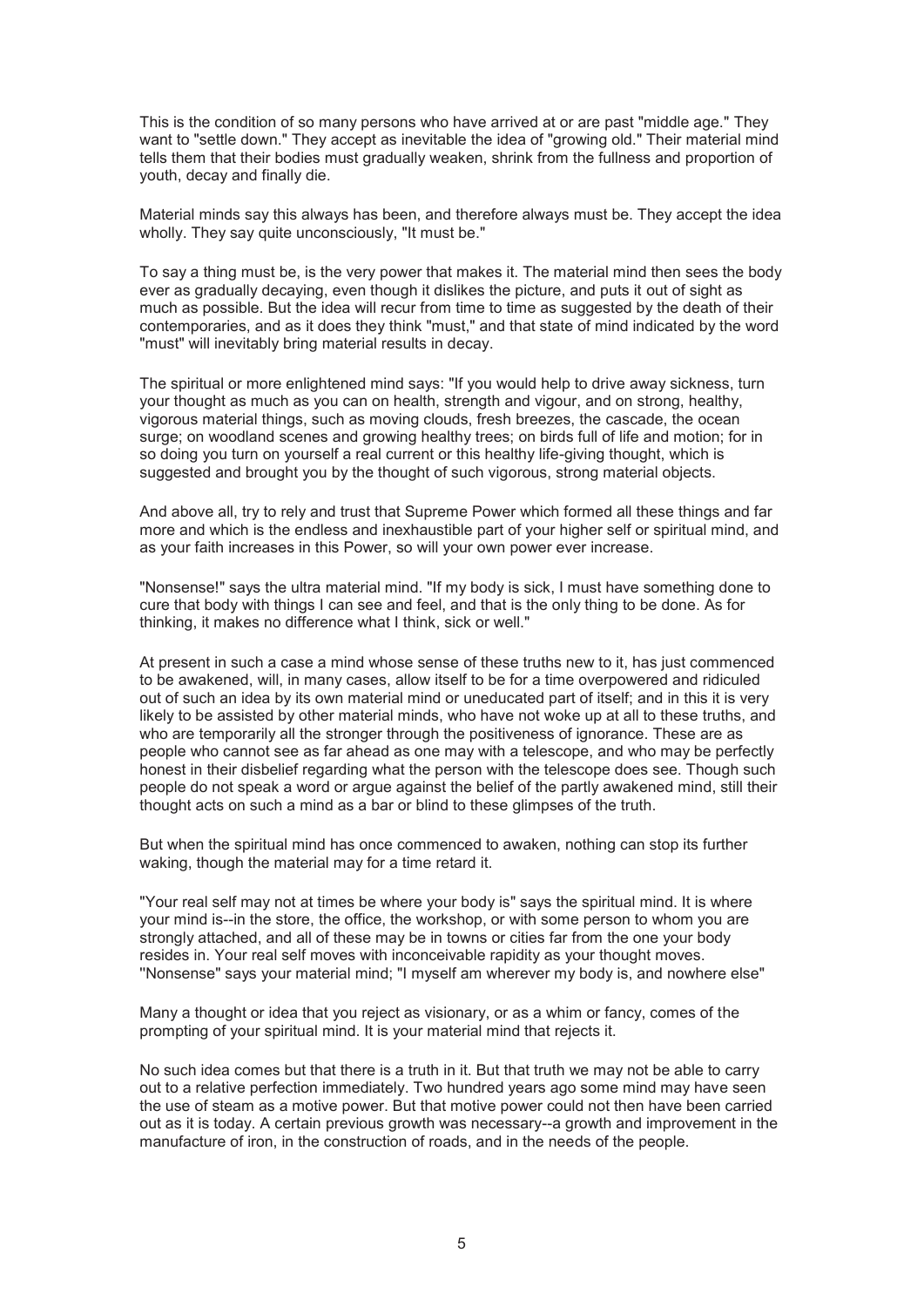This is the condition of so many persons who have arrived at or are past "middle age." They want to "settle down." They accept as inevitable the idea of "growing old." Their material mind tells them that their bodies must gradually weaken, shrink from the fullness and proportion of youth, decay and finally die.

Material minds say this always has been, and therefore always must be. They accept the idea wholly. They say quite unconsciously, "It must be."

To say a thing must be, is the very power that makes it. The material mind then sees the body ever as gradually decaying, even though it dislikes the picture, and puts it out of sight as much as possible. But the idea will recur from time to time as suggested by the death of their contemporaries, and as it does they think "must," and that state of mind indicated by the word "must" will inevitably bring material results in decay.

The spiritual or more enlightened mind says: "If you would help to drive away sickness, turn your thought as much as you can on health, strength and vigour, and on strong, healthy, vigorous material things, such as moving clouds, fresh breezes, the cascade, the ocean surge; on woodland scenes and growing healthy trees; on birds full of life and motion; for in so doing you turn on yourself a real current or this healthy life-giving thought, which is suggested and brought you by the thought of such vigorous, strong material objects.

And above all, try to rely and trust that Supreme Power which formed all these things and far more and which is the endless and inexhaustible part of your higher self or spiritual mind, and as your faith increases in this Power, so will your own power ever increase.

"Nonsense!" says the ultra material mind. "If my body is sick, I must have something done to cure that body with things I can see and feel, and that is the only thing to be done. As for thinking, it makes no difference what I think, sick or well."

At present in such a case a mind whose sense of these truths new to it, has just commenced to be awakened, will, in many cases, allow itself to be for a time overpowered and ridiculed out of such an idea by its own material mind or uneducated part of itself; and in this it is very likely to be assisted by other material minds, who have not woke up at all to these truths, and who are temporarily all the stronger through the positiveness of ignorance. These are as people who cannot see as far ahead as one may with a telescope, and who may be perfectly honest in their disbelief regarding what the person with the telescope does see. Though such people do not speak a word or argue against the belief of the partly awakened mind, still their thought acts on such a mind as a bar or blind to these glimpses of the truth.

But when the spiritual mind has once commenced to awaken, nothing can stop its further waking, though the material may for a time retard it.

"Your real self may not at times be where your body is" says the spiritual mind. It is where your mind is--in the store, the office, the workshop, or with some person to whom you are strongly attached, and all of these may be in towns or cities far from the one your body resides in. Your real self moves with inconceivable rapidity as your thought moves. "Nonsense" says your material mind; "I myself am wherever my body is, and nowhere else"

Many a thought or idea that you reject as visionary, or as a whim or fancy, comes of the prompting of your spiritual mind. It is your material mind that rejects it.

No such idea comes but that there is a truth in it. But that truth we may not be able to carry out to a relative perfection immediately. Two hundred years ago some mind may have seen the use of steam as a motive power. But that motive power could not then have been carried out as it is today. A certain previous growth was necessary--a growth and improvement in the manufacture of iron, in the construction of roads, and in the needs of the people.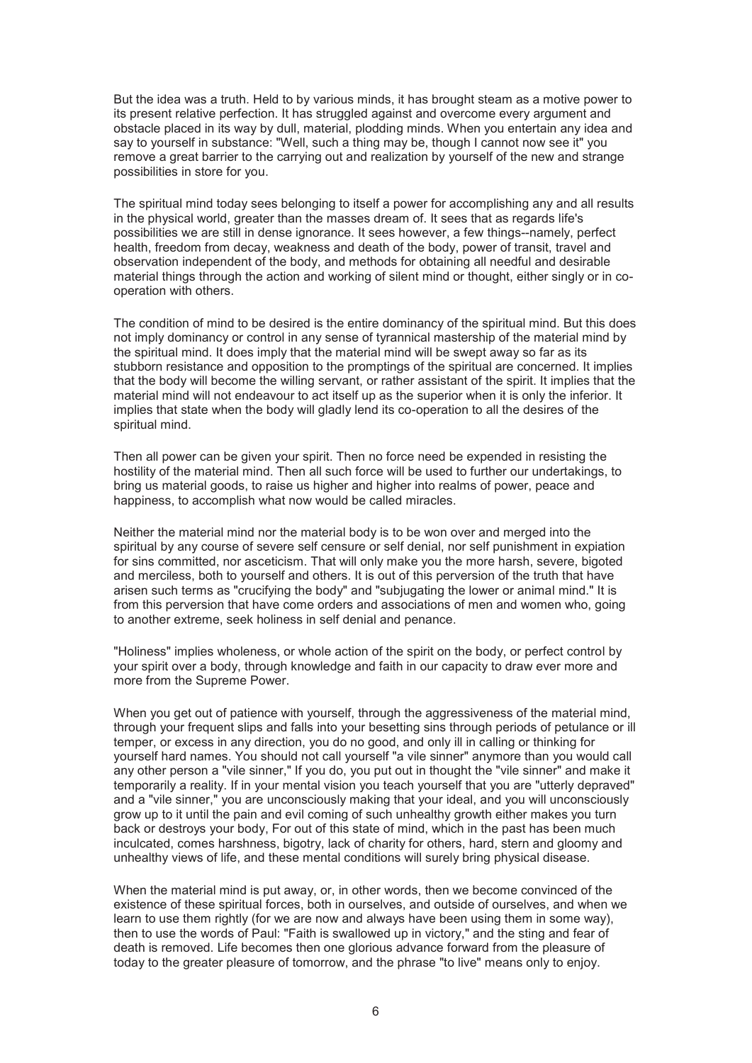But the idea was a truth. Held to by various minds, it has brought steam as a motive power to its present relative perfection. It has struggled against and overcome every argument and obstacle placed in its way by dull, material, plodding minds. When you entertain any idea and say to yourself in substance: "Well, such a thing may be, though I cannot now see it" you remove a great barrier to the carrying out and realization by yourself of the new and strange possibilities in store for you.

The spiritual mind today sees belonging to itself a power for accomplishing any and all results in the physical world, greater than the masses dream of. It sees that as regards life's possibilities we are still in dense ignorance. It sees however, a few things--namely, perfect health, freedom from decay, weakness and death of the body, power of transit, travel and observation independent of the body, and methods for obtaining all needful and desirable material things through the action and working of silent mind or thought, either singly or in co-operation with others.

The condition of mind to be desired is the entire dominancy of the spiritual mind. But this does not imply dominancy or control in any sense of tyrannical mastership of the material mind by the spiritual mind. It does imply that the material mind will be swept away so far as its stubborn resistance and opposition to the promptings of the spiritual are concerned. It implies that the body will become the willing servant, or rather assistant of the spirit. It implies that the material mind will not endeavour to act itself up as the superior when it is only the inferior. It implies that state when the body will gladly lend its co-operation to all the desires of the spiritual mind.

Then all power can be given your spirit. Then no force need be expended in resisting the hostility of the material mind. Then all such force will be used to further our undertakings, to bring us material goods, to raise us higher and higher into realms of power, peace and happiness, to accomplish what now would be called miracles.

Neither the material mind nor the material body is to be won over and merged into the spiritual by any course of severe self censure or self denial, nor self punishment in expiation for sins committed, nor asceticism. That will only make you the more harsh, severe, bigoted and merciless, both to yourself and others. It is out of this perversion of the truth that have arisen such terms as "crucifying the body" and "subjugating the lower or animal mind." It is from this perversion that have come orders and associations of men and women who, going to another extreme, seek holiness in self denial and penance.

"Holiness" implies wholeness, or whole action of the spirit on the body, or perfect control by your spirit over a body, through knowledge and faith in our capacity to draw ever more and more from the Supreme Power.

When you get out of patience with yourself, through the aggressiveness of the material mind, through your frequent slips and falls into your besetting sins through periods of petulance or ill temper, or excess in any direction, you do no good, and only ill in calling or thinking for yourself hard names. You should not call yourself "a vile sinner" anymore than you would call any other person a "vile sinner," If you do, you put out in thought the "vile sinner" and make it temporarily a reality. If in your mental vision you teach yourself that you are "utterly depraved" and a "vile sinner," you are unconsciously making that your ideal, and you will unconsciously grow up to it until the pain and evil coming of such unhealthy growth either makes you turn back or destroys your body, For out of this state of mind, which in the past has been much inculcated, comes harshness, bigotry, lack of charity for others, hard, stern and gloomy and unhealthy views of life, and these mental conditions will surely bring physical disease.

When the material mind is put away, or, in other words, then we become convinced of the existence of these spiritual forces, both in ourselves, and outside of ourselves, and when we learn to use them rightly (for we are now and always have been using them in some way), then to use the words of Paul: "Faith is swallowed up in victory," and the sting and fear of death is removed. Life becomes then one glorious advance forward from the pleasure of today to the greater pleasure of tomorrow, and the phrase "to live" means only to enjoy.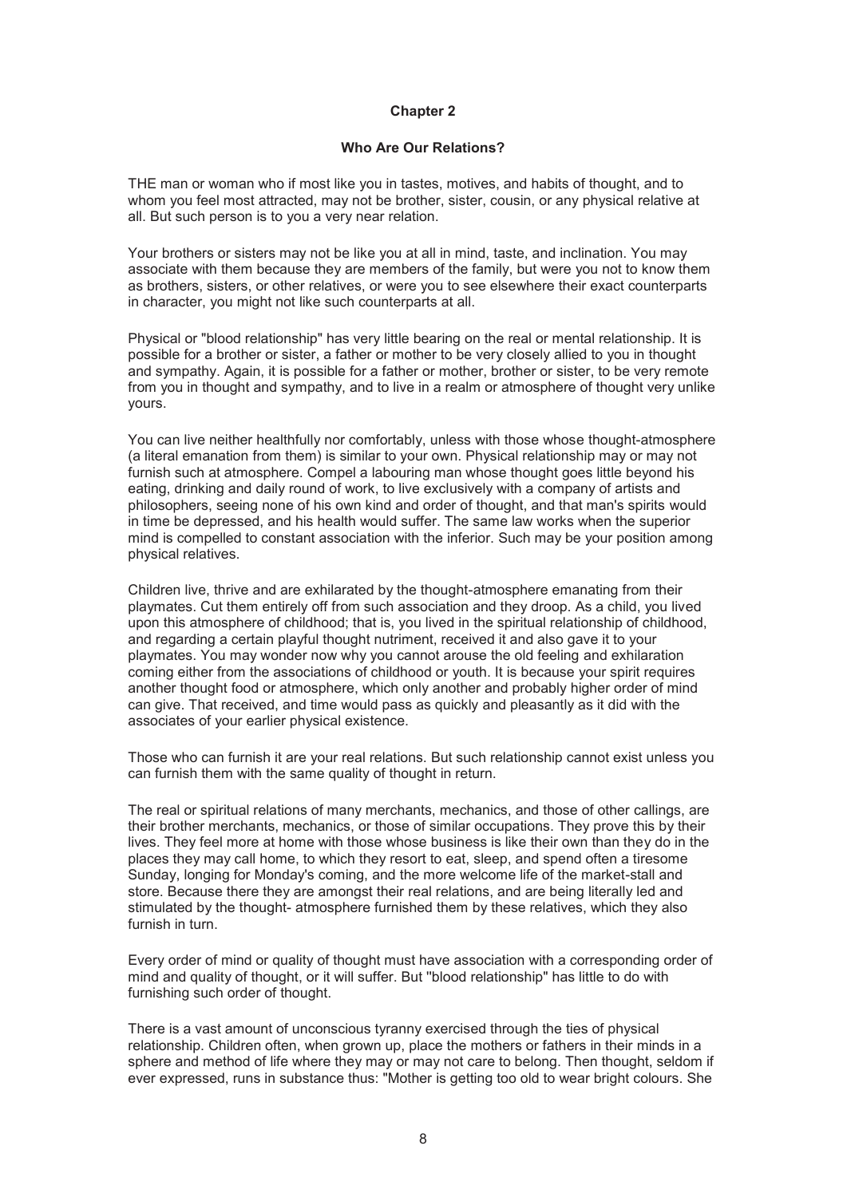## Chapter 2

### Who Are Our Relations?

THE man or woman who if most like you in tastes, motives, and habits of thought, and to whom you feel most attracted, may not be brother, sister, cousin, or any physical relative at all. But such person is to you a very near relation.

Your brothers or sisters may not be like you at all in mind, taste, and inclination. You may associate with them because they are members of the family, but were you not to know them as brothers, sisters, or other relatives, or were you to see elsewhere their exact counterparts in character, you might not like such counterparts at all.

Physical or "blood relationship" has very little bearing on the real or mental relationship. It is possible for a brother or sister, a father or mother to be very closely allied to you in thought and sympathy. Again, it is possible for a father or mother, brother or sister, to be very remote from you in thought and sympathy, and to live in a realm or atmosphere of thought very unlike yours.

You can live neither healthfully nor comfortably, unless with those whose thought-atmosphere (a literal emanation from them) is similar to your own. Physical relationship may or may not furnish such at atmosphere. Compel a labouring man whose thought goes little beyond his eating, drinking and daily round of work, to live exclusively with a company of artists and philosophers, seeing none of his own kind and order of thought, and that man's spirits would in time be depressed, and his health would suffer. The same law works when the superior mind is compelled to constant association with the inferior. Such may be your position among physical relatives.

Children live, thrive and are exhilarated by the thought-atmosphere emanating from their playmates. Cut them entirely off from such association and they droop. As a child, you lived upon this atmosphere of childhood; that is, you lived in the spiritual relationship of childhood, and regarding a certain playful thought nutriment, received it and also gave it to your playmates. You may wonder now why you cannot arouse the old feeling and exhilaration coming either from the associations of childhood or youth. It is because your spirit requires another thought food or atmosphere, which only another and probably higher order of mind can give. That received, and time would pass as quickly and pleasantly as it did with the associates of your earlier physical existence.

Those who can furnish it are your real relations. But such relationship cannot exist unless you can furnish them with the same quality of thought in return.

The real or spiritual relations of many merchants, mechanics, and those of other callings, are their brother merchants, mechanics, or those of similar occupations. They prove this by their lives. They feel more at home with those whose business is like their own than they do in the places they may call home, to which they resort to eat, sleep, and spend often a tiresome Sunday, longing for Monday's coming, and the more welcome life of the market-stall and store. Because there they are amongst their real relations, and are being literally led and stimulated by the thought- atmosphere furnished them by these relatives, which they also furnish in turn.

Every order of mind or quality of thought must have association with a corresponding order of mind and quality of thought, or it will suffer. But "blood relationship" has little to do with furnishing such order of thought.

There is a vast amount of unconscious tyranny exercised through the ties of physical relationship. Children often, when grown up, place the mothers or fathers in their minds in a sphere and method of life where they may or may not care to belong. Then thought, seldom if ever expressed, runs in substance thus: "Mother is getting too old to wear bright colours. She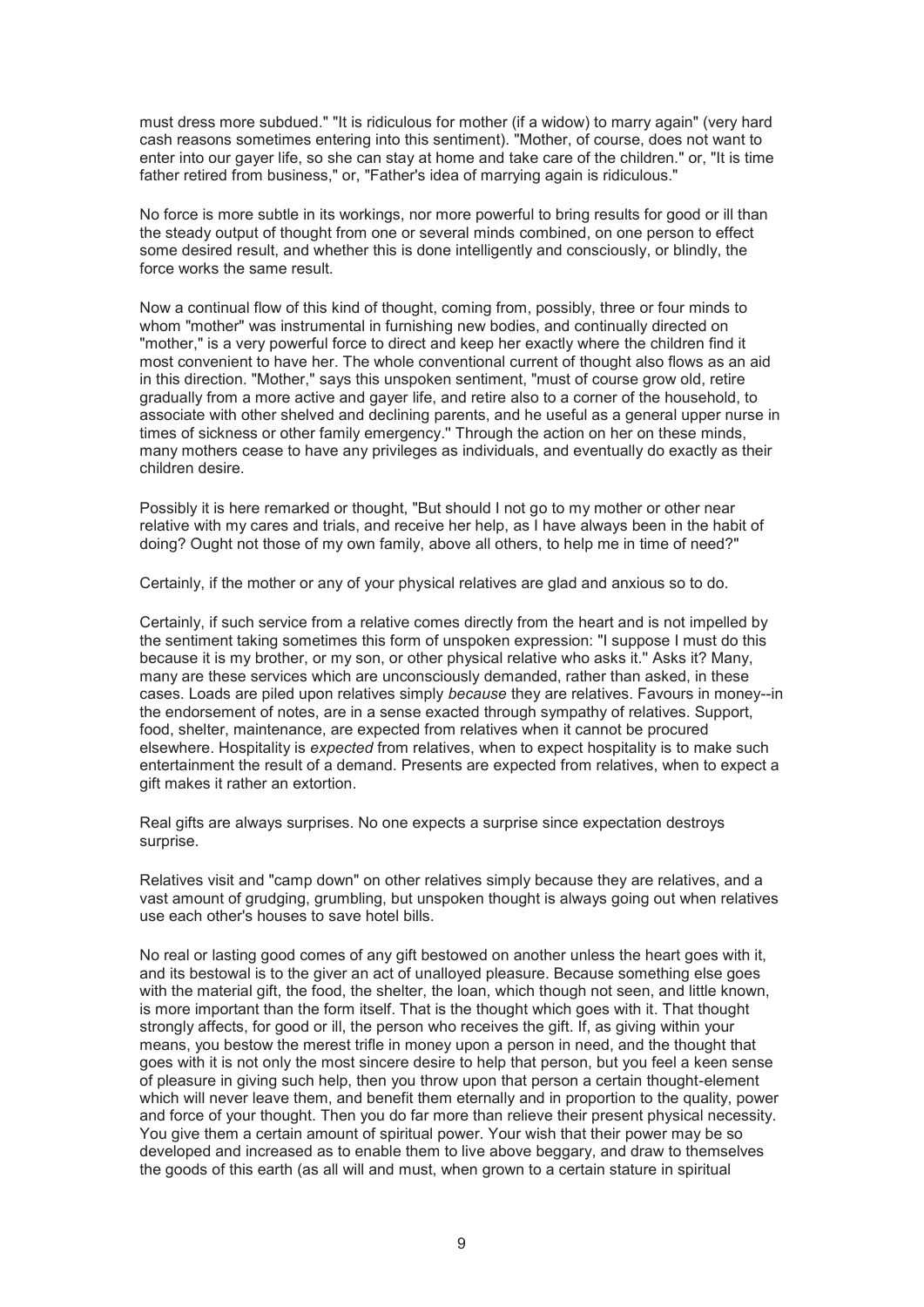must dress more subdued." "It is ridiculous for mother (if a widow) to marry again" (very hard cash reasons sometimes entering into this sentiment). "Mother, of course, does not want to enter into our gayer life, so she can stay at home and take care of the children." or, "It is time father retired from business," or, "Father's idea of marrying again is ridiculous."

No force is more subtle in its workings, nor more powerful to bring results for good or ill than the steady output of thought from one or several minds combined, on one person to effect some desired result, and whether this is done intelligently and consciously, or blindly, the force works the same result.

Now a continual flow of this kind of thought, coming from, possibly, three or four minds to whom "mother" was instrumental in furnishing new bodies, and continually directed on "mother," is a very powerful force to direct and keep her exactly where the children find it most convenient to have her. The whole conventional current of thought also flows as an aid in this direction. "Mother," says this unspoken sentiment, "must of course grow old, retire gradually from a more active and gayer life, and retire also to a corner of the household, to associate with other shelved and declining parents, and he useful as a general upper nurse in times of sickness or other family emergency." Through the action on her on these minds, many mothers cease to have any privileges as individuals, and eventually do exactly as their children desire.

Possibly it is here remarked or thought, "But should I not go to my mother or other near relative with my cares and trials, and receive her help, as I have always been in the habit of doing? Ought not those of my own family, above all others, to help me in time of need?"

Certainly, if the mother or any of your physical relatives are glad and anxious so to do.

Certainly, if such service from a relative comes directly from the heart and is not impelled by the sentiment taking sometimes this form of unspoken expression: "I suppose I must do this because it is my brother, or my son, or other physical relative who asks it." Asks it? Many, many are these services which are unconsciously demanded, rather than asked, in these cases. Loads are piled upon relatives simply *because* they are relatives. Favours in money--in the endorsement of notes, are in a sense exacted through sympathy of relatives. Support, food, shelter, maintenance, are expected from relatives when it cannot be procured elsewhere. Hospitality is *expected* from relatives, when to expect hospitality is to make such entertainment the result of a demand. Presents are expected from relatives, when to expect a gift makes it rather an extortion.

Real gifts are always surprises. No one expects a surprise since expectation destroys surprise.

Relatives visit and "camp down" on other relatives simply because they are relatives, and a vast amount of grudging, grumbling, but unspoken thought is always going out when relatives use each other's houses to save hotel bills.

No real or lasting good comes of any gift bestowed on another unless the heart goes with it, and its bestowal is to the giver an act of unalloyed pleasure. Because something else goes with the material gift, the food, the shelter, the loan, which though not seen, and little known, is more important than the form itself. That is the thought which goes with it. That thought strongly affects, for good or ill, the person who receives the gift. If, as giving within your means, you bestow the merest trifle in money upon a person in need, and the thought that goes with it is not only the most sincere desire to help that person, but you feel a keen sense of pleasure in giving such help, then you throw upon that person a certain thought-element which will never leave them, and benefit them eternally and in proportion to the quality, power and force of your thought. Then you do far more than relieve their present physical necessity. You give them a certain amount of spiritual power. Your wish that their power may be so developed and increased as to enable them to live above beggary, and draw to themselves the goods of this earth (as all will and must, when grown to a certain stature in spiritual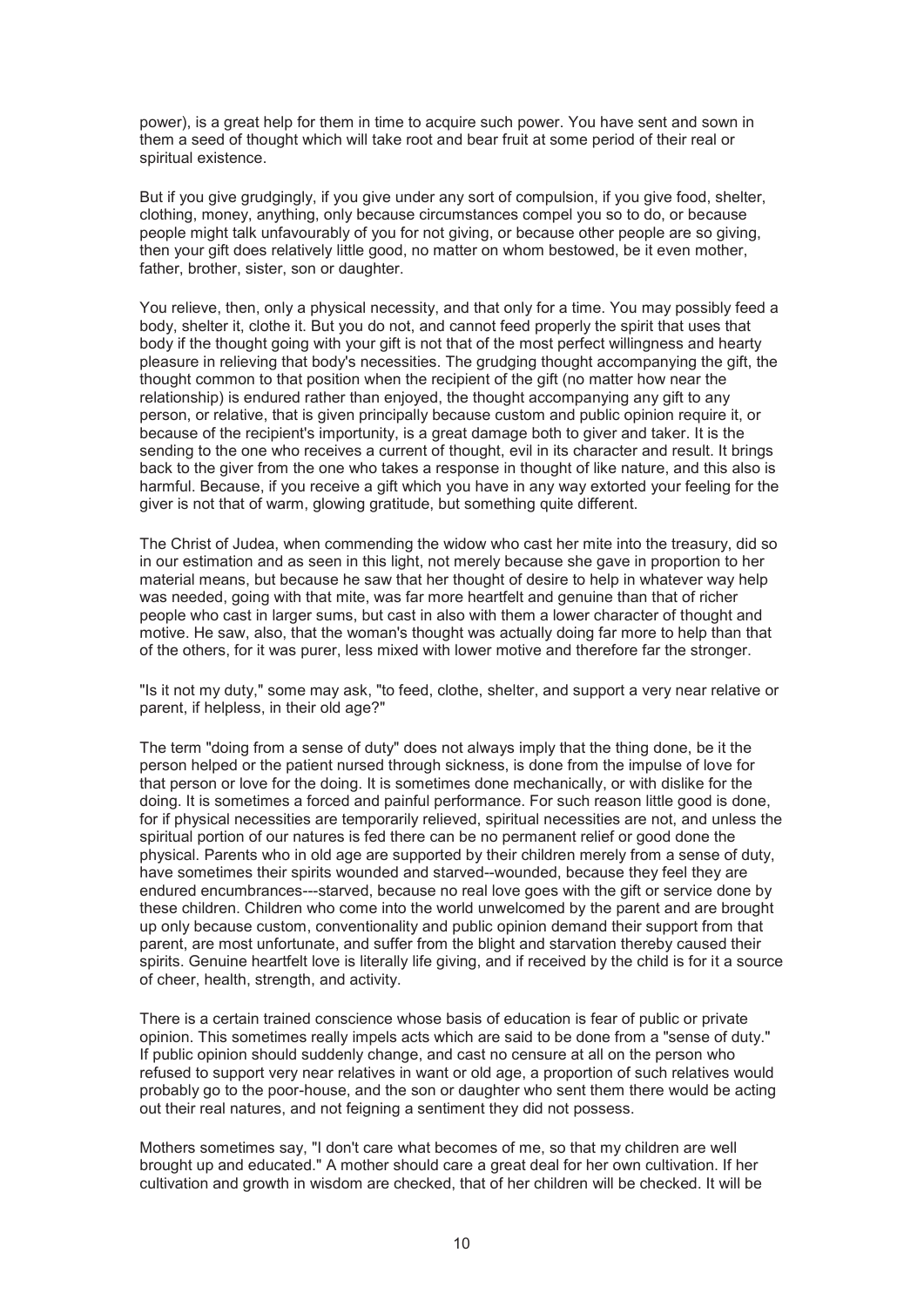power), is a great help for them in time to acquire such power. You have sent and sown in them a seed of thought which will take root and bear fruit at some period of their real or spiritual existence.

But if you give grudgingly, if you give under any sort of compulsion, if you give food, shelter, clothing, money, anything, only because circumstances compel you so to do, or because people might talk unfavourably of you for not giving, or because other people are so giving, then your gift does relatively little good, no matter on whom bestowed, be it even mother, father, brother, sister, son or daughter.

You relieve, then, only a physical necessity, and that only for a time. You may possibly feed a body, shelter it, clothe it. But you do not, and cannot feed properly the spirit that uses that body if the thought going with your gift is not that of the most perfect willingness and hearty pleasure in relieving that body's necessities. The grudging thought accompanying the gift, the thought common to that position when the recipient of the gift (no matter how near the relationship) is endured rather than enjoyed, the thought accompanying any gift to any person, or relative, that is given principally because custom and public opinion require it, or because of the recipient's importunity, is a great damage both to giver and taker. It is the sending to the one who receives a current of thought, evil in its character and result. It brings back to the giver from the one who takes a response in thought of like nature, and this also is harmful. Because, if you receive a gift which you have in any way extorted your feeling for the giver is not that of warm, glowing gratitude, but something quite different.

The Christ of Judea, when commending the widow who cast her mite into the treasury, did so in our estimation and as seen in this light, not merely because she gave in proportion to her material means, but because he saw that her thought of desire to help in whatever way help was needed, going with that mite, was far more heartfelt and genuine than that of richer people who cast in larger sums, but cast in also with them a lower character of thought and motive. He saw, also, that the woman's thought was actually doing far more to help than that of the others, for it was purer, less mixed with lower motive and therefore far the stronger.

"Is it not my duty," some may ask, "to feed, clothe, shelter, and support a very near relative or parent, if helpless, in their old age?"

The term "doing from a sense of duty" does not always imply that the thing done, be it the person helped or the patient nursed through sickness, is done from the impulse of love for that person or love for the doing. It is sometimes done mechanically, or with dislike for the doing. It is sometimes a forced and painful performance. For such reason little good is done, for if physical necessities are temporarily relieved, spiritual necessities are not, and unless the spiritual portion of our natures is fed there can be no permanent relief or good done the physical. Parents who in old age are supported by their children merely from a sense of duty, have sometimes their spirits wounded and starved--wounded, because they feel they are endured encumbrances---starved, because no real love goes with the gift or service done by these children. Children who come into the world unwelcomed by the parent and are brought up only because custom, conventionality and public opinion demand their support from that parent, are most unfortunate, and suffer from the blight and starvation thereby caused their spirits. Genuine heartfelt love is literally life giving, and if received by the child is for it a source of cheer, health, strength, and activity.

There is a certain trained conscience whose basis of education is fear of public or private opinion. This sometimes really impels acts which are said to be done from a "sense of duty." If public opinion should suddenly change, and cast no censure at all on the person who refused to support very near relatives in want or old age, a proportion of such relatives would probably go to the poor-house, and the son or daughter who sent them there would be acting out their real natures, and not feigning a sentiment they did not possess.

Mothers sometimes say, "I don't care what becomes of me, so that my children are well brought up and educated." A mother should care a great deal for her own cultivation. If her cultivation and growth in wisdom are checked, that of her children will be checked. It will be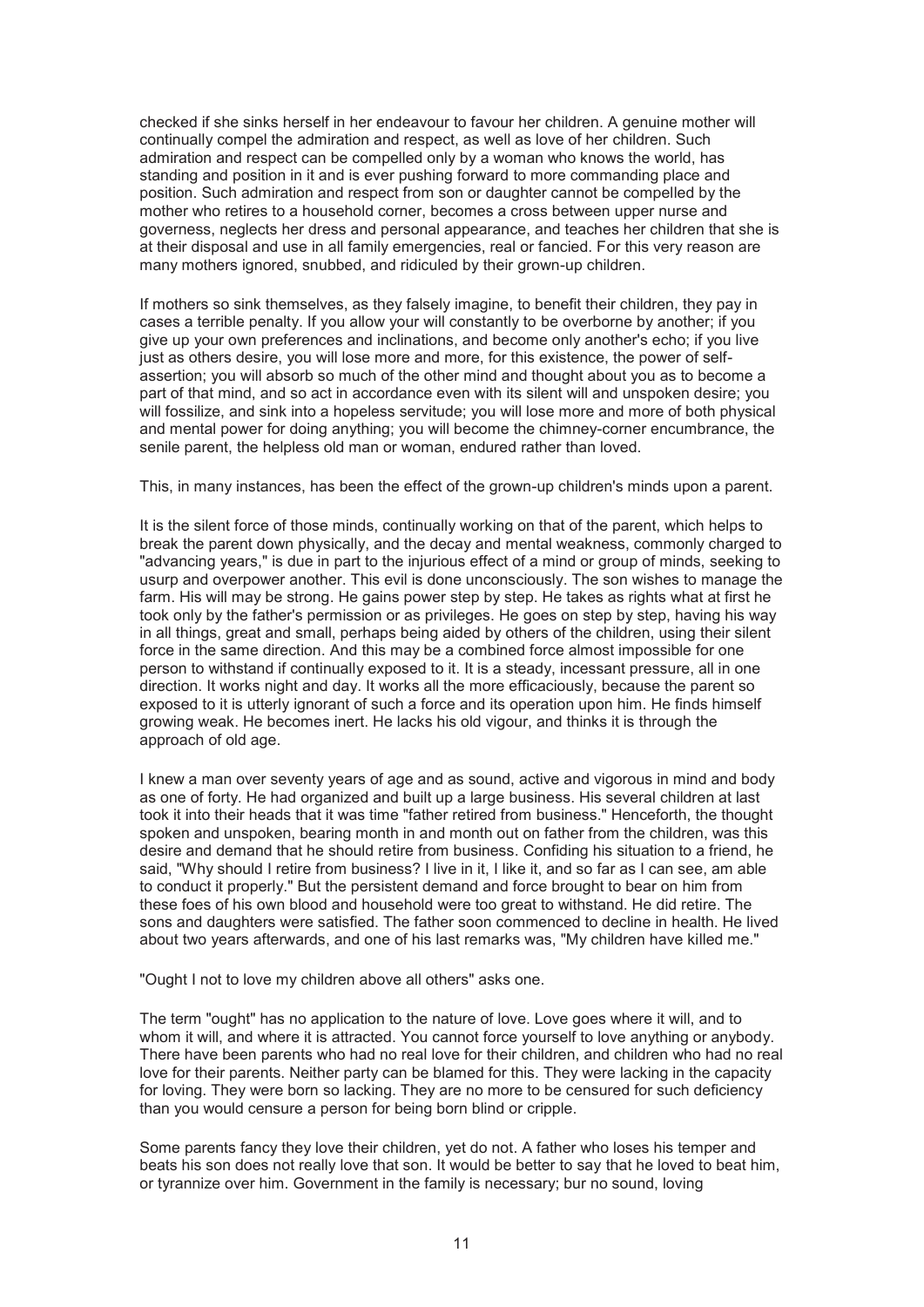checked if she sinks herself in her endeavour to favour her children. A genuine mother will continually compel the admiration and respect, as well as love of her children. Such admiration and respect can be compelled only by a woman who knows the world, has standing and position in it and is ever pushing forward to more commanding place and position. Such admiration and respect from son or daughter cannot be compelled by the mother who retires to a household corner, becomes a cross between upper nurse and governess, neglects her dress and personal appearance, and teaches her children that she is at their disposal and use in all family emergencies, real or fancied. For this very reason are many mothers ignored, snubbed, and ridiculed by their grown-up children.

If mothers so sink themselves, as they falsely imagine, to benefit their children, they pay in cases a terrible penalty. If you allow your will constantly to be overborne by another; if you give up your own preferences and inclinations, and become only another's echo; if you live just as others desire, you will lose more and more, for this existence, the power of self-assertion; you will absorb so much of the other mind and thought about you as to become a part of that mind, and so act in accordance even with its silent will and unspoken desire; you will fossilize, and sink into a hopeless servitude; you will lose more and more of both physical and mental power for doing anything; you will become the chimney-corner encumbrance, the senile parent, the helpless old man or woman, endured rather than loved.

This, in many instances, has been the effect of the grown-up children's minds upon a parent.

It is the silent force of those minds, continually working on that of the parent, which helps to break the parent down physically, and the decay and mental weakness, commonly charged to "advancing years," is due in part to the injurious effect of a mind or group of minds, seeking to usurp and overpower another. This evil is done unconsciously. The son wishes to manage the farm. His will may be strong. He gains power step by step. He takes as rights what at first he took only by the father's permission or as privileges. He goes on step by step, having his way in all things, great and small, perhaps being aided by others of the children, using their silent force in the same direction. And this may be a combined force almost impossible for one person to withstand if continually exposed to it. It is a steady, incessant pressure, all in one direction. It works night and day. It works all the more efficaciously, because the parent so exposed to it is utterly ignorant of such a force and its operation upon him. He finds himself growing weak. He becomes inert. He lacks his old vigour, and thinks it is through the approach of old age.

I knew a man over seventy years of age and as sound, active and vigorous in mind and body as one of forty. He had organized and built up a large business. His several children at last took it into their heads that it was time "father retired from business." Henceforth, the thought spoken and unspoken, bearing month in and month out on father from the children, was this desire and demand that he should retire from business. Confiding his situation to a friend, he said, "Why should I retire from business? I live in it, I like it, and so far as I can see, am able to conduct it properly." But the persistent demand and force brought to bear on him from these foes of his own blood and household were too great to withstand. He did retire. The sons and daughters were satisfied. The father soon commenced to decline in health. He lived about two years afterwards, and one of his last remarks was, "My children have killed me."

"Ought I not to love my children above all others" asks one.

The term "ought" has no application to the nature of love. Love goes where it will, and to whom it will, and where it is attracted. You cannot force yourself to love anything or anybody. There have been parents who had no real love for their children, and children who had no real love for their parents. Neither party can be blamed for this. They were lacking in the capacity for loving. They were born so lacking. They are no more to be censured for such deficiency than you would censure a person for being born blind or cripple.

Some parents fancy they love their children, yet do not. A father who loses his temper and beats his son does not really love that son. It would be better to say that he loved to beat him, or tyrannize over him. Government in the family is necessary; bur no sound, loving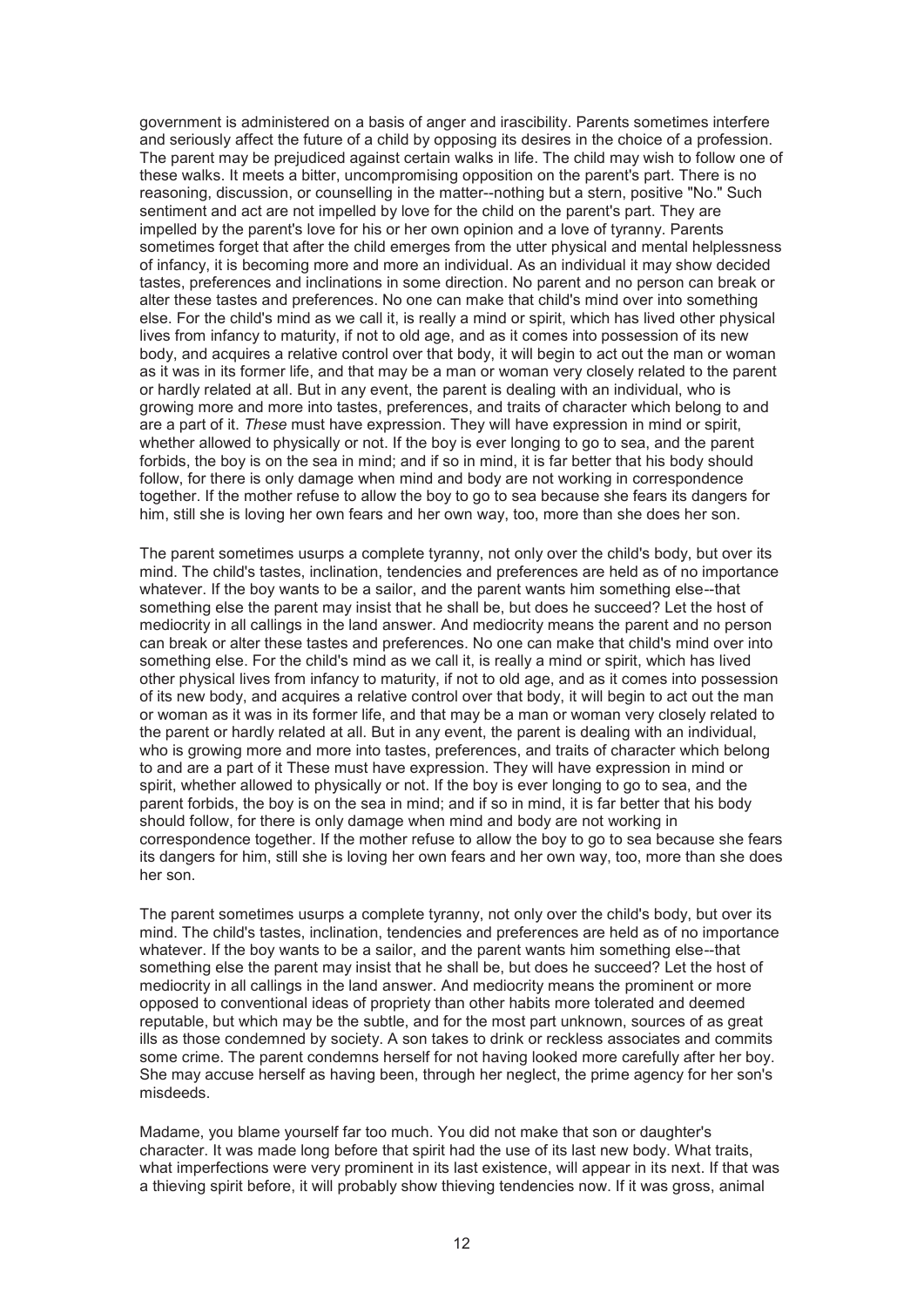government is administered on a basis of anger and irascibility. Parents sometimes interfere and seriously affect the future of a child by opposing its desires in the choice of a profession. The parent may be prejudiced against certain walks in life. The child may wish to follow one of these walks. It meets a bitter, uncompromising opposition on the parent's part. There is no reasoning, discussion, or counselling in the matter--nothing but a stern, positive "No." Such sentiment and act are not impelled by love for the child on the parent's part. They are impelled by the parent's love for his or her own opinion and a love of tyranny. Parents sometimes forget that after the child emerges from the utter physical and mental helplessness of infancy, it is becoming more and more an individual. As an individual it may show decided tastes, preferences and inclinations in some direction. No parent and no person can break or alter these tastes and preferences. No one can make that child's mind over into something else. For the child's mind as we call it, is really a mind or spirit, which has lived other physical lives from infancy to maturity, if not to old age, and as it comes into possession of its new body, and acquires a relative control over that body, it will begin to act out the man or woman as it was in its former life, and that may be a man or woman very closely related to the parent or hardly related at all. But in any event, the parent is dealing with an individual, who is growing more and more into tastes, preferences, and traits of character which belong to and are a part of it. *These* must have expression. They will have expression in mind or spirit, whether allowed to physically or not. If the boy is ever longing to go to sea, and the parent forbids, the boy is on the sea in mind; and if so in mind, it is far better that his body should follow, for there is only damage when mind and body are not working in correspondence together. If the mother refuse to allow the boy to go to sea because she fears its dangers for him, still she is loving her own fears and her own way, too, more than she does her son.

The parent sometimes usurps a complete tyranny, not only over the child's body, but over its mind. The child's tastes, inclination, tendencies and preferences are held as of no importance whatever. If the boy wants to be a sailor, and the parent wants him something else--that something else the parent may insist that he shall be, but does he succeed? Let the host of mediocrity in all callings in the land answer. And mediocrity means the parent and no person can break or alter these tastes and preferences. No one can make that child's mind over into something else. For the child's mind as we call it, is really a mind or spirit, which has lived other physical lives from infancy to maturity, if not to old age, and as it comes into possession of its new body, and acquires a relative control over that body, it will begin to act out the man or woman as it was in its former life, and that may be a man or woman very closely related to the parent or hardly related at all. But in any event, the parent is dealing with an individual, who is growing more and more into tastes, preferences, and traits of character which belong to and are a part of it These must have expression. They will have expression in mind or spirit, whether allowed to physically or not. If the boy is ever longing to go to sea, and the parent forbids, the boy is on the sea in mind; and if so in mind, it is far better that his body should follow, for there is only damage when mind and body are not working in correspondence together. If the mother refuse to allow the boy to go to sea because she fears its dangers for him, still she is loving her own fears and her own way, too, more than she does her son.

The parent sometimes usurps a complete tyranny, not only over the child's body, but over its mind. The child's tastes, inclination, tendencies and preferences are held as of no importance whatever. If the boy wants to be a sailor, and the parent wants him something else--that something else the parent may insist that he shall be, but does he succeed? Let the host of mediocrity in all callings in the land answer. And mediocrity means the prominent or more opposed to conventional ideas of propriety than other habits more tolerated and deemed reputable, but which may be the subtle, and for the most part unknown, sources of as great ills as those condemned by society. A son takes to drink or reckless associates and commits some crime. The parent condemns herself for not having looked more carefully after her boy. She may accuse herself as having been, through her neglect, the prime agency for her son's misdeeds.

Madame, you blame yourself far too much. You did not make that son or daughter's character. It was made long before that spirit had the use of its last new body. What traits, what imperfections were very prominent in its last existence, will appear in its next. If that was a thieving spirit before, it will probably show thieving tendencies now. If it was gross, animal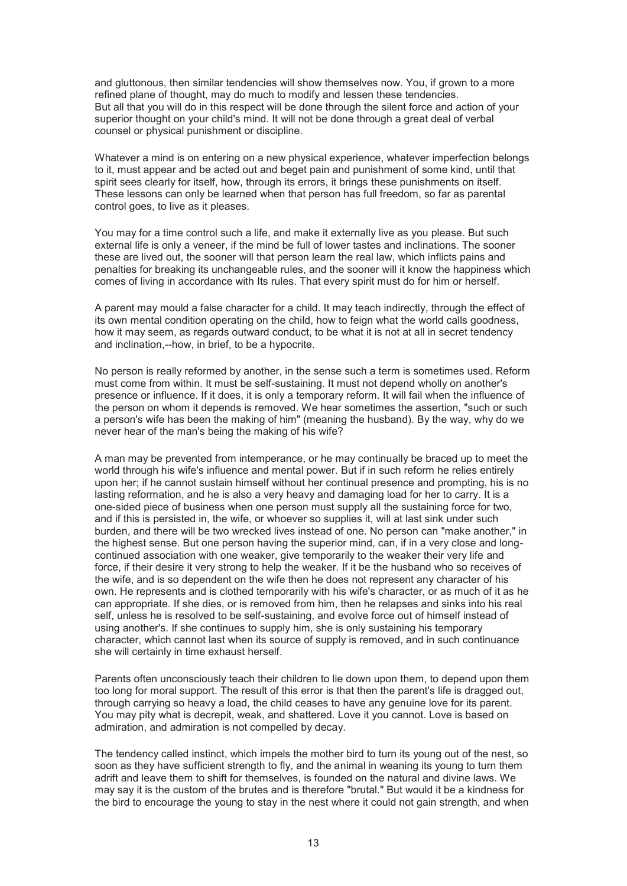and gluttonous, then similar tendencies will show themselves now. You, if grown to a more refined plane of thought, may do much to modify and lessen these tendencies.
But all that you will do in this respect will be done through the silent force and action of your superior thought on your child's mind. It will not be done through a great deal of verbal counsel or physical punishment or discipline.

Whatever a mind is on entering on a new physical experience, whatever imperfection belongs to it, must appear and be acted out and beget pain and punishment of some kind, until that spirit sees clearly for itself, how, through its errors, it brings these punishments on itself. These lessons can only be learned when that person has full freedom, so far as parental control goes, to live as it pleases.

You may for a time control such a life, and make it externally live as you please. But such external life is only a veneer, if the mind be full of lower tastes and inclinations. The sooner these are lived out, the sooner will that person learn the real law, which inflicts pains and penalties for breaking its unchangeable rules, and the sooner will it know the happiness which comes of living in accordance with Its rules. That every spirit must do for him or herself.

A parent may mould a false character for a child. It may teach indirectly, through the effect of its own mental condition operating on the child, how to feign what the world calls goodness, how it may seem, as regards outward conduct, to be what it is not at all in secret tendency and inclination,--how, in brief, to be a hypocrite.

No person is really reformed by another, in the sense such a term is sometimes used. Reform must come from within. It must be self-sustaining. It must not depend wholly on another's presence or influence. If it does, it is only a temporary reform. It will fail when the influence of the person on whom it depends is removed. We hear sometimes the assertion, "such or such a person's wife has been the making of him" (meaning the husband). By the way, why do we never hear of the man's being the making of his wife?

A man may be prevented from intemperance, or he may continually be braced up to meet the world through his wife's influence and mental power. But if in such reform he relies entirely upon her; if he cannot sustain himself without her continual presence and prompting, his is no lasting reformation, and he is also a very heavy and damaging load for her to carry. It is a one-sided piece of business when one person must supply all the sustaining force for two, and if this is persisted in, the wife, or whoever so supplies it, will at last sink under such burden, and there will be two wrecked lives instead of one. No person can "make another," in the highest sense. But one person having the superior mind, can, if in a very close and long-continued association with one weaker, give temporarily to the weaker their very life and force, if their desire it very strong to help the weaker. If it be the husband who so receives of the wife, and is so dependent on the wife then he does not represent any character of his own. He represents and is clothed temporarily with his wife's character, or as much of it as he can appropriate. If she dies, or is removed from him, then he relapses and sinks into his real self, unless he is resolved to be self-sustaining, and evolve force out of himself instead of using another's. If she continues to supply him, she is only sustaining his temporary character, which cannot last when its source of supply is removed, and in such continuance she will certainly in time exhaust herself.

Parents often unconsciously teach their children to lie down upon them, to depend upon them too long for moral support. The result of this error is that then the parent's life is dragged out, through carrying so heavy a load, the child ceases to have any genuine love for its parent. You may pity what is decrepit, weak, and shattered. Love it you cannot. Love is based on admiration, and admiration is not compelled by decay.

The tendency called instinct, which impels the mother bird to turn its young out of the nest, so soon as they have sufficient strength to fly, and the animal in weaning its young to turn them adrift and leave them to shift for themselves, is founded on the natural and divine laws. We may say it is the custom of the brutes and is therefore "brutal." But would it be a kindness for the bird to encourage the young to stay in the nest where it could not gain strength, and when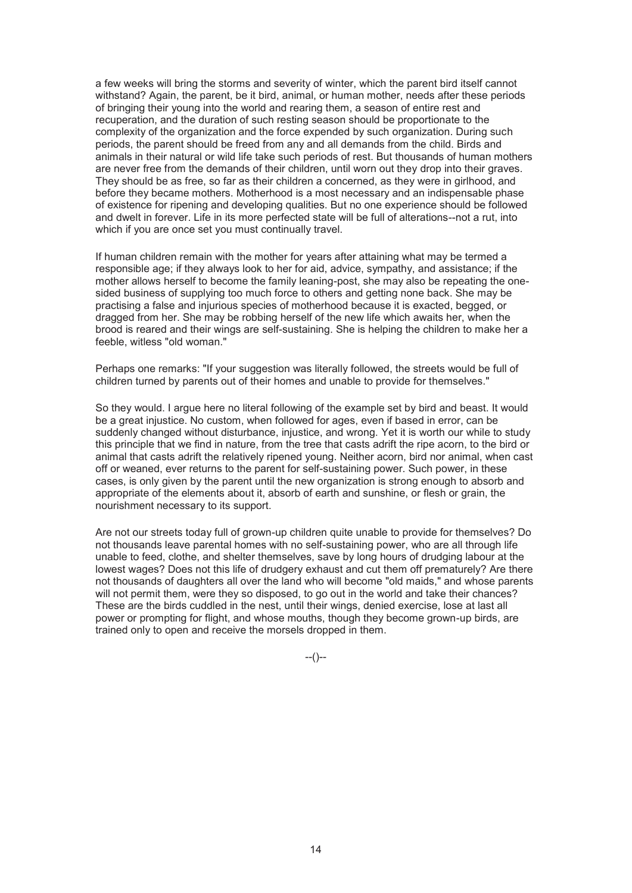a few weeks will bring the storms and severity of winter, which the parent bird itself cannot withstand? Again, the parent, be it bird, animal, or human mother, needs after these periods of bringing their young into the world and rearing them, a season of entire rest and recuperation, and the duration of such resting season should be proportionate to the complexity of the organization and the force expended by such organization. During such periods, the parent should be freed from any and all demands from the child. Birds and animals in their natural or wild life take such periods of rest. But thousands of human mothers are never free from the demands of their children, until worn out they drop into their graves. They should be as free, so far as their children a concerned, as they were in girlhood, and before they became mothers. Motherhood is a most necessary and an indispensable phase of existence for ripening and developing qualities. But no one experience should be followed and dwelt in forever. Life in its more perfected state will be full of alterations--not a rut, into which if you are once set you must continually travel.

If human children remain with the mother for years after attaining what may be termed a responsible age; if they always look to her for aid, advice, sympathy, and assistance; if the mother allows herself to become the family leaning-post, she may also be repeating the one-sided business of supplying too much force to others and getting none back. She may be practising a false and injurious species of motherhood because it is exacted, begged, or dragged from her. She may be robbing herself of the new life which awaits her, when the brood is reared and their wings are self-sustaining. She is helping the children to make her a feeble, witless "old woman."

Perhaps one remarks: "If your suggestion was literally followed, the streets would be full of children turned by parents out of their homes and unable to provide for themselves."

So they would. I argue here no literal following of the example set by bird and beast. It would be a great injustice. No custom, when followed for ages, even if based in error, can be suddenly changed without disturbance, injustice, and wrong. Yet it is worth our while to study this principle that we find in nature, from the tree that casts adrift the ripe acorn, to the bird or animal that casts adrift the relatively ripened young. Neither acorn, bird nor animal, when cast off or weaned, ever returns to the parent for self-sustaining power. Such power, in these cases, is only given by the parent until the new organization is strong enough to absorb and appropriate of the elements about it, absorb of earth and sunshine, or flesh or grain, the nourishment necessary to its support.

Are not our streets today full of grown-up children quite unable to provide for themselves? Do not thousands leave parental homes with no self-sustaining power, who are all through life unable to feed, clothe, and shelter themselves, save by long hours of drudging labour at the lowest wages? Does not this life of drudgery exhaust and cut them off prematurely? Are there not thousands of daughters all over the land who will become "old maids," and whose parents will not permit them, were they so disposed, to go out in the world and take their chances? These are the birds cuddled in the nest, until their wings, denied exercise, lose at last all power or prompting for flight, and whose mouths, though they become grown-up birds, are trained only to open and receive the morsels dropped in them.

--()--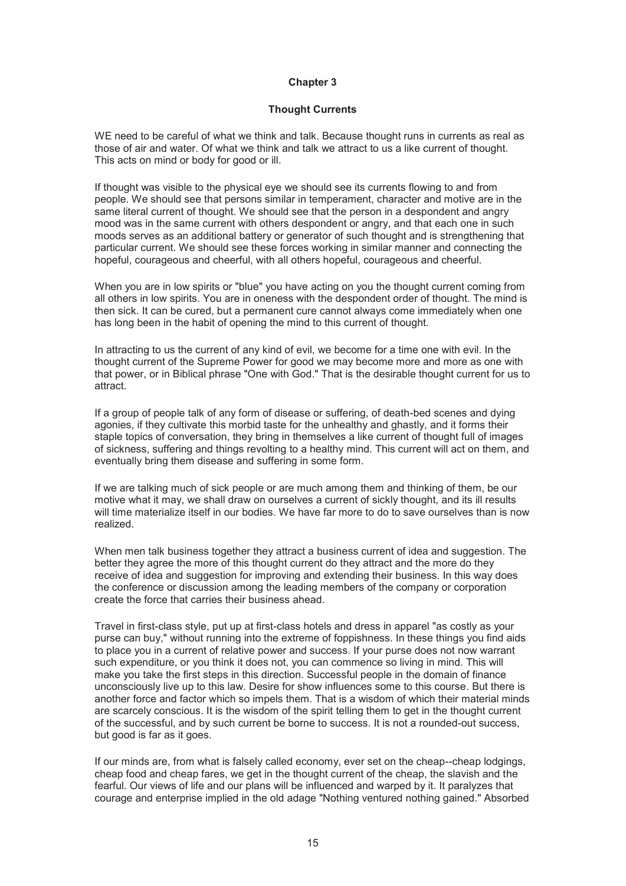# Chapter 3

## Thought Currents

WE need to be careful of what we think and talk. Because thought runs in currents as real as those of air and water. Of what we think and talk we attract to us a like current of thought. This acts on mind or body for good or ill.

If thought was visible to the physical eye we should see its currents flowing to and from people. We should see that persons similar in temperament, character and motive are in the same literal current of thought. We should see that the person in a despondent and angry mood was in the same current with others despondent or angry, and that each one in such moods serves as an additional battery or generator of such thought and is strengthening that particular current. We should see these forces working in similar manner and connecting the hopeful, courageous and cheerful, with all others hopeful, courageous and cheerful.

When you are in low spirits or "blue" you have acting on you the thought current coming from all others in low spirits. You are in oneness with the despondent order of thought. The mind is then sick. It can be cured, but a permanent cure cannot always come immediately when one has long been in the habit of opening the mind to this current of thought.

In attracting to us the current of any kind of evil, we become for a time one with evil. In the thought current of the Supreme Power for good we may become more and more as one with that power, or in Biblical phrase "One with God." That is the desirable thought current for us to attract.

If a group of people talk of any form of disease or suffering, of death-bed scenes and dying agonies, if they cultivate this morbid taste for the unhealthy and ghastly, and it forms their staple topics of conversation, they bring in themselves a like current of thought full of images of sickness, suffering and things revolting to a healthy mind. This current will act on them, and eventually bring them disease and suffering in some form.

If we are talking much of sick people or are much among them and thinking of them, be our motive what it may, we shall draw on ourselves a current of sickly thought, and its ill results will time materialize itself in our bodies. We have far more to do to save ourselves than is now realized.

When men talk business together they attract a business current of idea and suggestion. The better they agree the more of this thought current do they attract and the more do they receive of idea and suggestion for improving and extending their business. In this way does the conference or discussion among the leading members of the company or corporation create the force that carries their business ahead.

Travel in first-class style, put up at first-class hotels and dress in apparel "as costly as your purse can buy," without running into the extreme of foppishness. In these things you find aids to place you in a current of relative power and success. If your purse does not now warrant such expenditure, or you think it does not, you can commence so living in mind. This will make you take the first steps in this direction. Successful people in the domain of finance unconsciously live up to this law. Desire for show influences some to this course. But there is another force and factor which so impels them. That is a wisdom of which their material minds are scarcely conscious. It is the wisdom of the spirit telling them to get in the thought current of the successful, and by such current be borne to success. It is not a rounded-out success, but good is far as it goes.

If our minds are, from what is falsely called economy, ever set on the cheap--cheap lodgings, cheap food and cheap fares, we get in the thought current of the cheap, the slavish and the fearful. Our views of life and our plans will be influenced and warped by it. It paralyzes that courage and enterprise implied in the old adage "Nothing ventured nothing gained." Absorbed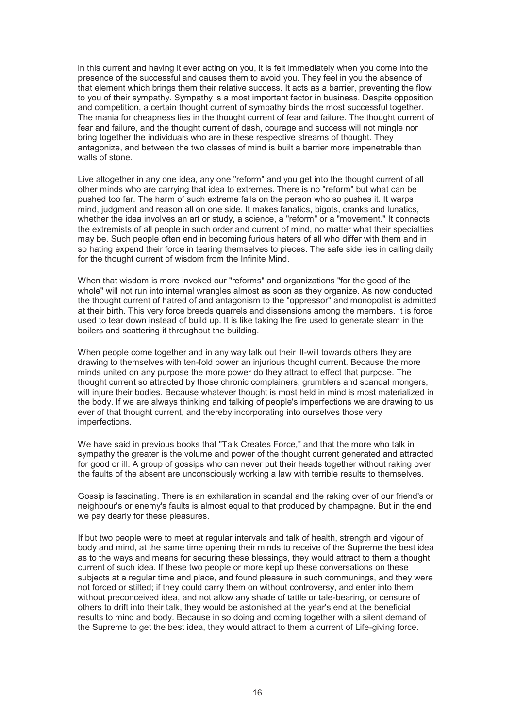in this current and having it ever acting on you, it is felt immediately when you come into the presence of the successful and causes them to avoid you. They feel in you the absence of that element which brings them their relative success. It acts as a barrier, preventing the flow to you of their sympathy. Sympathy is a most important factor in business. Despite opposition and competition, a certain thought current of sympathy binds the most successful together. The mania for cheapness lies in the thought current of fear and failure. The thought current of fear and failure, and the thought current of dash, courage and success will not mingle nor bring together the individuals who are in these respective streams of thought. They antagonize, and between the two classes of mind is built a barrier more impenetrable than walls of stone.

Live altogether in any one idea, any one "reform" and you get into the thought current of all other minds who are carrying that idea to extremes. There is no "reform" but what can be pushed too far. The harm of such extreme falls on the person who so pushes it. It warps mind, judgment and reason all on one stide. It makes fanatics, bigots, cranks and lunatics, whether the idea involves an art or study, a science, a "reform" or a "movement." It connects the extremists of all people in such order and current of mind, no matter what their specialties may be. Such people often end in becoming furious haters of all who differ with them and in so hating expend their force in tearing themselves to pieces. The safe side lies in calling daily for the thought current of wisdom from the Infinite Mind.

When that wisdom is more invoked our "reforms" and organizations "for the good of the whole" will not run into internal wrangles almost as soon as they organize. As now conducted the thought current of hatred of and antagonism to the "oppressor" and monopolist is admitted at their birth. This very force breeds quarrels and dissensions among the members. It is force used to tear down instead of build up. It is like taking the fire used to generate steam in the boilers and scattering it throughout the building.

When people come together and in any way talk out their ill-will towards others they are drawing to themselves with ten-fold power an injurious thought current. Because the more minds united on any purpose the more power do they attract to effect that purpose. The thought current so attracted by those chronic complainers, grumblers and scandal mongers, will injure their bodies. Because whatever thought is most held in mind is most materialized in the body. If we are always thinking and talking of people's imperfections we are drawing to us ever of that thought current, and thereby incorporating into ourselves those very imperfections.

We have said in previous books that "Talk Creates Force," and that the more who talk in sympathy the greater is the volume and power of the thought current generated and attracted for good or ill. A group of gossips who can never put their heads together without raking over the faults of the absent are unconsciously working a law with terrible results to themselves.

Gossip is fascinating. There is an exhilaration in scandal and the raking over of our friend's or neighbour's or enemy's faults is almost equal to that produced by champagne. But in the end we pay dearly for these pleasures.

If but two people were to meet at regular intervals and talk of health, strength and vigour of body and mind, at the same time opening their minds to receive of the Supreme the best idea as to the ways and means for securing these blessings, they would attract to them a thought current of such idea. If these two people or more kept up these conversations on these subjects at a regular time and place, and found pleasure in such communings, and they were not forced or stilted; if they could carry them on without controversy, and enter into them without preconceived idea, and not allow any shade of tattle or tale-bearing, or censure of others to drift into their talk, they would be astonished at the year's end at the beneficial results to mind and body. Because in so doing and coming together with a silent demand of the Supreme to get the best idea, they would attract to them a current of Life-giving force.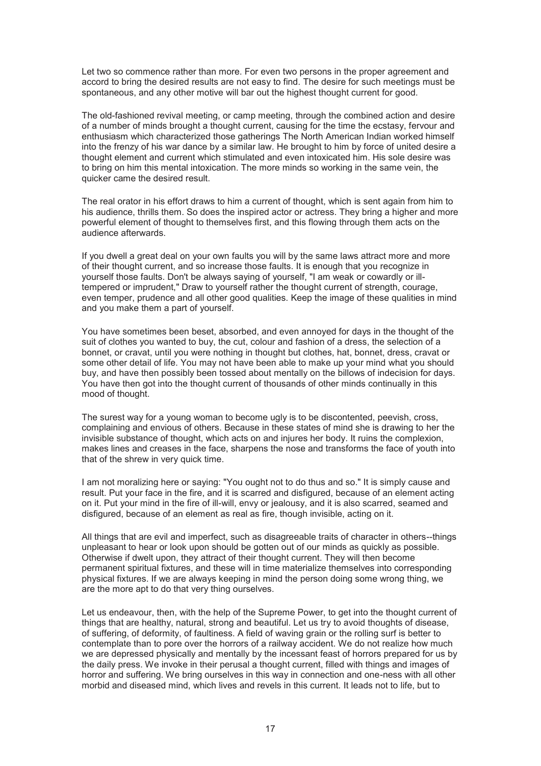Let two so commence rather than more. For even two persons in the proper agreement and accord to bring the desired results are not easy to find. The desire for such meetings must be spontaneous, and any other motive will bar out the highest thought current for good.

The old-fashioned revival meeting, or camp meeting, through the combined action and desire of a number of minds brought a thought current, causing for the time the ecstasy, fervour and enthusiasm which characterized those gatherings The North American Indian worked himself into the frenzy of his war dance by a similar law. He brought to him by force of united desire a thought element and current which stimulated and even intoxicated him. His sole desire was to bring on him this mental intoxication. The more minds so working in the same vein, the quicker came the desired result.

The real orator in his effort draws to him a current of thought, which is sent again from him to his audience, thrills them. So does the inspired actor or actress. They bring a higher and more powerful element of thought to themselves first, and this flowing through them acts on the audience afterwards.

If you dwell a great deal on your own faults you will by the same laws attract more and more of their thought current, and so increase those faults. It is enough that you recognize in yourself those faults. Don't be always saying of yourself, "I am weak or cowardly or ill-tempered or imprudent," Draw to yourself rather the thought current of strength, courage, even temper, prudence and all other good qualities. Keep the image of these qualities in mind and you make them a part of yourself.

You have sometimes been beset, absorbed, and even annoyed for days in the thought of the suit of clothes you wanted to buy, the cut, colour and fashion of a dress, the selection of a bonnet, or cravat, until you were nothing in thought but clothes, hat, bonnet, dress, cravat or some other detail of life. You may not have been able to make up your mind what you should buy, and have then possibly been tossed about mentally on the billows of indecision for days. You have then got into the thought current of thousands of other minds continually in this mood of thought.

The surest way for a young woman to become ugly is to be discontented, peevish, cross, complaining and envious of others. Because in these states of mind she is drawing to her the invisible substance of thought, which acts on and injures her body. It ruins the complexion, makes lines and creases in the face, sharpens the nose and transforms the face of youth into that of the shrew in very quick time.

I am not moralizing here or saying: "You ought not to do thus and so." It is simply cause and result. Put your face in the fire, and it is scarred and disfigured, because of an element acting on it. Put your mind in the fire of ill-will, envy or jealousy, and it is also scarred, seamed and disfigured, because of an element as real as fire, though invisible, acting on it.

All things that are evil and imperfect, such as disagreeable traits of character in others--things unpleasant to hear or look upon should be gotten out of our minds as quickly as possible. Otherwise if dwelt upon, they attract of their thought current. They will then become permanent spiritual fixtures, and these will in time materialize themselves into corresponding physical fixtures. If we are always keeping in mind the person doing some wrong thing, we are the more apt to do that very thing ourselves.

Let us endeavour, then, with the help of the Supreme Power, to get into the thought current of things that are healthy, natural, strong and beautiful. Let us try to avoid thoughts of disease, of suffering, of deformity, of faultiness. A field of waving grain or the rolling surf is better to contemplate than to pore over the horrors of a railway accident. We do not realize how much we are depressed physically and mentally by the incessant feast of horrors prepared for us by the daily press. We invoke in their perusal a thought current, filled with things and images of horror and suffering. We bring ourselves in this way in connection and one-ness with all other morbid and diseased mind, which lives and revels in this current. It leads not to life, but to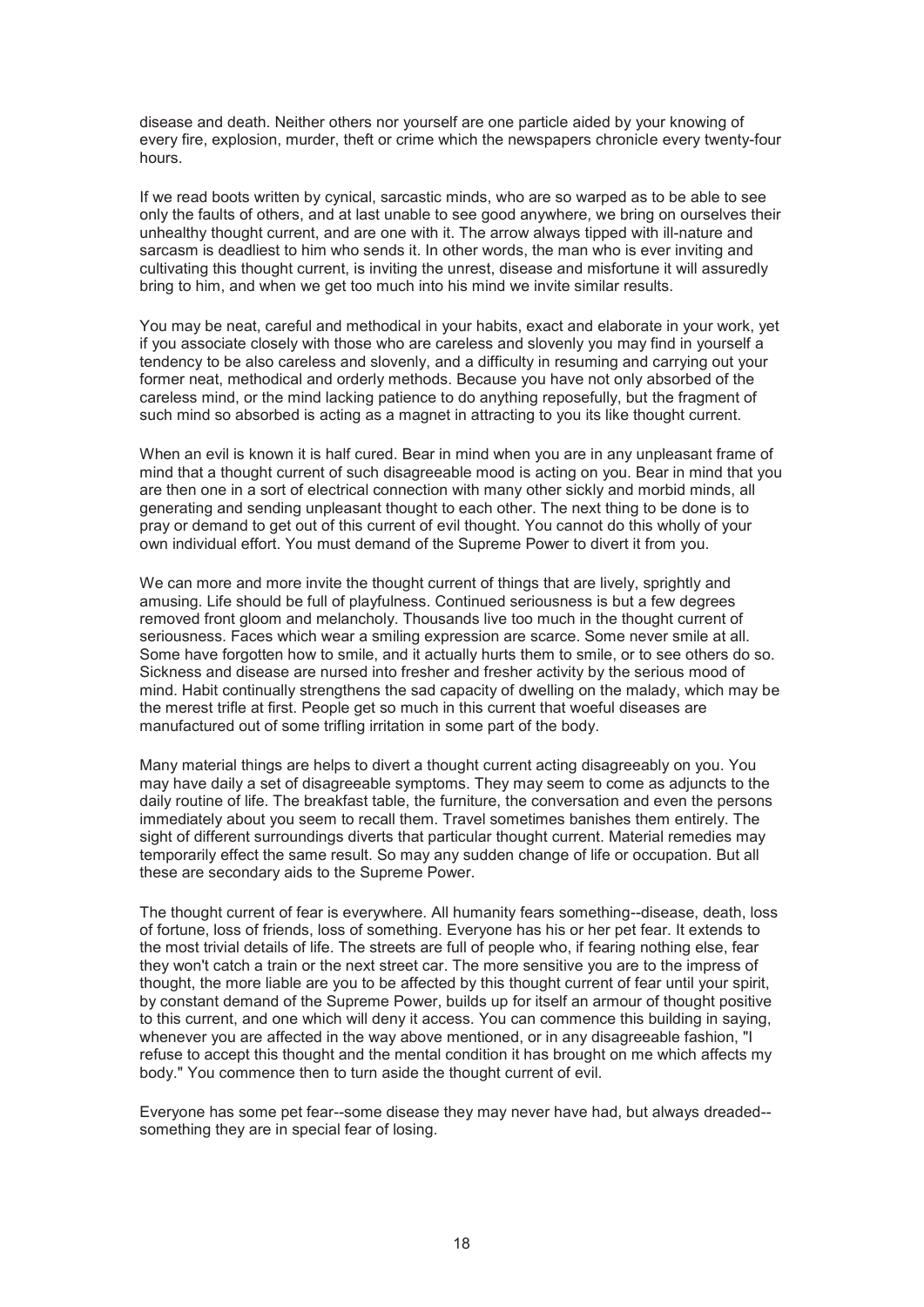disease and death. Neither others nor yourself are one particle aided by your knowing of every fire, explosion, murder, theft or crime which the newspapers chronicle every twenty-four hours.

If we read boots written by cynical, sarcastic minds, who are so warped as to be able to see only the faults of others, and at last unable to see good anywhere, we bring on ourselves their unhealthy thought current, and are one with it. The arrow always tipped with ill-nature and sarcasm is deadliest to him who sends it. In other words, the man who is ever inviting and cultivating this thought current, is inviting the unrest, disease and misfortune it will assuredly bring to him, and when we get too much into his mind we invite similar results.

You may be neat, careful and methodical in your habits, exact and elaborate in your work, yet if you associate closely with those who are careless and slovenly you may find in yourself a tendency to be also careless and slovenly, and a difficulty in resuming and carrying out your former neat, methodical and orderly methods. Because you have not only absorbed of the careless mind, or the mind lacking patience to do anything reposefully, but the fragment of such mind so absorbed is acting as a magnet in attracting to you its like thought current.

When an evil is known it is half cured. Bear in mind when you are in any unpleasant frame of mind that a thought current of such disagreeable mood is acting on you. Bear in mind that you are then one in a sort of electrical connection with many other sickly and morbid minds, all generating and sending unpleasant thought to each other. The next thing to be done is to pray or demand to get out of this current of evil thought. You cannot do this wholly of your own individual effort. You must demand of the Supreme Power to divert it from you.

We can more and more invite the thought current of things that are lively, sprightly and amusing. Life should be full of playfulness. Continued seriousness is but a few degrees removed front gloom and melancholy. Thousands live too much in the thought current of seriousness. Faces which wear a smiling expression are scarce. Some never smile at all. Some have forgotten how to smile, and it actually hurts them to smile, or to see others do so. Sickness and disease are nursed into fresher and fresher activity by the serious mood of mind. Habit continually strengthens the sad capacity of dwelling on the malady, which may be the merest trifle at first. People get so much in this current that woeful diseases are manufactured out of some trifling irritation in some part of the body.

Many material things are helps to divert a thought current acting disagreeably on you. You may have daily a set of disagreeable symptoms. They may seem to come as adjuncts to the daily routine of life. The breakfast table, the furniture, the conversation and even the persons immediately about you seem to recall them. Travel sometimes banishes them entirely. The sight of different surroundings diverts that particular thought current. Material remedies may temporarily effect the same result. So may any sudden change of life or occupation. But all these are secondary aids to the Supreme Power.

The thought current of fear is everywhere. All humanity fears something--disease, death, loss of fortune, loss of friends, loss of something. Everyone has his or her pet fear. It extends to the most trivial details of life. The streets are full of people who, if fearing nothing else, fear they won't catch a train or the next street car. The more sensitive you are to the impress of thought, the more liable are you to be affected by this thought current of fear until your spirit, by constant demand of the Supreme Power, builds up for itself an armour of thought positive to this current, and one which will deny it access. You can commence this building in saying, whenever you are affected in the way above mentioned, or in any disagreeable fashion, "I refuse to accept this thought and the mental condition it has brought on me which affects my body." You commence then to turn aside the thought current of evil.

Everyone has some pet fear--some disease they may never have had, but always dreaded--something they are in special fear of losing.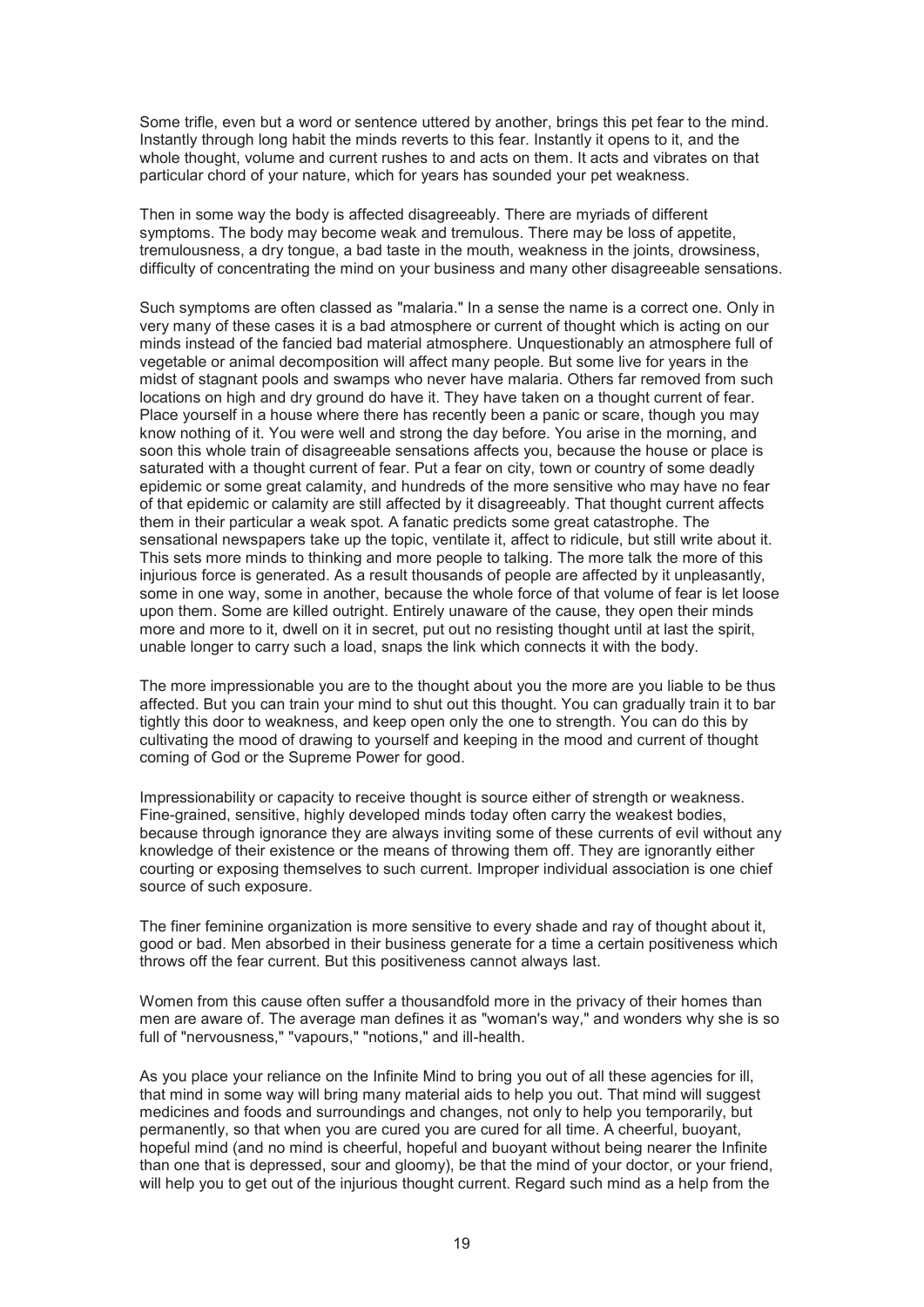Some trifle, even but a word or sentence uttered by another, brings this pet fear to the mind. Instantly through long habit the minds reverts to this fear. Instantly it opens to it, and the whole thought, volume and current rushes to and acts on them. It acts and vibrates on that particular chord of your nature, which for years has sounded your pet weakness.

Then in some way the body is affected disagreeably. There are myriads of different symptoms. The body may become weak and tremulous. There may be loss of appetite, tremulousness, a dry tongue, a bad taste in the mouth, weakness in the joints, drowsiness, difficulty of concentrating the mind on your business and many other disagreeable sensations.

Such symptoms are often classed as "malaria." In a sense the name is a correct one. Only in very many of these cases it is a bad atmosphere or current of thought which is acting on our minds instead of the fancied bad material atmosphere. Unquestionably an atmosphere full of vegetable or animal decomposition will affect many people. But some live for years in the midst of stagnant pools and swamps who never have malaria. Others far removed from such locations on high and dry ground do have it. They have taken on a thought current of fear. Place yourself in a house where there has recently been a panic or scare, though you may know nothing of it. You were well and strong the day before. You arise in the morning, and soon this whole train of disagreeable sensations affects you, because the house or place is saturated with a thought current of fear. Put a fear on city, town or country of some deadly epidemic or some great calamity, and hundreds of the more sensitive who may have no fear of that epidemic or calamity are still affected by it disagreeably. That thought current affects them in their particular a weak spot. A fanatic predicts some great catastrophe. The sensational newspapers take up the topic, ventilate it, affect to ridicule, but still write about it. This sets more minds to thinking and more people to talking. The more talk the more of this injurious force is generated. As a result thousands of people are affected by it unpleasantly, some in one way, some in another, because the whole force of that volume of fear is let loose upon them. Some are killed outright. Entirely unaware of the cause, they open their minds more and more to it, dwell on it in secret, put out no resisting thought until at last the spirit, unable longer to carry such a load, snaps the link which connects it with the body.

The more impressionable you are to the thought about you the more are you liable to be thus affected. But you can train your mind to shut out this thought. You can gradually train it to bar tightly this door to weakness, and keep open only the one to strength. You can do this by cultivating the mood of drawing to yourself and keeping in the mood and current of thought coming of God or the Supreme Power for good.

Impressionability or capacity to receive thought is source either of strength or weakness. Fine-grained, sensitive, highly developed minds today often carry the weakest bodies, because through ignorance they are always inviting some of these currents of evil without any knowledge of their existence or the means of throwing them off. They are ignorantly either courting or exposing themselves to such current. Improper individual association is one chief source of such exposure.

The finer feminine organization is more sensitive to every shade and ray of thought about it, good or bad. Men absorbed in their business generate for a time a certain positiveness which throws off the fear current. But this positiveness cannot always last.

Women from this cause often suffer a thousandfold more in the privacy of their homes than men are aware of. The average man defines it as "woman's way," and wonders why she is so full of "nervousness," "vapours," "notions," and ill-health.

As you place your reliance on the Infinite Mind to bring you out of all these agencies for ill, that mind in some way will bring many material aids to help you out. That mind will suggest medicines and foods and surroundings and changes, not only to help you temporarily, but permanently, so that when you are cured you are cured for all time. A cheerful, buoyant, hopeful mind (and no mind is cheerful, hopeful and buoyant without being nearer the Infinite than one that is depressed, sour and gloomy), be that the mind of your doctor, or your friend, will help you to get out of the injurious thought current. Regard such mind as a help from the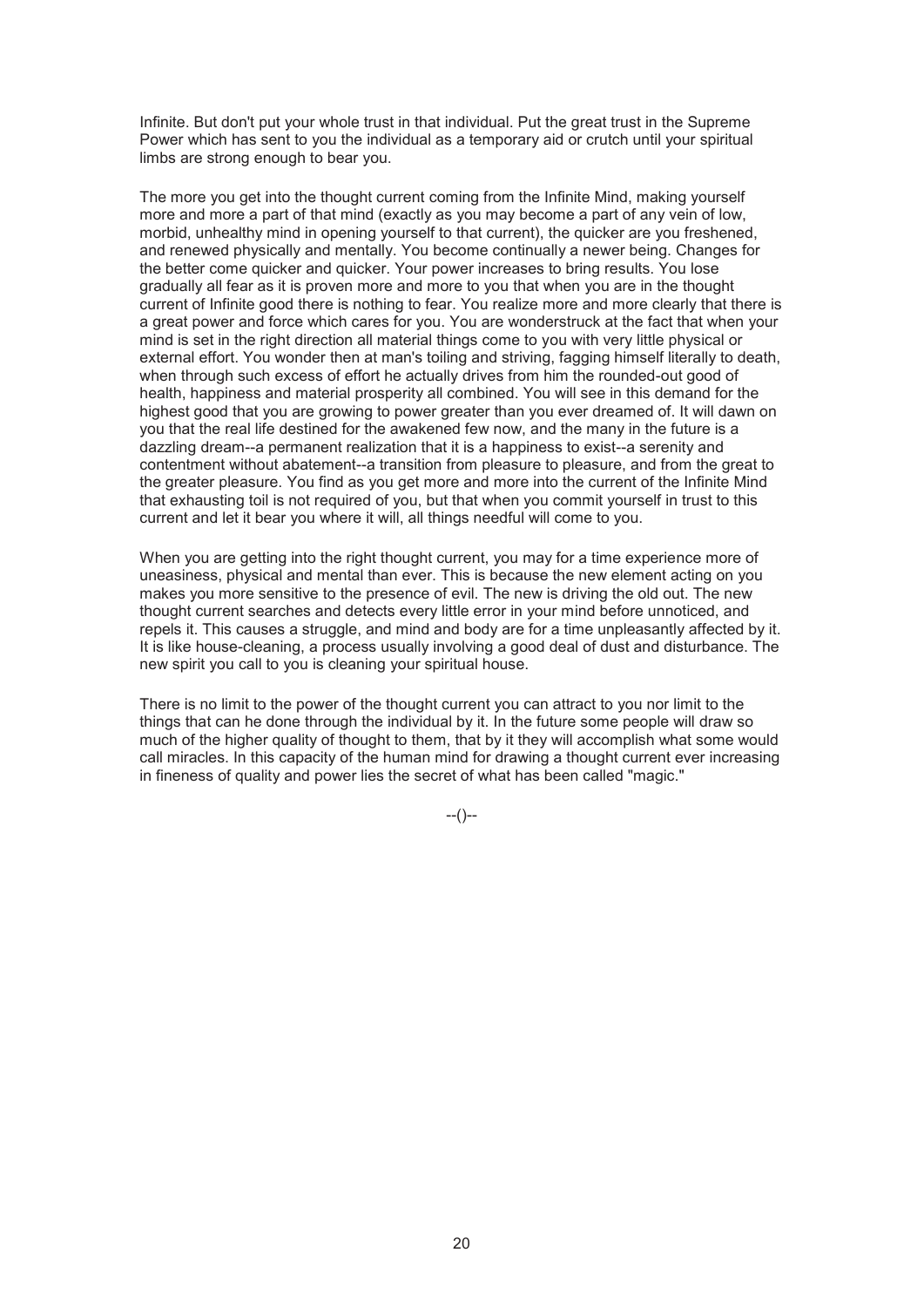Infinite. But don't put your whole trust in that individual. Put the great trust in the Supreme Power which has sent to you the individual as a temporary aid or crutch until your spiritual limbs are strong enough to bear you.

The more you get into the thought current coming from the Infinite Mind, making yourself more and more a part of that mind (exactly as you may become a part of any vein of low, morbid, unhealthy mind in opening yourself to that current), the quicker are you freshened, and renewed physically and mentally. You become continually a newer being. Changes for the better come quicker and quicker. Your power increases to bring results. You lose gradually all fear as it is proven more and more to you that when you are in the thought current of Infinite good there is nothing to fear. You realize more and more clearly that there is a great power and force which cares for you. You are wonderstruck at the fact that when your mind is set in the right direction all material things come to you with very little physical or external effort. You wonder then at man's toiling and striving, fagging himself literally to death, when through such excess of effort he actually drives from him the rounded-out good of health, happiness and material prosperity all combined. You will see in this demand for the highest good that you are growing to power greater than you ever dreamed of. It will dawn on you that the real life destined for the awakened few now, and the many in the future is a dazzling dream--a permanent realization that it is a happiness to exist--a serenity and contentment without abatement--a transition from pleasure to pleasure, and from the great to the greater pleasure. You find as you get more and more into the current of the Infinite Mind that exhausting toil is not required of you, but that when you commit yourself in trust to this current and let it bear you where it will, all things needful will come to you.

When you are getting into the right thought current, you may for a time experience more of uneasiness, physical and mental than ever. This is because the new element acting on you makes you more sensitive to the presence of evil. The new is driving the old out. The new thought current searches and detects every little error in your mind before unnoticed, and repels it. This causes a struggle, and mind and body are for a time unpleasantly affected by it. It is like house-cleaning, a process usually involving a good deal of dust and disturbance. The new spirit you call to you is cleaning your spiritual house.

There is no limit to the power of the thought current you can attract to you nor limit to the things that can he done through the individual by it. In the future some people will draw so much of the higher quality of thought to them, that by it they will accomplish what some would call miracles. In this capacity of the human mind for drawing a thought current ever increasing in fineness of quality and power lies the secret of what has been called "magic."

--()--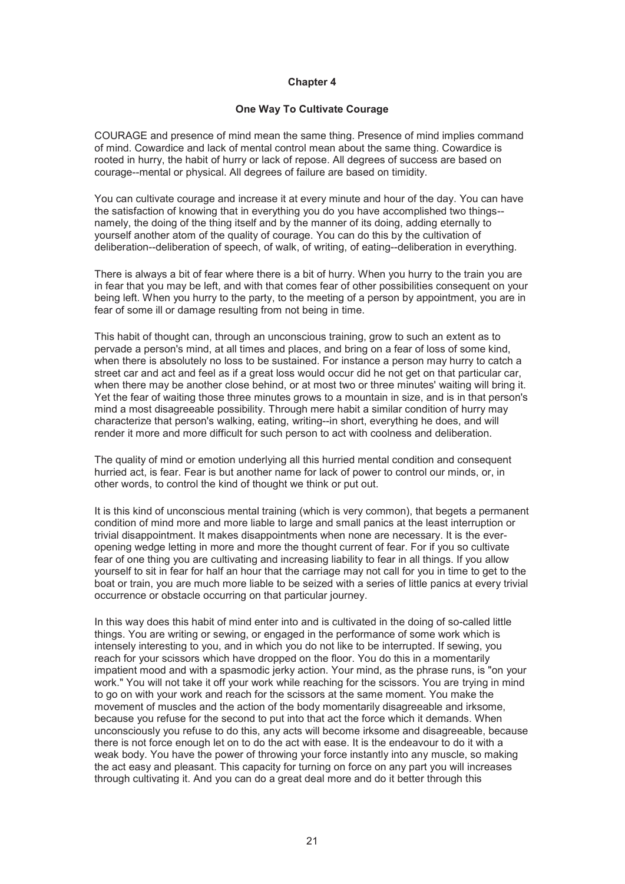## Chapter 4

### One Way To Cultivate Courage

COURAGE and presence of mind mean the same thing. Presence of mind implies command of mind. Cowardice and lack of mental control mean about the same thing. Cowardice is rooted in hurry, the habit of hurry or lack of repose. All degrees of success are based on courage--mental or physical. All degrees of failure are based on timidity.

You can cultivate courage and increase it at every minute and hour of the day. You can have the satisfaction of knowing that in everything you do you have accomplished two things--namely, the doing of the thing itself and by the manner of its doing, adding eternally to yourself another atom of the quality of courage. You can do this by the cultivation of deliberation--deliberation of speech, of walk, of writing, of eating--deliberation in everything.

There is always a bit of fear where there is a bit of hurry. When you hurry to the train you are in fear that you may be left, and with that comes fear of other possibilities consequent on your being left. When you hurry to the party, to the meeting of a person by appointment, you are in fear of some ill or damage resulting from not being in time.

This habit of thought can, through an unconscious training, grow to such an extent as to pervade a person's mind, at all times and places, and bring on a fear of loss of some kind, when there is absolutely no loss to be sustained. For instance a person may hurry to catch a street car and act and feel as if a great loss would occur did he not get on that particular car, when there may be another close behind, or at most two or three minutes' waiting will bring it. Yet the fear of waiting those three minutes grows to a mountain in size, and is in that person's mind a most disagreeable possibility. Through mere habit a similar condition of hurry may characterize that person's walking, eating, writing--in short, everything he does, and will render it more and more difficult for such person to act with coolness and deliberation.

The quality of mind or emotion underlying all this hurried mental condition and consequent hurried act, is fear. Fear is but another name for lack of power to control our minds, or, in other words, to control the kind of thought we think or put out.

It is this kind of unconscious mental training (which is very common), that begets a permanent condition of mind more and more liable to large and small panics at the least interruption or trivial disappointment. It makes disappointments when none are necessary. It is the ever-opening wedge letting in more and more the thought current of fear. For if you so cultivate fear of one thing you are cultivating and increasing liability to fear in all things. If you allow yourself to sit in fear for half an hour that the carriage may not call for you in time to get to the boat or train, you are much more liable to be seized with a series of little panics at every trivial occurrence or obstacle occurring on that particular journey.

In this way does this habit of mind enter into and is cultivated in the doing of so-called little things. You are writing or sewing, or engaged in the performance of some work which is intensely interesting to you, and in which you do not like to be interrupted. If sewing, you reach for your scissors which have dropped on the floor. You do this in a momentarily impatient mood and with a spasmodic jerky action. Your mind, as the phrase runs, is "on your work." You will not take it off your work while reaching for the scissors. You are trying in mind to go on with your work and reach for the scissors at the same moment. You make the movement of muscles and the action of the body momentarily disagreeable and irksome, because you refuse for the second to put into that act the force which it demands. When unconsciously you refuse to do this, any acts will become irksome and disagreeable, because there is not force enough let on to do the act with ease. It is the endeavour to do it with a weak body. You have the power of throwing your force instantly into any muscle, so making the act easy and pleasant. This capacity for turning on force on any part you will increases through cultivating it. And you can do a great deal more and do it better through this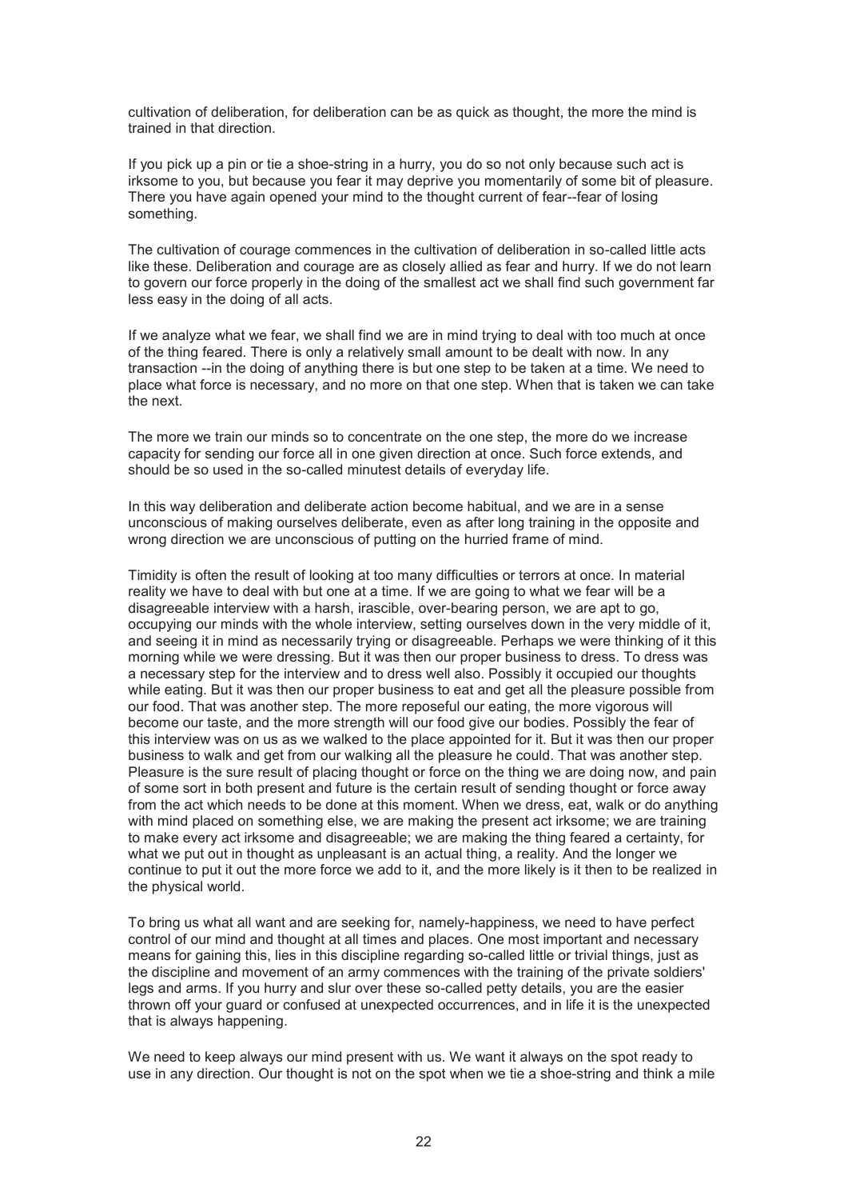cultivation of deliberation, for deliberation can be as quick as thought, the more the mind is trained in that direction.

If you pick up a pin or tie a shoe-string in a hurry, you do so not only because such act is irksome to you, but because you fear it may deprive you momentarily of some bit of pleasure. There you have again opened your mind to the thought current of fear--fear of losing something.

The cultivation of courage commences in the cultivation of deliberation in so-called little acts like these. Deliberation and courage are as closely allied as fear and hurry. If we do not learn to govern our force properly in the doing of the smallest act we shall find such government far less easy in the doing of all acts.

If we analyze what we fear, we shall find we are in mind trying to deal with too much at once of the thing feared. There is only a relatively small amount to be dealt with now. In any transaction --in the doing of anything there is but one step to be taken at a time. We need to place what force is necessary, and no more on that one step. When that is taken we can take the next.

The more we train our minds so to concentrate on the one step, the more do we increase capacity for sending our force all in one given direction at once. Such force extends, and should be so used in the so-called minutest details of everyday life.

In this way deliberation and deliberate action become habitual, and we are in a sense unconscious of making ourselves deliberate, even as after long training in the opposite and wrong direction we are unconscious of putting on the hurried frame of mind.

Timidity is often the result of looking at too many difficulties or terrors at once. In material reality we have to deal with but one at a time. If we are going to what we fear will be a disagreeable interview with a harsh, irascible, over-bearing person, we are apt to go, occupying our minds with the whole interview, setting ourselves down in the very middle of it, and seeing it in mind as necessarily trying or disagreeable. Perhaps we were thinking of it this morning while we were dressing. But it was then our proper business to dress. To dress was a necessary step for the interview and to dress well also. Possibly it occupied our thoughts while eating. But it was then our proper business to eat and get all the pleasure possible from our food. That was another step. The more reposeful our eating, the more vigorous will become our taste, and the more strength will our food give our bodies. Possibly the fear of this interview was on us as we walked to the place appointed for it. But it was then our proper business to walk and get from our walking all the pleasure he could. That was another step. Pleasure is the sure result of placing thought or force on the thing we are doing now, and pain of some sort in both present and future is the certain result of sending thought or force away from the act which needs to be done at this moment. When we dress, eat, walk or do anything with mind placed on something else, we are making the present act irksome; we are training to make every act irksome and disagreeable; we are making the thing feared a certainty, for what we put out in thought as unpleasant is an actual thing, a reality. And the longer we continue to put it out the more force we add to it, and the more likely is it then to be realized in the physical world.

To bring us what all want and are seeking for, namely-happiness, we need to have perfect control of our mind and thought at all times and places. One most important and necessary means for gaining this, lies in this discipline regarding so-called little or trivial things, just as the discipline and movement of an army commences with the training of the private soldiers' legs and arms. If you hurry and slur over these so-called petty details, you are the easier thrown off your guard or confused at unexpected occurrences, and in life it is the unexpected that is always happening.

We need to keep always our mind present with us. We want it always on the spot ready to use in any direction. Our thought is not on the spot when we tie a shoe-string and think a mile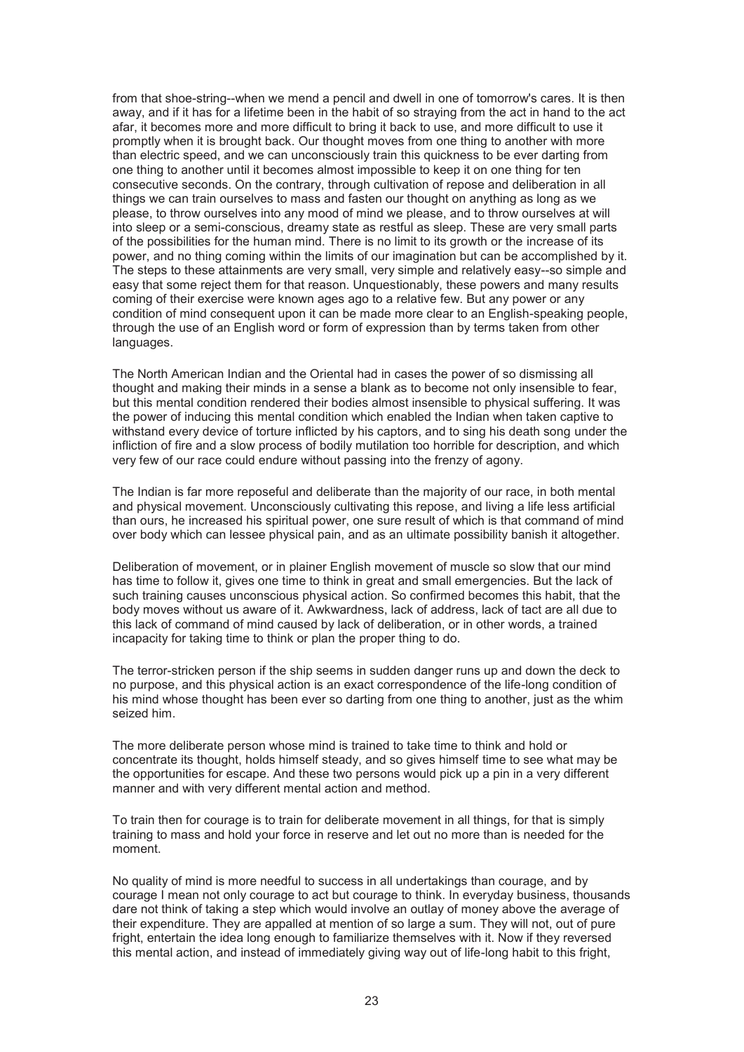from that shoe-string--when we mend a pencil and dwell in one of tomorrow's cares. It is then away, and if it has for a lifetime been in the habit of so straying from the act in hand to the act afar, it becomes more and more difficult to bring it back to use, and more difficult to use it promptly when it is brought back. Our thought moves from one thing to another with more than electric speed, and we can unconsciously train this quickness to be ever darting from one thing to another until it becomes almost impossible to keep it on one thing for ten consecutive seconds. On the contrary, through cultivation of repose and deliberation in all things we can train ourselves to mass and fasten our thought on anything as long as we please, to throw ourselves into any mood of mind we please, and to throw ourselves at will into sleep or a semi-conscious, dreamy state as restful as sleep. These are very small parts of the possibilities for the human mind. There is no limit to its growth or the increase of its power, and no thing coming within the limits of our imagination but can be accomplished by it. The steps to these attainments are very small, very simple and relatively easy--so simple and easy that some reject them for that reason. Unquestionably, these powers and many results coming of their exercise were known ages ago to a relative few. But any power or any condition of mind consequent upon it can be made more clear to an English-speaking people, through the use of an English word or form of expression than by terms taken from other languages.

The North American Indian and the Oriental had in cases the power of so dismissing all thought and making their minds in a sense a blank as to become not only insensible to fear, but this mental condition rendered their bodies almost insensible to physical suffering. It was the power of inducing this mental condition which enabled the Indian when taken captive to withstand every device of torture inflicted by his captors, and to sing his death song under the infliction of fire and a slow process of bodily mutilation too horrible for description, and which very few of our race could endure without passing into the frenzy of agony.

The Indian is far more reposeful and deliberate than the majority of our race, in both mental and physical movement. Unconsciously cultivating this repose, and living a life less artificial than ours, he increased his spiritual power, one sure result of which is that command of mind over body which can lessee physical pain, and as an ultimate possibility banish it altogether.

Deliberation of movement, or in plainer English movement of muscle so slow that our mind has time to follow it, gives one time to think in great and small emergencies. But the lack of such training causes unconscious physical action. So confirmed becomes this habit, that the body moves without us aware of it. Awkwardness, lack of address, lack of tact are all due to this lack of command of mind caused by lack of deliberation, or in other words, a trained incapacity for taking time to think or plan the proper thing to do.

The terror-stricken person if the ship seems in sudden danger runs up and down the deck to no purpose, and this physical action is an exact correspondence of the life-long condition of his mind whose thought has been ever so darting from one thing to another, just as the whim seized him.

The more deliberate person whose mind is trained to take time to think and hold or concentrate its thought, holds himself steady, and so gives himself time to see what may be the opportunities for escape. And these two persons would pick up a pin in a very different manner and with very different mental action and method.

To train then for courage is to train for deliberate movement in all things, for that is simply training to mass and hold your force in reserve and let out no more than is needed for the moment.

No quality of mind is more needful to success in all undertakings than courage, and by courage I mean not only courage to act but courage to think. In everyday business, thousands dare not think of taking a step which would involve an outlay of money above the average of their expenditure. They are appalled at mention of so large a sum. They will not, out of pure fright, entertain the idea long enough to familiarize themselves with it. Now if they reversed this mental action, and instead of immediately giving way out of life-long habit to this fright,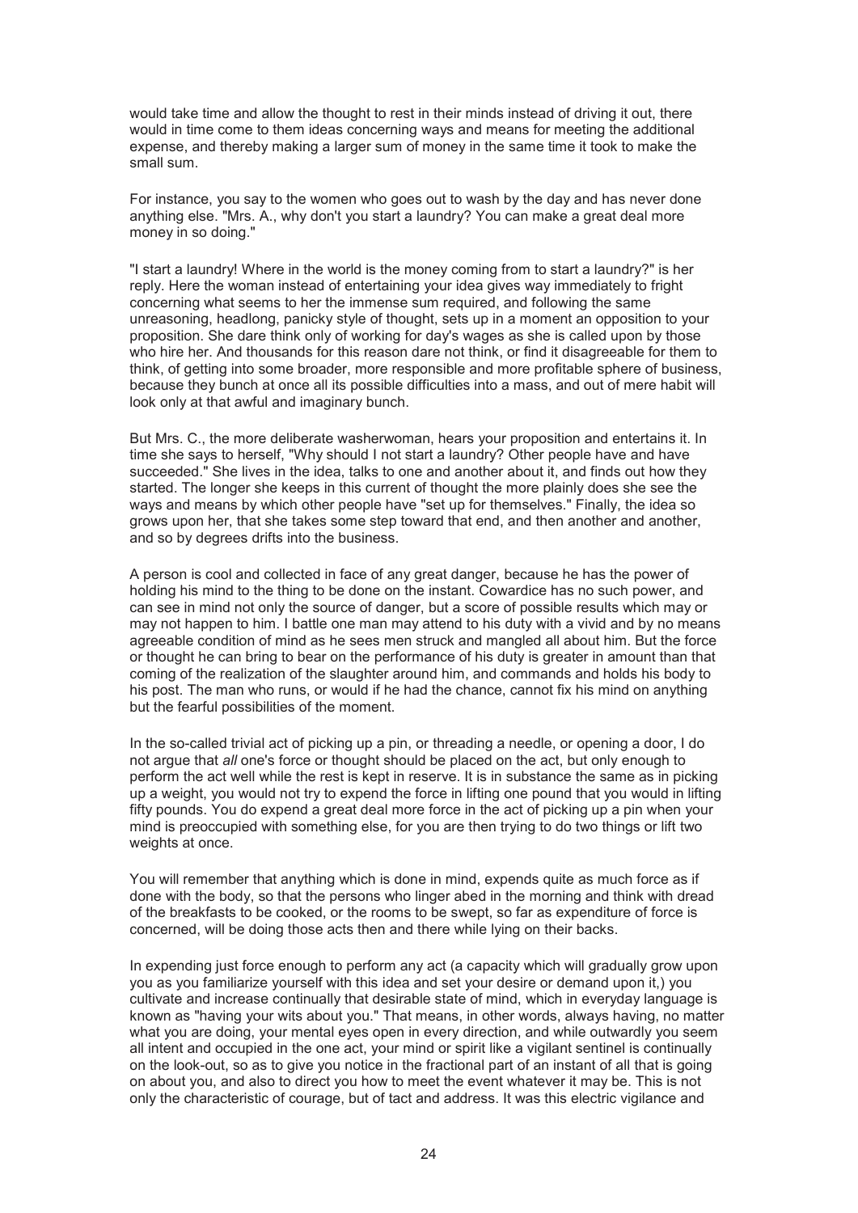would take time and allow the thought to rest in their minds instead of driving it out, there would in time come to them ideas concerning ways and means for meeting the additional expense, and thereby making a larger sum of money in the same time it took to make the small sum.

For instance, you say to the women who goes out to wash by the day and has never done anything else. "Mrs. A., why don't you start a laundry? You can make a great deal more money in so doing."

"I start a laundry! Where in the world is the money coming from to start a laundry?" is her reply. Here the woman instead of entertaining your idea gives way immediately to fright concerning what seems to her the immense sum required, and following the same unreasoning, headlong, panicky style of thought, sets up in a moment an opposition to your proposition. She dare think only of working for day's wages as she is called upon by those who hire her. And thousands for this reason dare not think, or find it disagreeable for them to think, of getting into some broader, more responsible and more profitable sphere of business, because they bunch at once all its possible difficulties into a mass, and out of mere habit will look only at that awful and imaginary bunch.

But Mrs. C., the more deliberate washerwoman, hears your proposition and entertains it. In time she says to herself, "Why should I not start a laundry? Other people have and have succeeded." She lives in the idea, talks to one and another about it, and finds out how they started. The longer she keeps in this current of thought the more plainly does she see the ways and means by which other people have "set up for themselves." Finally, the idea so grows upon her, that she takes some step toward that end, and then another and another, and so by degrees drifts into the business.

A person is cool and collected in face of any great danger, because he has the power of holding his mind to the thing to be done on the instant. Cowardice has no such power, and can see in mind not only the source of danger, but a score of possible results which may or may not happen to him. I battle one man may attend to his duty with a vivid and by no means agreeable condition of mind as he sees men struck and mangled all about him. But the force or thought he can bring to bear on the performance of his duty is greater in amount than that coming of the realization of the slaughter around him, and commands and holds his body to his post. The man who runs, or would if he had the chance, cannot fix his mind on anything but the fearful possibilities of the moment.

In the so-called trivial act of picking up a pin, or threading a needle, or opening a door, I do not argue that *all* one's force or thought should be placed on the act, but only enough to perform the act well while the rest is kept in reserve. It is in substance the same as in picking up a weight, you would not try to expend the force in lifting one pound that you would in lifting fifty pounds. You do expend a great deal more force in the act of picking up a pin when your mind is preoccupied with something else, for you are then trying to do two things or lift two weights at once.

You will remember that anything which is done in mind, expends quite as much force as if done with the body, so that the persons who linger abed in the morning and think with dread of the breakfasts to be cooked, or the rooms to be swept, so far as expenditure of force is concerned, will be doing those acts then and there while lying on their backs.

In expending just force enough to perform any act (a capacity which will gradually grow upon you as you familiarize yourself with this idea and set your desire or demand upon it,) you cultivate and increase continually that desirable state of mind, which in everyday language is known as "having your wits about you." That means, in other words, always having, no matter what you are doing, your mental eyes open in every direction, and while outwardly you seem all intent and occupied in the one act, your mind or spirit like a vigilant sentinel is continually on the look-out, so as to give you notice in the fractional part of an instant of all that is going on about you, and also to direct you how to meet the event whatever it may be. This is not only the characteristic of courage, but of tact and address. It was this electric vigilance and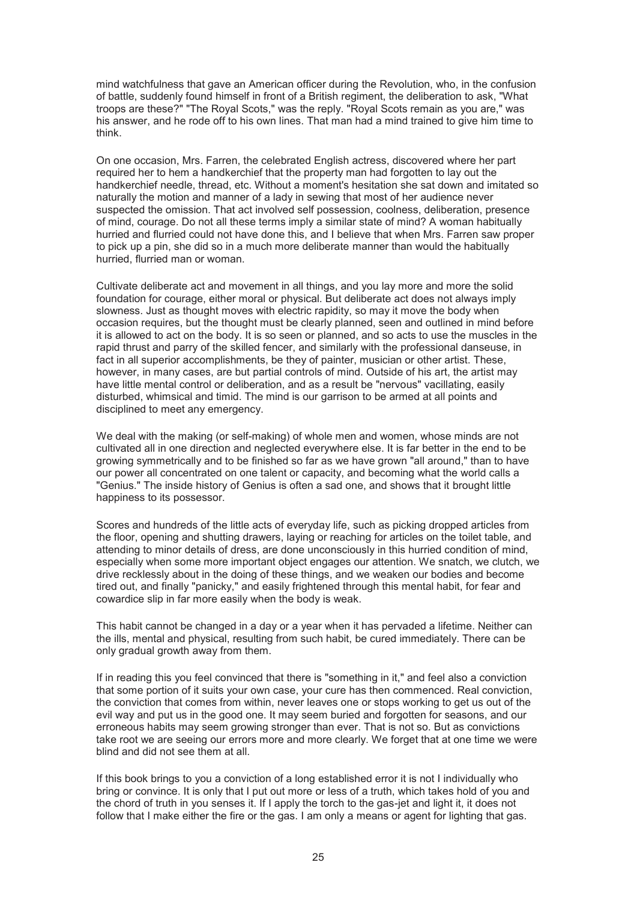mind watchfulness that gave an American officer during the Revolution, who, in the confusion of battle, suddenly found himself in front of a British regiment, the deliberation to ask, "What troops are these?" "The Royal Scots," was the reply. "Royal Scots remain as you are," was his answer, and he rode off to his own lines. That man had a mind trained to give him time to think.

On one occasion, Mrs. Farren, the celebrated English actress, discovered where her part required her to hem a handkerchief that the property man had forgotten to lay out the handkerchief needle, thread, etc. Without a moment's hesitation she sat down and imitated so naturally the motion and manner of a lady in sewing that most of her audience never suspected the omission. That act involved self possession, coolness, deliberation, presence of mind, courage. Do not all these terms imply a similar state of mind? A woman habitually hurried and flurried could not have done this, and I believe that when Mrs. Farren saw proper to pick up a pin, she did so in a much more deliberate manner than would the habitually hurried, flurried man or woman.

Cultivate deliberate act and movement in all things, and you lay more and more the solid foundation for courage, either moral or physical. But deliberate act does not always imply slowness. Just as thought moves with electric rapidity, so may it move the body when occasion requires, but the thought must be clearly planned, seen and outlined in mind before it is allowed to act on the body. It is so seen or planned, and so acts to use the muscles in the rapid thrust and parry of the skilled fencer, and similarly with the professional danseuse, in fact in all superior accomplishments, be they of painter, musician or other artist. These, however, in many cases, are but partial controls of mind. Outside of his art, the artist may have little mental control or deliberation, and as a result be "nervous" vacillating, easily disturbed, whimsical and timid. The mind is our garrison to be armed at all points and disciplined to meet any emergency.

We deal with the making (or self-making) of whole men and women, whose minds are not cultivated all in one direction and neglected everywhere else. It is far better in the end to be growing symmetrically and to be finished so far as we have grown "all around," than to have our power all concentrated on one talent or capacity, and becoming what the world calls a "Genius." The inside history of Genius is often a sad one, and shows that it brought little happiness to its possessor.

Scores and hundreds of the little acts of everyday life, such as picking dropped articles from the floor, opening and shutting drawers, laying or reaching for articles on the toilet table, and attending to minor details of dress, are done unconsciously in this hurried condition of mind, especially when some more important object engages our attention. We snatch, we clutch, we drive recklessly about in the doing of these things, and we weaken our bodies and become tired out, and finally "panicky," and easily frightened through this mental habit, for fear and cowardice slip in far more easily when the body is weak.

This habit cannot be changed in a day or a year when it has pervaded a lifetime. Neither can the ills, mental and physical, resulting from such habit, be cured immediately. There can be only gradual growth away from them.

If in reading this you feel convinced that there is "something in it," and feel also a conviction that some portion of it suits your own case, your cure has then commenced. Real conviction, the conviction that comes from within, never leaves one or stops working to get us out of the evil way and put us in the good one. It may seem buried and forgotten for seasons, and our erroneous habits may seem growing stronger than ever. That is not so. But as convictions take root we are seeing our errors more and more clearly. We forget that at one time we were blind and did not see them at all.

If this book brings to you a conviction of a long established error it is not I individually who bring or convince. It is only that I put out more or less of a truth, which takes hold of you and the chord of truth in you senses it. If I apply the torch to the gas-jet and light it, it does not follow that I make either the fire or the gas. I am only a means or agent for lighting that gas.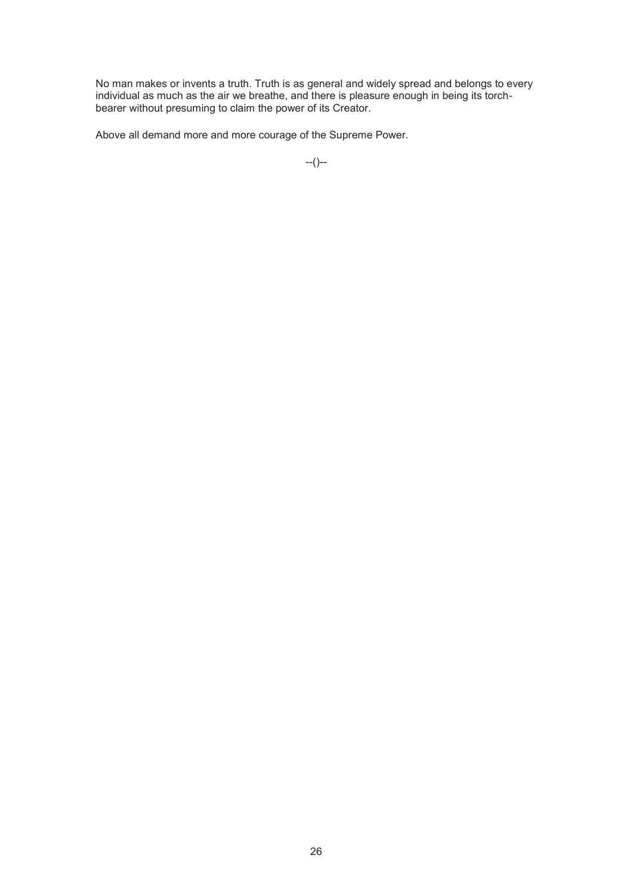No man makes or invents a truth. Truth is as general and widely spread and belongs to every individual as much as the air we breathe, and there is pleasure enough in being its torch-bearer without presuming to claim the power of its Creator.

Above all demand more and more courage of the Supreme Power.

--()--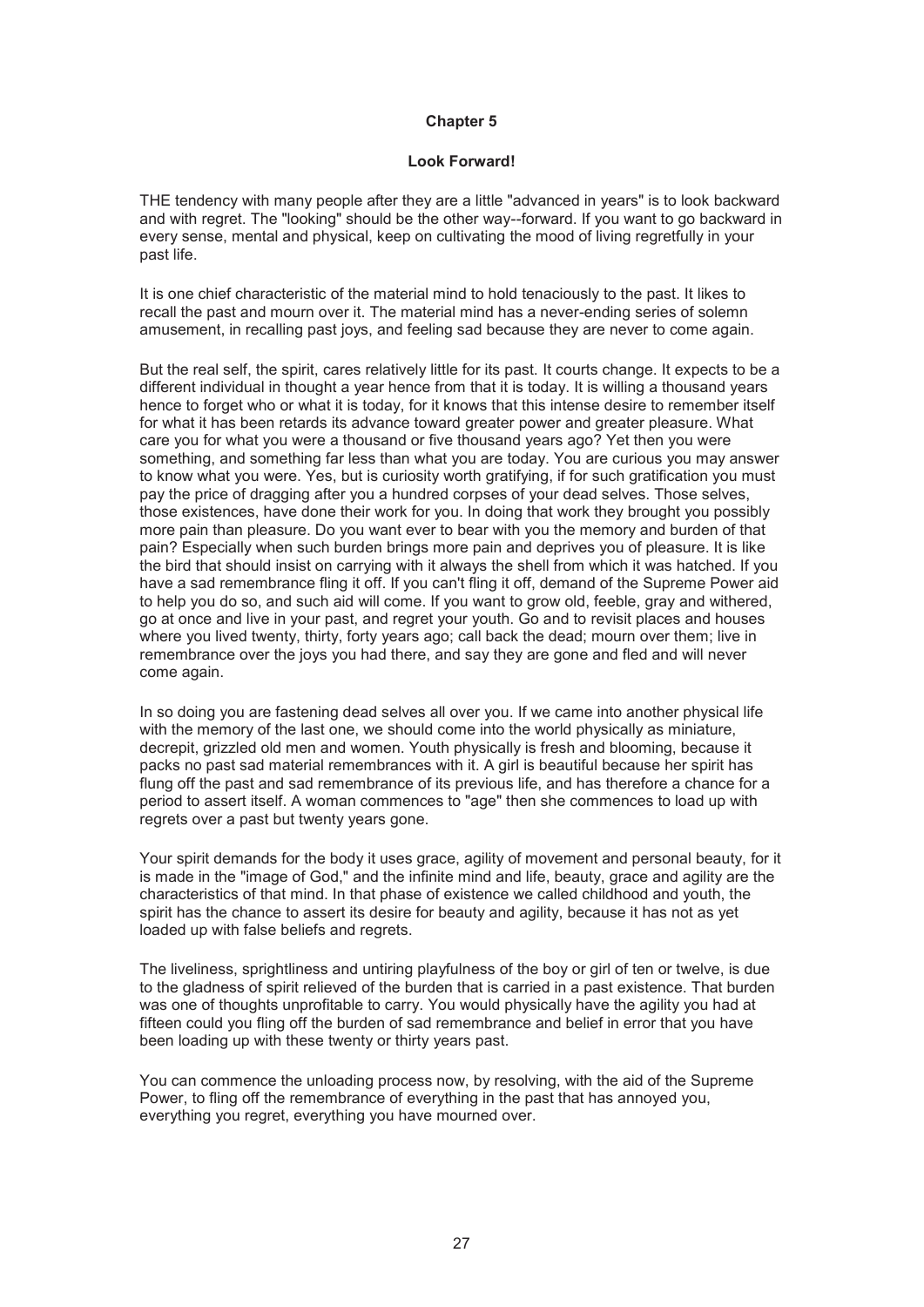## Chapter 5

### Look Forward!

THE tendency with many people after they are a little "advanced in years" is to look backward and with regret. The "looking" should be the other way--forward. If you want to go backward in every sense, mental and physical, keep on cultivating the mood of living regretfully in your past life.

It is one chief characteristic of the material mind to hold tenaciously to the past. It likes to recall the past and mourn over it. The material mind has a never-ending series of solemn amusement, in recalling past joys, and feeling sad because they are never to come again.

But the real self, the spirit, cares relatively little for its past. It courts change. It expects to be a different individual in thought a year hence from that it is today. It is willing a thousand years hence to forget who or what it is today, for it knows that this intense desire to remember itself for what it has been retards its advance toward greater power and greater pleasure. What care you for what you were a thousand or five thousand years ago? Yet then you were something, and something far less than what you are today. You are curious you may answer to know what you were. Yes, but is curiosity worth gratifying, if for such gratification you must pay the price of dragging after you a hundred corpses of your dead selves. Those selves, those existences, have done their work for you. In doing that work they brought you possibly more pain than pleasure. Do you want ever to bear with you the memory and burden of that pain? Especially when such burden brings more pain and deprives you of pleasure. It is like the bird that should insist on carrying with it always the shell from which it was hatched. If you have a sad remembrance fling it off. If you can't fling it off, demand of the Supreme Power aid to help you do so, and such aid will come. If you want to grow old, feeble, gray and withered, go at once and live in your past, and regret your youth. Go and to revisit places and houses where you lived twenty, thirty, forty years ago; call back the dead; mourn over them; live in remembrance over the joys you had there, and say they are gone and fled and will never come again.

In so doing you are fastening dead selves all over you. If we came into another physical life with the memory of the last one, we should come into the world physically as miniature, decrepit, grizzled old men and women. Youth physically is fresh and blooming, because it packs no past sad material remembrances with it. A girl is beautiful because her spirit has flung off the past and sad remembrance of its previous life, and has therefore a chance for a period to assert itself. A woman commences to "age" then she commences to load up with regrets over a past but twenty years gone.

Your spirit demands for the body it uses grace, agility of movement and personal beauty, for it is made in the "image of God," and the infinite mind and life, beauty, grace and agility are the characteristics of that mind. In that phase of existence we called childhood and youth, the spirit has the chance to assert its desire for beauty and agility, because it has not as yet loaded up with false beliefs and regrets.

The liveliness, sprightliness and untiring playfulness of the boy or girl of ten or twelve, is due to the gladness of spirit relieved of the burden that is carried in a past existence. That burden was one of thoughts unprofitable to carry. You would physically have the agility you had at fifteen could you fling off the burden of sad remembrance and belief in error that you have been loading up with these twenty or thirty years past.

You can commence the unloading process now, by resolving, with the aid of the Supreme Power, to fling off the remembrance of everything in the past that has annoyed you, everything you regret, everything you have mourned over.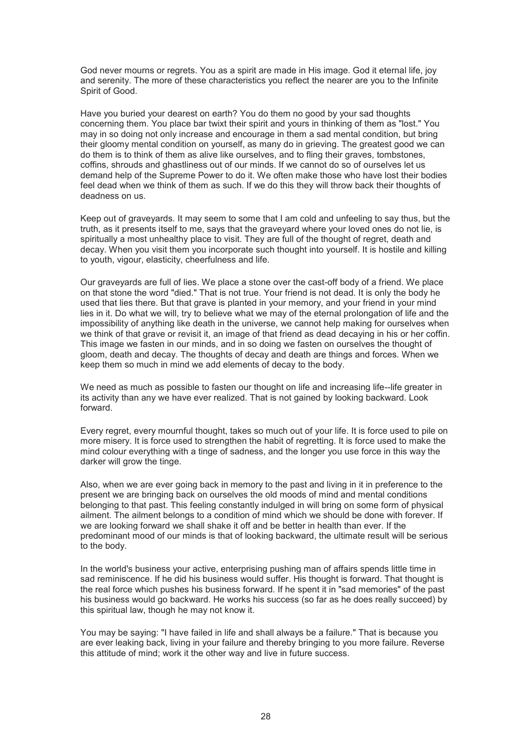God never mourns or regrets. You as a spirit are made in His image. God it eternal life, joy and serenity. The more of these characteristics you reflect the nearer are you to the Infinite Spirit of Good.

Have you buried your dearest on earth? You do them no good by your sad thoughts concerning them. You place bar twixt their spirit and yours in thinking of them as "lost." You may in so doing not only increase and encourage in them a sad mental condition, but bring their gloomy mental condition on yourself, as many do in grieving. The greatest good we can do them is to think of them as alive like ourselves, and to fling their graves, tombstones, coffins, shrouds and ghastliness out of our minds. If we cannot do so of ourselves let us demand help of the Supreme Power to do it. We often make those who have lost their bodies feel dead when we think of them as such. If we do this they will throw back their thoughts of deadness on us.

Keep out of graveyards. It may seem to some that I am cold and unfeeling to say thus, but the truth, as it presents itself to me, says that the graveyard where your loved ones do not lie, is spiritually a most unhealthy place to visit. They are full of the thought of regret, death and decay. When you visit them you incorporate such thought into yourself. It is hostile and killing to youth, vigour, elasticity, cheerfulness and life.

Our graveyards are full of lies. We place a stone over the cast-off body of a friend. We place on that stone the word "died." That is not true. Your friend is not dead. It is only the body he used that lies there. But that grave is planted in your memory, and your friend in your mind lies in it. Do what we will, try to believe what we may of the eternal prolongation of life and the impossibility of anything like death in the universe, we cannot help making for ourselves when we think of that grave or revisit it, an image of that friend as dead decaying in his or her coffin. This image we fasten in our minds, and in so doing we fasten on ourselves the thought of gloom, death and decay. The thoughts of decay and death are things and forces. When we keep them so much in mind we add elements of decay to the body.

We need as much as possible to fasten our thought on life and increasing life--life greater in its activity than any we have ever realized. That is not gained by looking backward. Look forward.

Every regret, every mournful thought, takes so much out of your life. It is force used to pile on more misery. It is force used to strengthen the habit of regretting. It is force used to make the mind colour everything with a tinge of sadness, and the longer you use force in this way the darker will grow the tinge.

Also, when we are ever going back in memory to the past and living in it in preference to the present we are bringing back on ourselves the old moods of mind and mental conditions belonging to that past. This feeling constantly indulged in will bring on some form of physical ailment. The ailment belongs to a condition of mind which we should be done with forever. If we are looking forward we shall shake it off and be better in health than ever. If the predominant mood of our minds is that of looking backward, the ultimate result will be serious to the body.

In the world's business your active, enterprising pushing man of affairs spends little time in sad reminiscence. If he did his business would suffer. His thought is forward. That thought is the real force which pushes his business forward. If he spent it in "sad memories" of the past his business would go backward. He works his success (so far as he does really succeed) by this spiritual law, though he may not know it.

You may be saying: "I have failed in life and shall always be a failure." That is because you are ever leaking back, living in your failure and thereby bringing to you more failure. Reverse this attitude of mind; work it the other way and live in future success.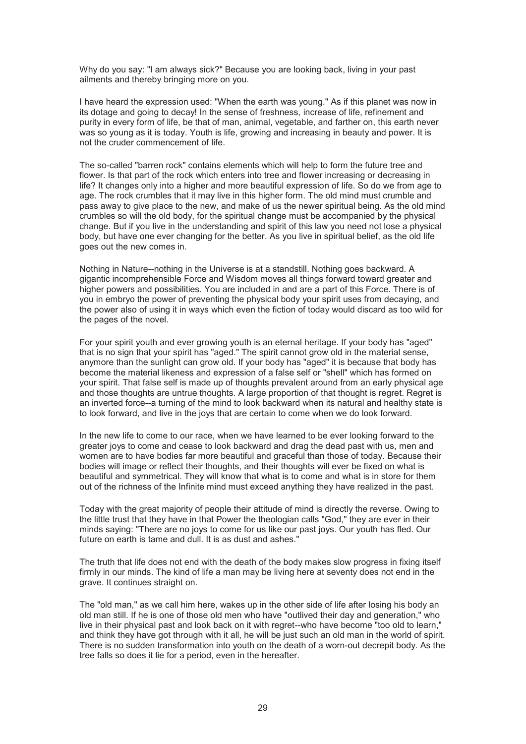Why do you say: "I am always sick?" Because you are looking back, living in your past ailments and thereby bringing more on you.

I have heard the expression used: "When the earth was young." As if this planet was now in its dotage and going to decay! In the sense of freshness, increase of life, refinement and purity in every form of life, be that of man, animal, vegetable, and farther on, this earth never was so young as it is today. Youth is life, growing and increasing in beauty and power. It is not the cruder commencement of life.

The so-called "barren rock" contains elements which will help to form the future tree and flower. Is that part of the rock which enters into tree and flower increasing or decreasing in life? It changes only into a higher and more beautiful expression of life. So do we from age to age. The rock crumbles that it may live in this higher form. The old mind must crumble and pass away to give place to the new, and make of us the newer spiritual being. As the old mind crumbles so will the old body, for the spiritual change must be accompanied by the physical change. But if you live in the understanding and spirit of this law you need not lose a physical body, but have one ever changing for the better. As you live in spiritual belief, as the old life goes out the new comes in.

Nothing in Nature--nothing in the Universe is at a standstill. Nothing goes backward. A gigantic incomprehensible Force and Wisdom moves all things forward toward greater and higher powers and possibilities. You are included in and are a part of this Force. There is of you in embryo the power of preventing the physical body your spirit uses from decaying, and the power also of using it in ways which even the fiction of today would discard as too wild for the pages of the novel.

For your spirit youth and ever growing youth is an eternal heritage. If your body has "aged" that is no sign that your spirit has "aged." The spirit cannot grow old in the material sense, anymore than the sunlight can grow old. If your body has "aged" it is because that body has become the material likeness and expression of a false self or "shell" which has formed on your spirit. That false self is made up of thoughts prevalent around from an early physical age and those thoughts are untrue thoughts. A large proportion of that thought is regret. Regret is an inverted force--a turning of the mind to look backward when its natural and healthy state is to look forward, and live in the joys that are certain to come when we do look forward.

In the new life to come to our race, when we have learned to be ever looking forward to the greater joys to come and cease to look backward and drag the dead past with us, men and women are to have bodies far more beautiful and graceful than those of today. Because their bodies will image or reflect their thoughts, and their thoughts will ever be fixed on what is beautiful and symmetrical. They will know that what is to come and what is in store for them out of the richness of the Infinite mind must exceed anything they have realized in the past.

Today with the great majority of people their attitude of mind is directly the reverse. Owing to the little trust that they have in that Power the theologian calls "God," they are ever in their minds saying: "There are no joys to come for us like our past joys. Our youth has fled. Our future on earth is tame and dull. It is as dust and ashes."

The truth that life does not end with the death of the body makes slow progress in fixing itself firmly in our minds. The kind of life a man may be living here at seventy does not end in the grave. It continues straight on.

The "old man," as we call him here, wakes up in the other side of life after losing his body an old man still. If he is one of those old men who have "outlived their day and generation," who live in their physical past and look back on it with regret--who have become "too old to learn," and think they have got through with it all, he will be just such an old man in the world of spirit. There is no sudden transformation into youth on the death of a worn-out decrepit body. As the tree falls so does it lie for a period, even in the hereafter.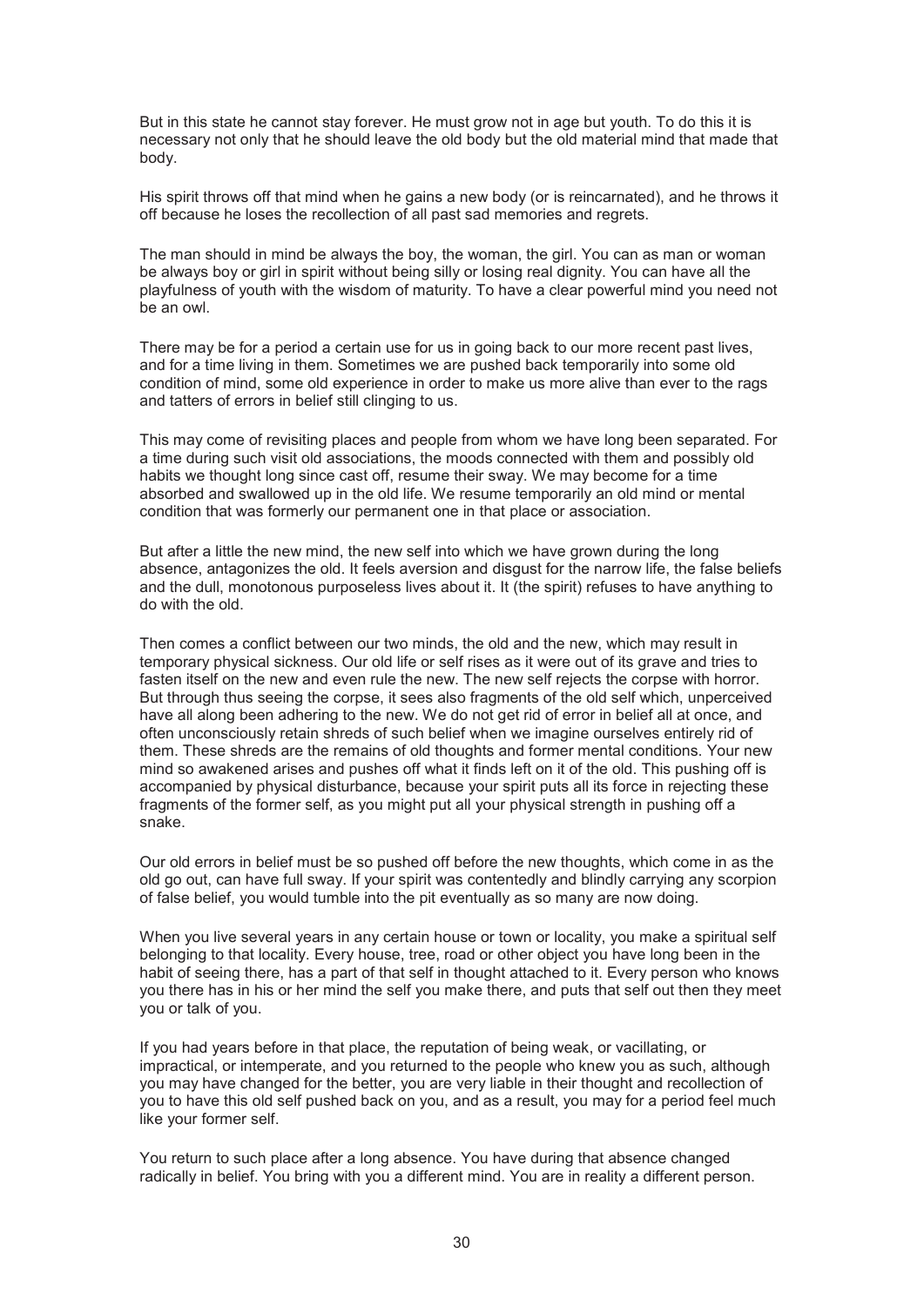But in this state he cannot stay forever. He must grow not in age but youth. To do this it is necessary not only that he should leave the old body but the old material mind that made that body.

His spirit throws off that mind when he gains a new body (or is reincarnated), and he throws it off because he loses the recollection of all past sad memories and regrets.

The man should in mind be always the boy, the woman, the girl. You can as man or woman be always boy or girl in spirit without being silly or losing real dignity. You can have all the playfulness of youth with the wisdom of maturity. To have a clear powerful mind you need not be an owl.

There may be for a period a certain use for us in going back to our more recent past lives, and for a time living in them. Sometimes we are pushed back temporarily into some old condition of mind, some old experience in order to make us more alive than ever to the rags and tatters of errors in belief still clinging to us.

This may come of revisiting places and people from whom we have long been separated. For a time during such visit old associations, the moods connected with them and possibly old habits we thought long since cast off, resume their sway. We may become for a time absorbed and swallowed up in the old life. We resume temporarily an old mind or mental condition that was formerly our permanent one in that place or association.

But after a little the new mind, the new self into which we have grown during the long absence, antagonizes the old. It feels aversion and disgust for the narrow life, the false beliefs and the dull, monotonous purposeless lives about it. It (the spirit) refuses to have anything to do with the old.

Then comes a conflict between our two minds, the old and the new, which may result in temporary physical sickness. Our old life or self rises as it were out of its grave and tries to fasten itself on the new and even rule the new. The new self rejects the corpse with horror. But through thus seeing the corpse, it sees also fragments of the old self which, unperceived have all along been adhering to the new. We do not get rid of error in belief all at once, and often unconsciously retain shreds of such belief when we imagine ourselves entirely rid of them. These shreds are the remains of old thoughts and former mental conditions. Your new mind so awakened arises and pushes off what it finds left on it of the old. This pushing off is accompanied by physical disturbance, because your spirit puts all its force in rejecting these fragments of the former self, as you might put all your physical strength in pushing off a snake.

Our old errors in belief must be so pushed off before the new thoughts, which come in as the old go out, can have full sway. If your spirit was contentedly and blindly carrying any scorpion of false belief, you would tumble into the pit eventually as so many are now doing.

When you live several years in any certain house or town or locality, you make a spiritual self belonging to that locality. Every house, tree, road or other object you have long been in the habit of seeing there, has a part of that self in thought attached to it. Every person who knows you there has in his or her mind the self you make there, and puts that self out then they meet you or talk of you.

If you had years before in that place, the reputation of being weak, or vacillating, or impractical, or intemperate, and you returned to the people who knew you as such, although you may have changed for the better, you are very liable in their thought and recollection of you to have this old self pushed back on you, and as a result, you may for a period feel much like your former self.

You return to such place after a long absence. You have during that absence changed radically in belief. You bring with you a different mind. You are in reality a different person.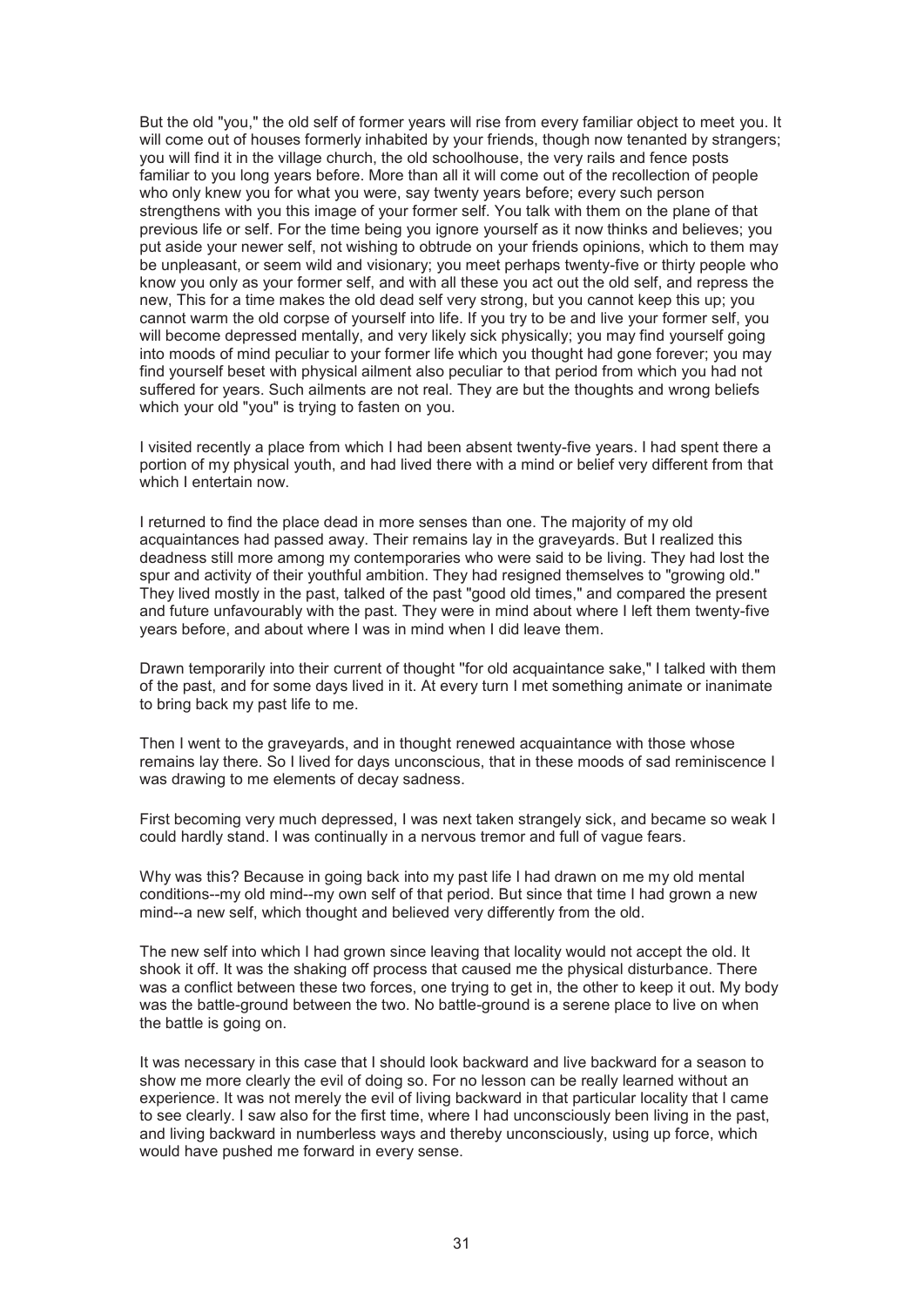But the old "you," the old self of former years will rise from every familiar object to meet you. It will come out of houses formerly inhabited by your friends, though now tenanted by strangers; you will find it in the village church, the old schoolhouse, the very rails and fence posts familiar to you long years before. More than all it will come out of the recollection of people who only knew you for what you were, say twenty years before; every such person strengthens with you this image of your former self. You talk with them on the plane of that previous life or self. For the time being you ignore yourself as it now thinks and believes; you put aside your newer self, not wishing to obtrude on your friends opinions, which to them may be unpleasant, or seem wild and visionary; you meet perhaps twenty-five or thirty people who know you only as your former self, and with all these you act out the old self, and repress the new, This for a time makes the old dead self very strong, but you cannot keep this up; you cannot warm the old corpse of yourself into life. If you try to be and live your former self, you will become depressed mentally, and very likely sick physically; you may find yourself going into moods of mind peculiar to your former life which you thought had gone forever; you may find yourself beset with physical ailment also peculiar to that period from which you had not suffered for years. Such ailments are not real. They are but the thoughts and wrong beliefs which your old "you" is trying to fasten on you.

I visited recently a place from which I had been absent twenty-five years. I had spent there a portion of my physical youth, and had lived there with a mind or belief very different from that which I entertain now.

I returned to find the place dead in more senses than one. The majority of my old acquaintances had passed away. Their remains lay in the graveyards. But I realized this deadness still more among my contemporaries who were said to be living. They had lost the spur and activity of their youthful ambition. They had resigned themselves to "growing old." They lived mostly in the past, talked of the past "good old times," and compared the present and future unfavourably with the past. They were in mind about where I left them twenty-five years before, and about where I was in mind when I did leave them.

Drawn temporarily into their current of thought "for old acquaintance sake," I talked with them of the past, and for some days lived in it. At every turn I met something animate or inanimate to bring back my past life to me.

Then I went to the graveyards, and in thought renewed acquaintance with those whose remains lay there. So I lived for days unconscious, that in these moods of sad reminiscence I was drawing to me elements of decay sadness.

First becoming very much depressed, I was next taken strangely sick, and became so weak I could hardly stand. I was continually in a nervous tremor and full of vague fears.

Why was this? Because in going back into my past life I had drawn on me my old mental conditions--my old mind--my own self of that period. But since that time I had grown a new mind--a new self, which thought and believed very differently from the old.

The new self into which I had grown since leaving that locality would not accept the old. It shook it off. It was the shaking off process that caused me the physical disturbance. There was a conflict between these two forces, one trying to get in, the other to keep it out. My body was the battle-ground between the two. No battle-ground is a serene place to live on when the battle is going on.

It was necessary in this case that I should look backward and live backward for a season to show me more clearly the evil of doing so. For no lesson can be really learned without an experience. It was not merely the evil of living backward in that particular locality that I came to see clearly. I saw also for the first time, where I had unconsciously been living in the past, and living backward in numberless ways and thereby unconsciously, using up force, which would have pushed me forward in every sense.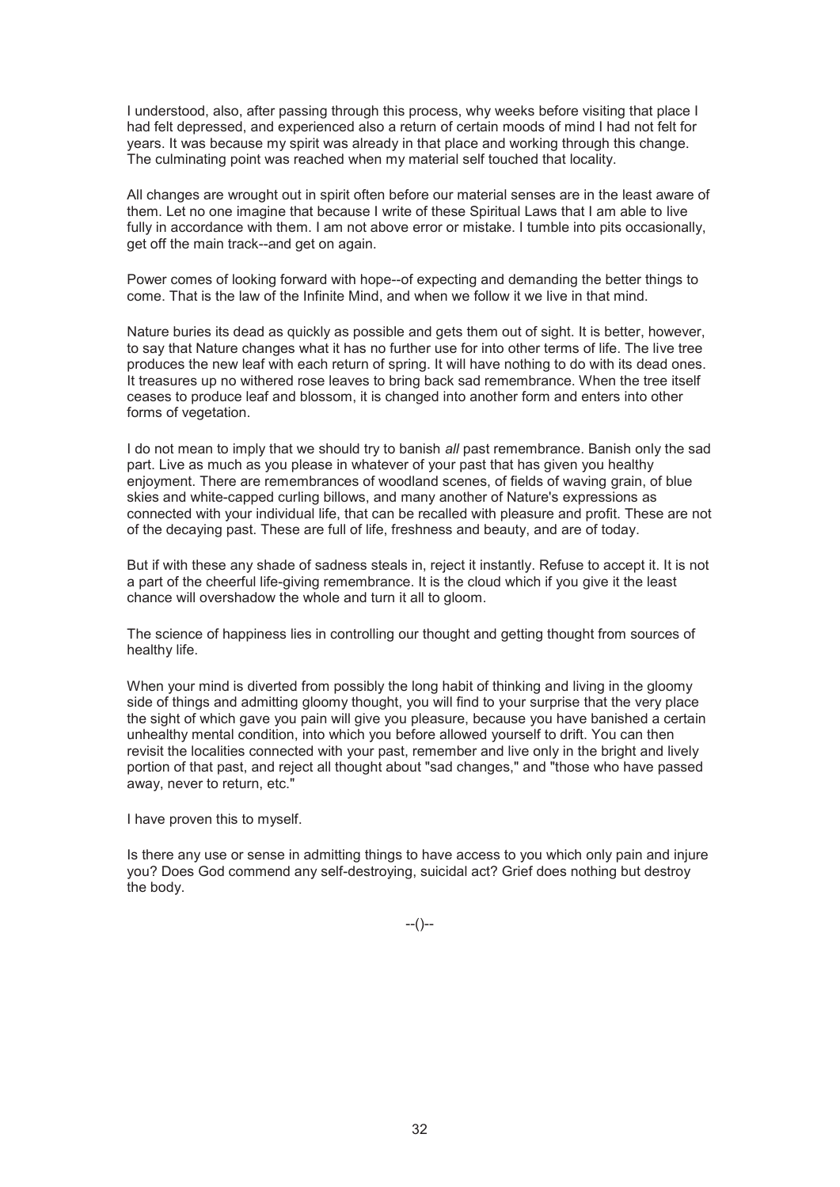I understood, also, after passing through this process, why weeks before visiting that place I had felt depressed, and experienced also a return of certain moods of mind I had not felt for years. It was because my spirit was already in that place and working through this change. The culminating point was reached when my material self touched that locality.

All changes are wrought out in spirit often before our material senses are in the least aware of them. Let no one imagine that because I write of these Spiritual Laws that I am able to live fully in accordance with them. I am not above error or mistake. I tumble into pits occasionally, get off the main track--and get on again.

Power comes of looking forward with hope--of expecting and demanding the better things to come. That is the law of the Infinite Mind, and when we follow it we live in that mind.

Nature buries its dead as quickly as possible and gets them out of sight. It is better, however, to say that Nature changes what it has no further use for into other terms of life. The live tree produces the new leaf with each return of spring. It will have nothing to do with its dead ones. It treasures up no withered rose leaves to bring back sad remembrance. When the tree itself ceases to produce leaf and blossom, it is changed into another form and enters into other forms of vegetation.

I do not mean to imply that we should try to banish *all* past remembrance. Banish only the sad part. Live as much as you please in whatever of your past that has given you healthy enjoyment. There are remembrances of woodland scenes, of fields of waving grain, of blue skies and white-capped curling billows, and many another of Nature's expressions as connected with your individual life, that can be recalled with pleasure and profit. These are not of the decaying past. These are full of life, freshness and beauty, and are of today.

But if with these any shade of sadness steals in, reject it instantly. Refuse to accept it. It is not a part of the cheerful life-giving remembrance. It is the cloud which if you give it the least chance will overshadow the whole and turn it all to gloom.

The science of happiness lies in controlling our thought and getting thought from sources of healthy life.

When your mind is diverted from possibly the long habit of thinking and living in the gloomy side of things and admitting gloomy thought, you will find to your surprise that the very place the sight of which gave you pain will give you pleasure, because you have banished a certain unhealthy mental condition, into which you before allowed yourself to drift. You can then revisit the localities connected with your past, remember and live only in the bright and lively portion of that past, and reject all thought about "sad changes," and "those who have passed away, never to return, etc."

I have proven this to myself.

Is there any use or sense in admitting things to have access to you which only pain and injure you? Does God commend any self-destroying, suicidal act? Grief does nothing but destroy the body.

--()--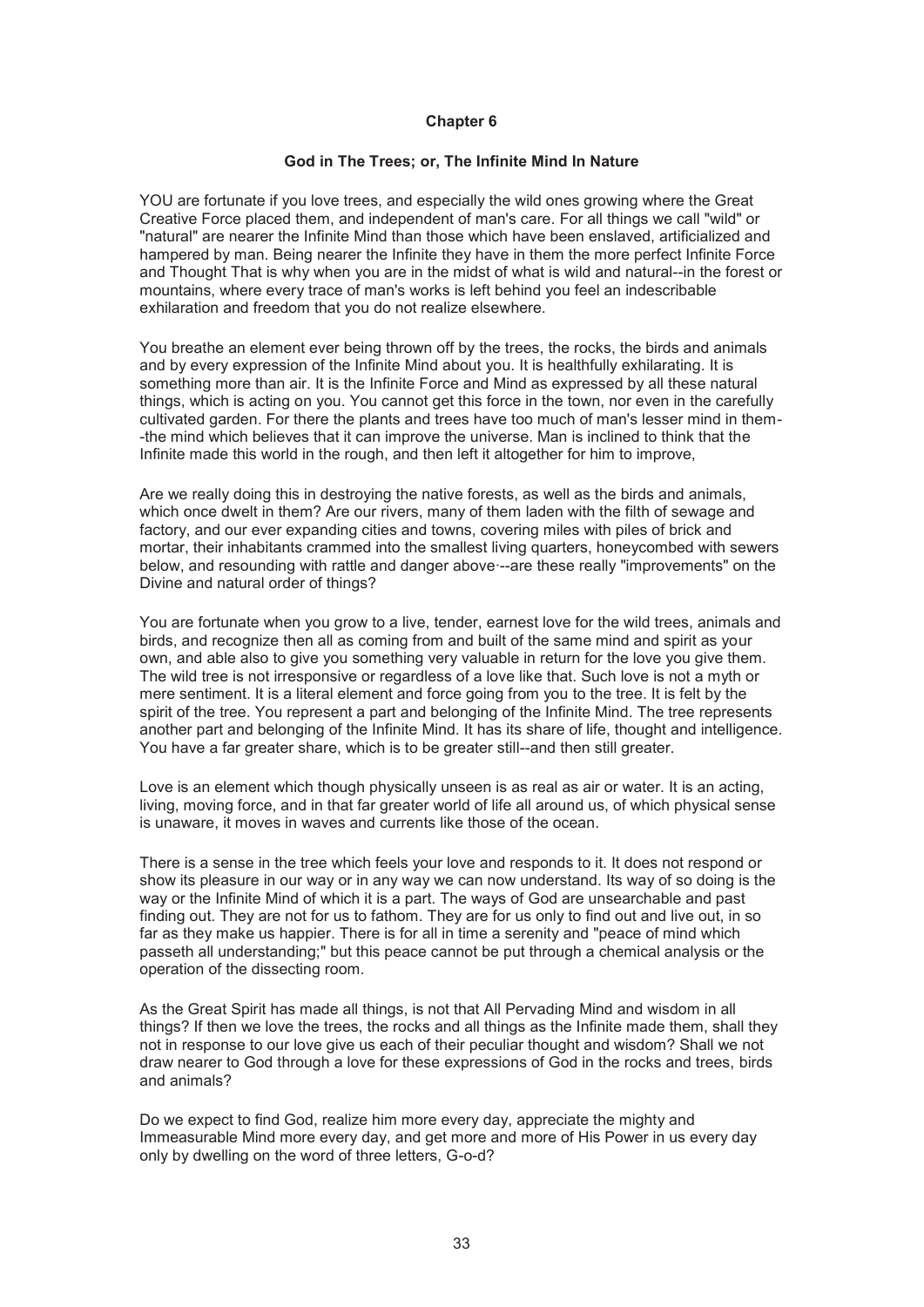# Chapter 6

## God in The Trees; or, The Infinite Mind In Nature

YOU are fortunate if you love trees, and especially the wild ones growing where the Great Creative Force placed them, and independent of man's care. For all things we call "wild" or "natural" are nearer the Infinite Mind than those which have been enslaved, artificialized and hampered by man. Being nearer the Infinite they have in them the more perfect Infinite Force and Thought That is why when you are in the midst of what is wild and natural--in the forest or mountains, where every trace of man's works is left behind you feel an indescribable exhilaration and freedom that you do not realize elsewhere.

You breathe an element ever being thrown off by the trees, the rocks, the birds and animals and by every expression of the Infinite Mind about you. It is healthfully exhilarating. It is something more than air. It is the Infinite Force and Mind as expressed by all these natural things, which is acting on you. You cannot get this force in the town, nor even in the carefully cultivated garden. For there the plants and trees have too much of man's lesser mind in them--the mind which believes that it can improve the universe. Man is inclined to think that the Infinite made this world in the rough, and then left it altogether for him to improve,

Are we really doing this in destroying the native forests, as well as the birds and animals, which once dwelt in them? Are our rivers, many of them laden with the filth of sewage and factory, and our ever expanding cities and towns, covering miles with piles of brick and mortar, their inhabitants crammed into the smallest living quarters, honeycombed with sewers below, and resounding with rattle and danger above·--are these really "improvements" on the Divine and natural order of things?

You are fortunate when you grow to a live, tender, earnest love for the wild trees, animals and birds, and recognize then all as coming from and built of the same mind and spirit as your own, and able also to give you something very valuable in return for the love you give them. The wild tree is not irresponsive or regardless of a love like that. Such love is not a myth or mere sentiment. It is a literal element and force going from you to the tree. It is felt by the spirit of the tree. You represent a part and belonging of the Infinite Mind. The tree represents another part and belonging of the Infinite Mind. It has its share of life, thought and intelligence. You have a far greater share, which is to be greater still--and then still greater.

Love is an element which though physically unseen is as real as air or water. It is an acting, living, moving force, and in that far greater world of life all around us, of which physical sense is unaware, it moves in waves and currents like those of the ocean.

There is a sense in the tree which feels your love and responds to it. It does not respond or show its pleasure in our way or in any way we can now understand. Its way of so doing is the way or the Infinite Mind of which it is a part. The ways of God are unsearchable and past finding out. They are not for us to fathom. They are for us only to find out and live out, in so far as they make us happier. There is for all in time a serenity and "peace of mind which passeth all understanding;" but this peace cannot be put through a chemical analysis or the operation of the dissecting room.

As the Great Spirit has made all things, is not that All Pervading Mind and wisdom in all things? If then we love the trees, the rocks and all things as the Infinite made them, shall they not in response to our love give us each of their peculiar thought and wisdom? Shall we not draw nearer to God through a love for these expressions of God in the rocks and trees, birds and animals?

Do we expect to find God, realize him more every day, appreciate the mighty and Immeasurable Mind more every day, and get more and more of His Power in us every day only by dwelling on the word of three letters, G-o-d?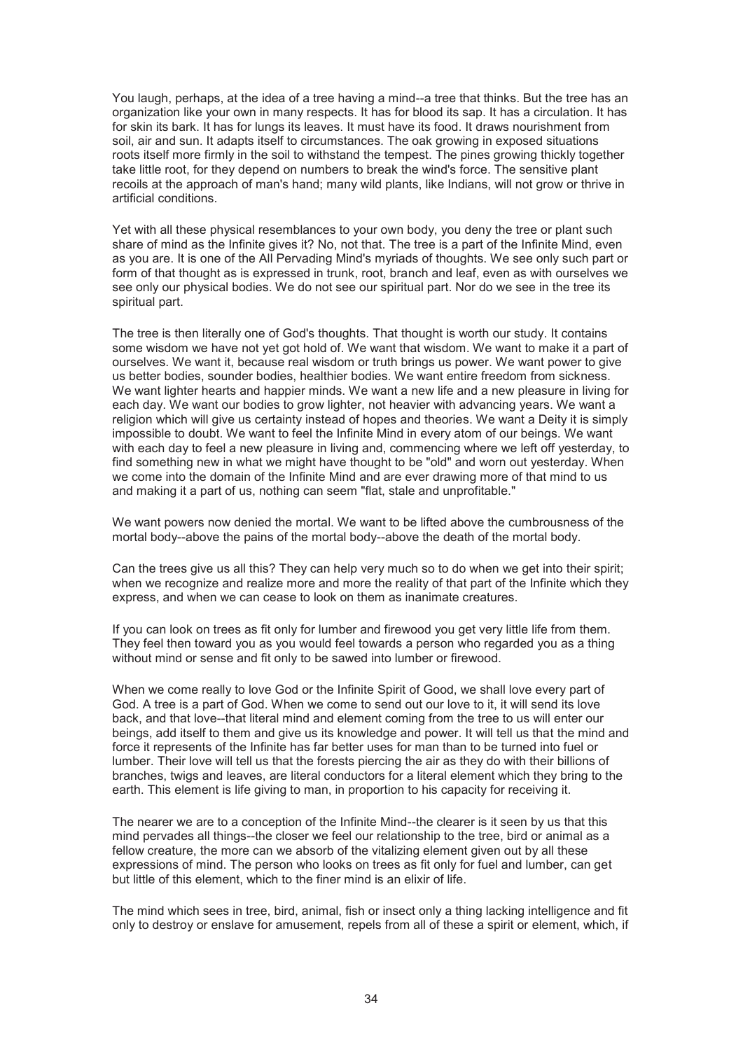You laugh, perhaps, at the idea of a tree having a mind--a tree that thinks. But the tree has an organization like your own in many respects. It has for blood its sap. It has a circulation. It has for skin its bark. It has for lungs its leaves. It must have its food. It draws nourishment from soil, air and sun. It adapts itself to circumstances. The oak growing in exposed situations roots itself more firmly in the soil to withstand the tempest. The pines growing thickly together take little root, for they depend on numbers to break the wind's force. The sensitive plant recoils at the approach of man's hand; many wild plants, like Indians, will not grow or thrive in artificial conditions.

Yet with all these physical resemblances to your own body, you deny the tree or plant such share of mind as the Infinite gives it? No, not that. The tree is a part of the Infinite Mind, even as you are. It is one of the All Pervading Mind's myriads of thoughts. We see only such part or form of that thought as is expressed in trunk, root, branch and leaf, even as with ourselves we see only our physical bodies. We do not see our spiritual part. Nor do we see in the tree its spiritual part.

The tree is then literally one of God's thoughts. That thought is worth our study. It contains some wisdom we have not yet got hold of. We want that wisdom. We want to make it a part of ourselves. We want it, because real wisdom or truth brings us power. We want power to give us better bodies, sounder bodies, healthier bodies. We want entire freedom from sickness. We want lighter hearts and happier minds. We want a new life and a new pleasure in living for each day. We want our bodies to grow lighter, not heavier with advancing years. We want a religion which will give us certainty instead of hopes and theories. We want a Deity it is simply impossible to doubt. We want to feel the Infinite Mind in every atom of our beings. We want with each day to feel a new pleasure in living and, commencing where we left off yesterday, to find something new in what we might have thought to be "old" and worn out yesterday. When we come into the domain of the Infinite Mind and are ever drawing more of that mind to us and making it a part of us, nothing can seem "flat, stale and unprofitable."

We want powers now denied the mortal. We want to be lifted above the cumbrousness of the mortal body--above the pains of the mortal body--above the death of the mortal body.

Can the trees give us all this? They can help very much so to do when we get into their spirit; when we recognize and realize more and more the reality of that part of the Infinite which they express, and when we can cease to look on them as inanimate creatures.

If you can look on trees as fit only for lumber and firewood you get very little life from them. They feel then toward you as you would feel towards a person who regarded you as a thing without mind or sense and fit only to be sawed into lumber or firewood.

When we come really to love God or the Infinite Spirit of Good, we shall love every part of God. A tree is a part of God. When we come to send out our love to it, it will send its love back, and that love--that literal mind and element coming from the tree to us will enter our beings, add itself to them and give us its knowledge and power. It will tell us that the mind and force it represents of the Infinite has far better uses for man than to be turned into fuel or lumber. Their love will tell us that the forests piercing the air as they do with their billions of branches, twigs and leaves, are literal conductors for a literal element which they bring to the earth. This element is life giving to man, in proportion to his capacity for receiving it.

The nearer we are to a conception of the Infinite Mind--the clearer is it seen by us that this mind pervades all things--the closer we feel our relationship to the tree, bird or animal as a fellow creature, the more can we absorb of the vitalizing element given out by all these expressions of mind. The person who looks on trees as fit only for fuel and lumber, can get but little of this element, which to the finer mind is an elixir of life.

The mind which sees in tree, bird, animal, fish or insect only a thing lacking intelligence and fit only to destroy or enslave for amusement, repels from all of these a spirit or element, which, if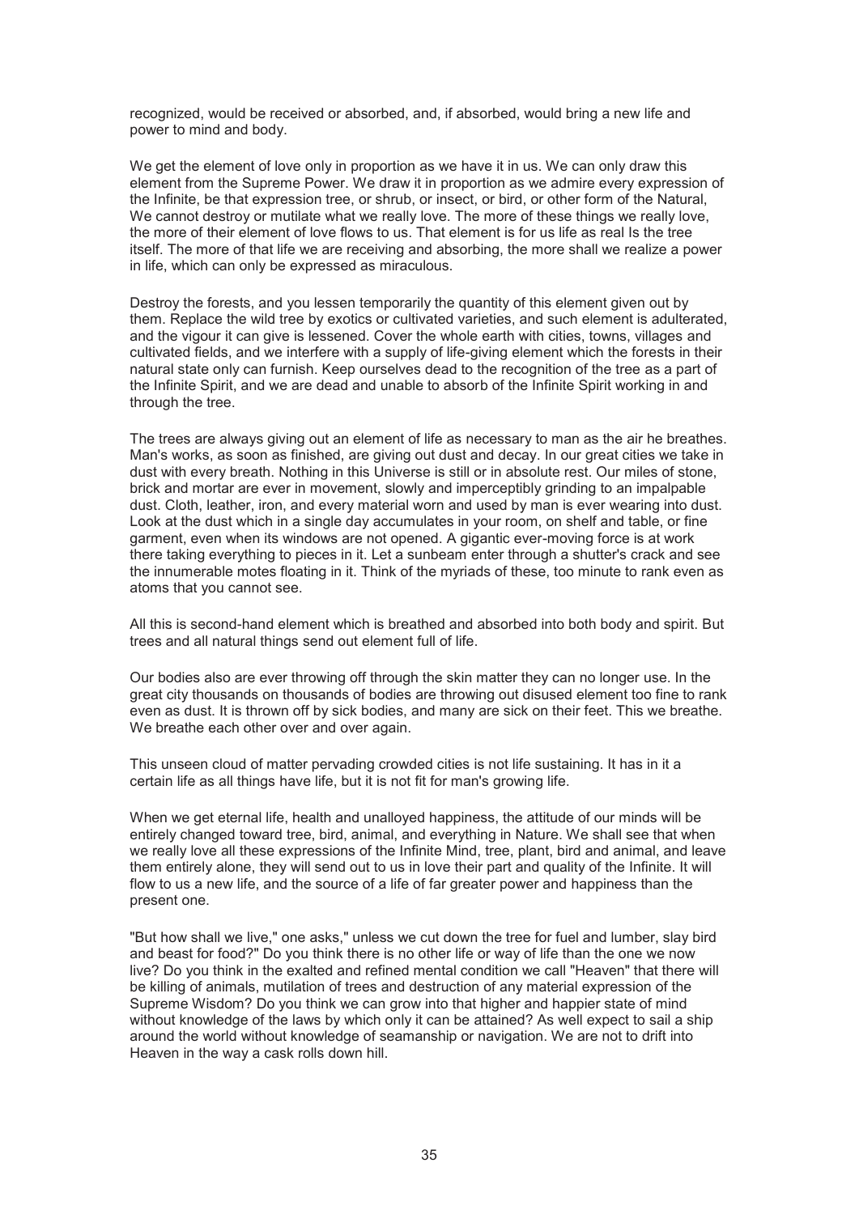recognized, would be received or absorbed, and, if absorbed, would bring a new life and power to mind and body.

We get the element of love only in proportion as we have it in us. We can only draw this element from the Supreme Power. We draw it in proportion as we admire every expression of the Infinite, be that expression tree, or shrub, or insect, or bird, or other form of the Natural, We cannot destroy or mutilate what we really love. The more of these things we really love, the more of their element of love flows to us. That element is for us life as real Is the tree itself. The more of that life we are receiving and absorbing, the more shall we realize a power in life, which can only be expressed as miraculous.

Destroy the forests, and you lessen temporarily the quantity of this element given out by them. Replace the wild tree by exotics or cultivated varieties, and such element is adulterated, and the vigour it can give is lessened. Cover the whole earth with cities, towns, villages and cultivated fields, and we interfere with a supply of life-giving element which the forests in their natural state only can furnish. Keep ourselves dead to the recognition of the tree as a part of the Infinite Spirit, and we are dead and unable to absorb of the Infinite Spirit working in and through the tree.

The trees are always giving out an element of life as necessary to man as the air he breathes. Man's works, as soon as finished, are giving out dust and decay. In our great cities we take in dust with every breath. Nothing in this Universe is still or in absolute rest. Our miles of stone, brick and mortar are ever in movement, slowly and imperceptibly grinding to an impalpable dust. Cloth, leather, iron, and every material worn and used by man is ever wearing into dust. Look at the dust which in a single day accumulates in your room, on shelf and table, or fine garment, even when its windows are not opened. A gigantic ever-moving force is at work there taking everything to pieces in it. Let a sunbeam enter through a shutter's crack and see the innumerable motes floating in it. Think of the myriads of these, too minute to rank even as atoms that you cannot see.

All this is second-hand element which is breathed and absorbed into both body and spirit. But trees and all natural things send out element full of life.

Our bodies also are ever throwing off through the skin matter they can no longer use. In the great city thousands on thousands of bodies are throwing out disused element too fine to rank even as dust. It is thrown off by sick bodies, and many are sick on their feet. This we breathe. We breathe each other over and over again.

This unseen cloud of matter pervading crowded cities is not life sustaining. It has in it a certain life as all things have life, but it is not fit for man's growing life.

When we get eternal life, health and unalloyed happiness, the attitude of our minds will be entirely changed toward tree, bird, animal, and everything in Nature. We shall see that when we really love all these expressions of the Infinite Mind, tree, plant, bird and animal, and leave them entirely alone, they will send out to us in love their part and quality of the Infinite. It will flow to us a new life, and the source of a life of far greater power and happiness than the present one.

"But how shall we live," one asks," unless we cut down the tree for fuel and lumber, slay bird and beast for food?" Do you think there is no other life or way of life than the one we now live? Do you think in the exalted and refined mental condition we call "Heaven" that there will be killing of animals, mutilation of trees and destruction of any material expression of the Supreme Wisdom? Do you think we can grow into that higher and happier state of mind without knowledge of the laws by which only it can be attained? As well expect to sail a ship around the world without knowledge of seamanship or navigation. We are not to drift into Heaven in the way a cask rolls down hill.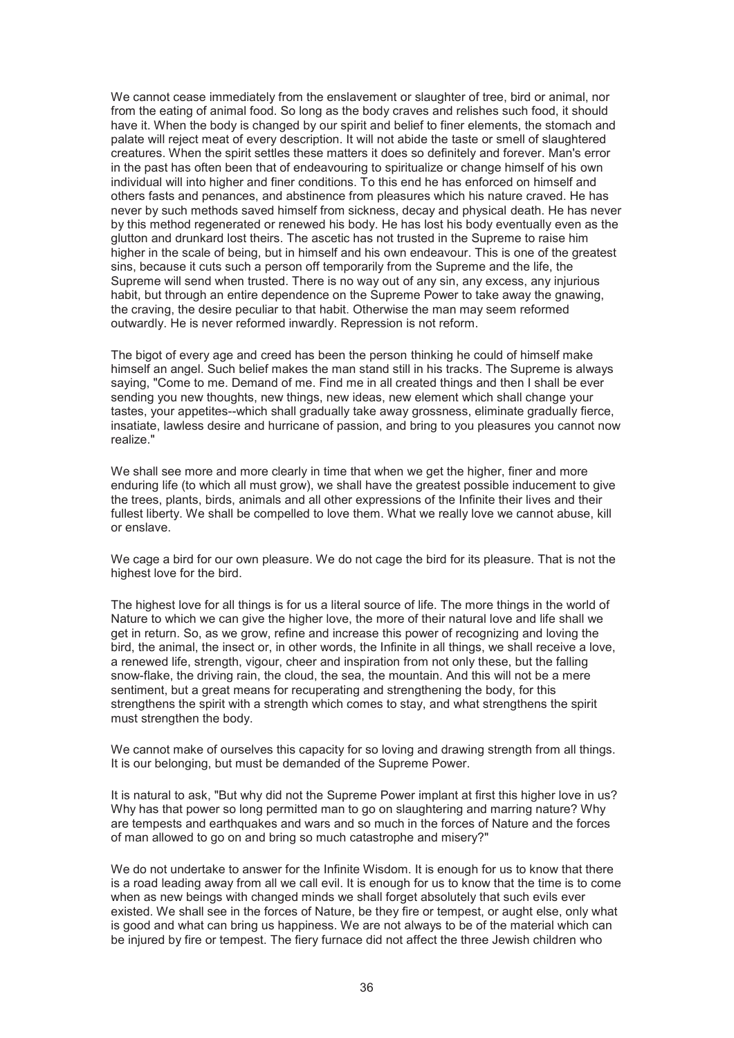We cannot cease immediately from the enslavement or slaughter of tree, bird or animal, nor from the eating of animal food. So long as the body craves and relishes such food, it should have it. When the body is changed by our spirit and belief to finer elements, the stomach and palate will reject meat of every description. It will not abide the taste or smell of slaughtered creatures. When the spirit settles these matters it does so definitely and forever. Man's error in the past has often been that of endeavouring to spiritualize or change himself of his own individual will into higher and finer conditions. To this end he has enforced on himself and others fasts and penances, and abstinence from pleasures which his nature craved. He has never by such methods saved himself from sickness, decay and physical death. He has never by this method regenerated or renewed his body. He has lost his body eventually even as the glutton and drunkard lost theirs. The ascetic has not trusted in the Supreme to raise him higher in the scale of being, but in himself and his own endeavour. This is one of the greatest sins, because it cuts such a person off temporarily from the Supreme and the life, the Supreme will send when trusted. There is no way out of any sin, any excess, any injurious habit, but through an entire dependence on the Supreme Power to take away the gnawing, the craving, the desire peculiar to that habit. Otherwise the man may seem reformed outwardly. He is never reformed inwardly. Repression is not reform.

The bigot of every age and creed has been the person thinking he could of himself make himself an angel. Such belief makes the man stand still in his tracks. The Supreme is always saying, "Come to me. Demand of me. Find me in all created things and then I shall be ever sending you new thoughts, new things, new ideas, new element which shall change your tastes, your appetites--which shall gradually take away grossness, eliminate gradually fierce, insatiate, lawless desire and hurricane of passion, and bring to you pleasures you cannot now realize."

We shall see more and more clearly in time that when we get the higher, finer and more enduring life (to which all must grow), we shall have the greatest possible inducement to give the trees, plants, birds, animals and all other expressions of the Infinite their lives and their fullest liberty. We shall be compelled to love them. What we really love we cannot abuse, kill or enslave.

We cage a bird for our own pleasure. We do not cage the bird for its pleasure. That is not the highest love for the bird.

The highest love for all things is for us a literal source of life. The more things in the world of Nature to which we can give the higher love, the more of their natural love and life shall we get in return. So, as we grow, refine and increase this power of recognizing and loving the bird, the animal, the insect or, in other words, the Infinite in all things, we shall receive a love, a renewed life, strength, vigour, cheer and inspiration from not only these, but the falling snow-flake, the driving rain, the cloud, the sea, the mountain. And this will not be a mere sentiment, but a great means for recuperating and strengthening the body, for this strengthens the spirit with a strength which comes to stay, and what strengthens the spirit must strengthen the body.

We cannot make of ourselves this capacity for so loving and drawing strength from all things. It is our belonging, but must be demanded of the Supreme Power.

It is natural to ask, "But why did not the Supreme Power implant at first this higher love in us? Why has that power so long permitted man to go on slaughtering and marring nature? Why are tempests and earthquakes and wars and so much in the forces of Nature and the forces of man allowed to go on and bring so much catastrophe and misery?"

We do not undertake to answer for the Infinite Wisdom. It is enough for us to know that there is a road leading away from all we call evil. It is enough for us to know that the time is to come when as new beings with changed minds we shall forget absolutely that such evils ever existed. We shall see in the forces of Nature, be they fire or tempest, or aught else, only what is good and what can bring us happiness. We are not always to be of the material which can be injured by fire or tempest. The fiery furnace did not affect the three Jewish children who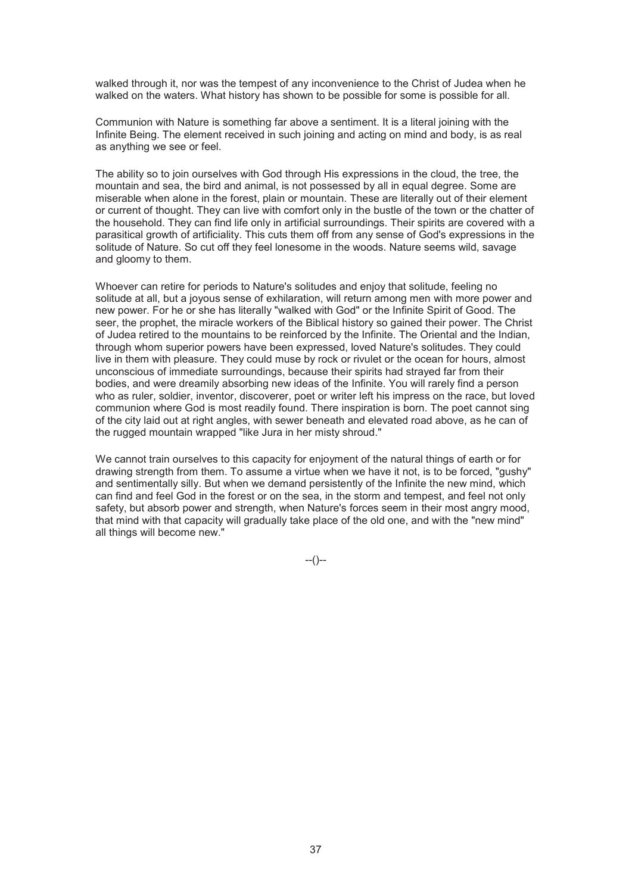walked through it, nor was the tempest of any inconvenience to the Christ of Judea when he walked on the waters. What history has shown to be possible for some is possible for all.

Communion with Nature is something far above a sentiment. It is a literal joining with the Infinite Being. The element received in such joining and acting on mind and body, is as real as anything we see or feel.

The ability so to join ourselves with God through His expressions in the cloud, the tree, the mountain and sea, the bird and animal, is not possessed by all in equal degree. Some are miserable when alone in the forest, plain or mountain. These are literally out of their element or current of thought. They can live with comfort only in the bustle of the town or the chatter of the household. They can find life only in artificial surroundings. Their spirits are covered with a parasitical growth of artificiality. This cuts them off from any sense of God's expressions in the solitude of Nature. So cut off they feel lonesome in the woods. Nature seems wild, savage and gloomy to them.

Whoever can retire for periods to Nature's solitudes and enjoy that solitude, feeling no solitude at all, but a joyous sense of exhilaration, will return among men with more power and new power. For he or she has literally "walked with God" or the Infinite Spirit of Good. The seer, the prophet, the miracle workers of the Biblical history so gained their power. The Christ of Judea retired to the mountains to be reinforced by the Infinite. The Oriental and the Indian, through whom superior powers have been expressed, loved Nature's solitudes. They could live in them with pleasure. They could muse by rock or rivulet or the ocean for hours, almost unconscious of immediate surroundings, because their spirits had strayed far from their bodies, and were dreamily absorbing new ideas of the Infinite. You will rarely find a person who as ruler, soldier, inventor, discoverer, poet or writer left his impress on the race, but loved communion where God is most readily found. There inspiration is born. The poet cannot sing of the city laid out at right angles, with sewer beneath and elevated road above, as he can of the rugged mountain wrapped "like Jura in her misty shroud."

We cannot train ourselves to this capacity for enjoyment of the natural things of earth or for drawing strength from them. To assume a virtue when we have it not, is to be forced, "gushy" and sentimentally silly. But when we demand persistently of the Infinite the new mind, which can find and feel God in the forest or on the sea, in the storm and tempest, and feel not only safety, but absorb power and strength, when Nature's forces seem in their most angry mood, that mind with that capacity will gradually take place of the old one, and with the "new mind" all things will become new."

--()--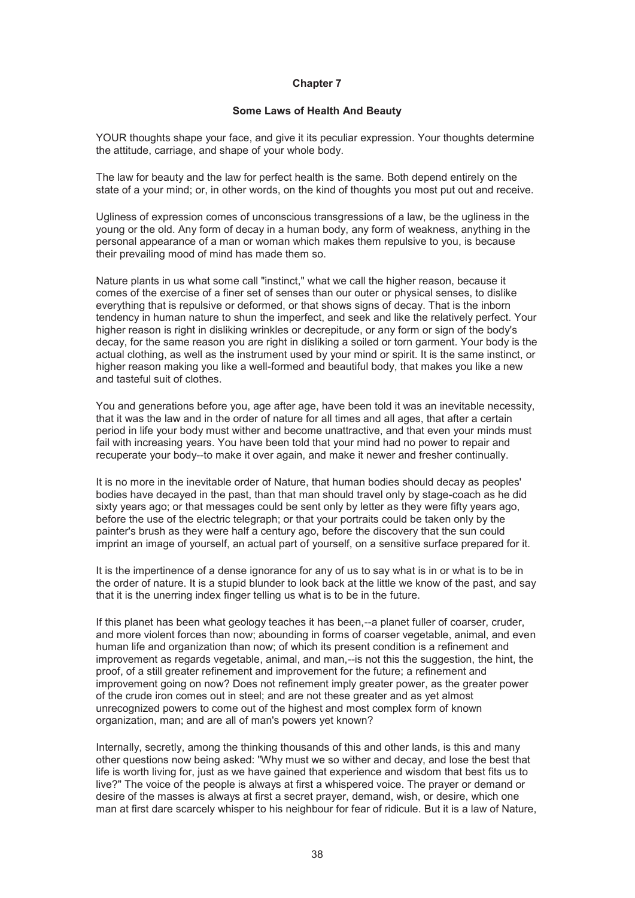## Chapter 7

### Some Laws of Health And Beauty

YOUR thoughts shape your face, and give it its peculiar expression. Your thoughts determine the attitude, carriage, and shape of your whole body.

The law for beauty and the law for perfect health is the same. Both depend entirely on the state of a your mind; or, in other words, on the kind of thoughts you most put out and receive.

Ugliness of expression comes of unconscious transgressions of a law, be the ugliness in the young or the old. Any form of decay in a human body, any form of weakness, anything in the personal appearance of a man or woman which makes them repulsive to you, is because their prevailing mood of mind has made them so.

Nature plants in us what some call "instinct," what we call the higher reason, because it comes of the exercise of a finer set of senses than our outer or physical senses, to dislike everything that is repulsive or deformed, or that shows signs of decay. That is the inborn tendency in human nature to shun the imperfect, and seek and like the relatively perfect. Your higher reason is right in disliking wrinkles or decrepitude, or any form or sign of the body's decay, for the same reason you are right in disliking a soiled or torn garment. Your body is the actual clothing, as well as the instrument used by your mind or spirit. It is the same instinct, or higher reason making you like a well-formed and beautiful body, that makes you like a new and tasteful suit of clothes.

You and generations before you, age after age, have been told it was an inevitable necessity, that it was the law and in the order of nature for all times and all ages, that after a certain period in life your body must wither and become unattractive, and that even your minds must fail with increasing years. You have been told that your mind had no power to repair and recuperate your body--to make it over again, and make it newer and fresher continually.

It is no more in the inevitable order of Nature, that human bodies should decay as peoples' bodies have decayed in the past, than that man should travel only by stage-coach as he did sixty years ago; or that messages could be sent only by letter as they were fifty years ago, before the use of the electric telegraph; or that your portraits could be taken only by the painter's brush as they were half a century ago, before the discovery that the sun could imprint an image of yourself, an actual part of yourself, on a sensitive surface prepared for it.

It is the impertinence of a dense ignorance for any of us to say what is in or what is to be in the order of nature. It is a stupid blunder to look back at the little we know of the past, and say that it is the unerring index finger telling us what is to be in the future.

If this planet has been what geology teaches it has been,--a planet fuller of coarser, cruder, and more violent forces than now; abounding in forms of coarser vegetable, animal, and even human life and organization than now; of which its present condition is a refinement and improvement as regards vegetable, animal, and man,--is not this the suggestion, the hint, the proof, of a still greater refinement and improvement for the future; a refinement and improvement going on now? Does not refinement imply greater power, as the greater power of the crude iron comes out in steel; and are not these greater and as yet almost unrecognized powers to come out of the highest and most complex form of known organization, man; and are all of man's powers yet known?

Internally, secretly, among the thinking thousands of this and other lands, is this and many other questions now being asked: "Why must we so wither and decay, and lose the best that life is worth living for, just as we have gained that experience and wisdom that best fits us to live?" The voice of the people is always at first a whispered voice. The prayer or demand or desire of the masses is always at first a secret prayer, demand, wish, or desire, which one man at first dare scarcely whisper to his neighbour for fear of ridicule. But it is a law of Nature,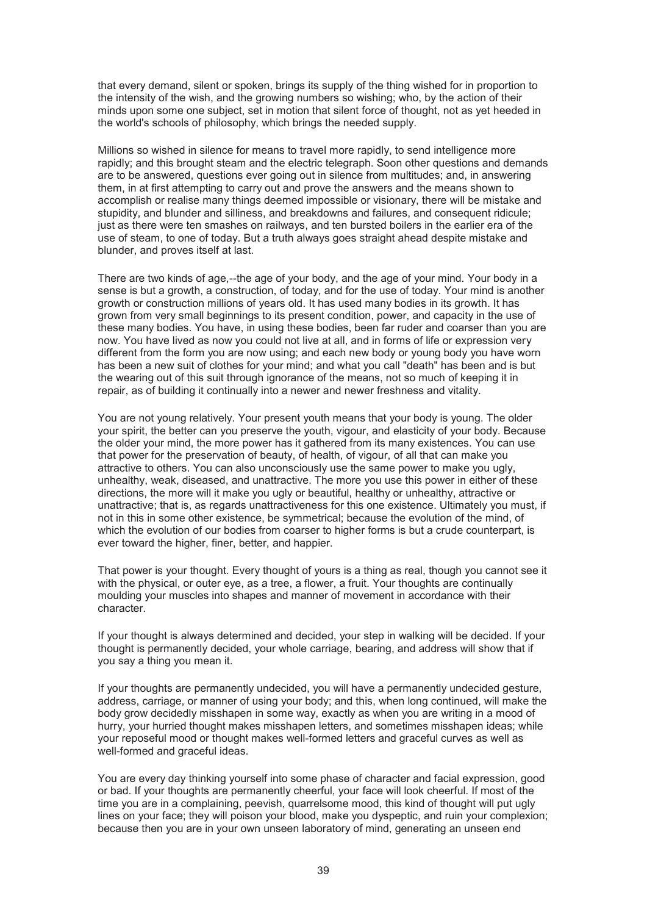that every demand, silent or spoken, brings its supply of the thing wished for in proportion to the intensity of the wish, and the growing numbers so wishing; who, by the action of their minds upon some one subject, set in motion that silent force of thought, not as yet heeded in the world's schools of philosophy, which brings the needed supply.

Millions so wished in silence for means to travel more rapidly, to send intelligence more rapidly; and this brought steam and the electric telegraph. Soon other questions and demands are to be answered, questions ever going out in silence from multitudes; and, in answering them, in at first attempting to carry out and prove the answers and the means shown to accomplish or realise many things deemed impossible or visionary, there will be mistake and stupidity, and blunder and silliness, and breakdowns and failures, and consequent ridicule; just as there were ten smashes on railways, and ten bursted boilers in the earlier era of the use of steam, to one of today. But a truth always goes straight ahead despite mistake and blunder, and proves itself at last.

There are two kinds of age,--the age of your body, and the age of your mind. Your body in a sense is but a growth, a construction, of today, and for the use of today. Your mind is another growth or construction millions of years old. It has used many bodies in its growth. It has grown from very small beginnings to its present condition, power, and capacity in the use of these many bodies. You have, in using these bodies, been far ruder and coarser than you are now. You have lived as now you could not live at all, and in forms of life or expression very different from the form you are now using; and each new body or young body you have worn has been a new suit of clothes for your mind; and what you call "death" has been and is but the wearing out of this suit through ignorance of the means, not so much of keeping it in repair, as of building it continually into a newer and newer freshness and vitality.

You are not young relatively. Your present youth means that your body is young. The older your spirit, the better can you preserve the youth, vigour, and elasticity of your body. Because the older your mind, the more power has it gathered from its many existences. You can use that power for the preservation of beauty, of health, of vigour, of all that can make you attractive to others. You can also unconsciously use the same power to make you ugly, unhealthy, weak, diseased, and unattractive. The more you use this power in either of these directions, the more will it make you ugly or beautiful, healthy or unhealthy, attractive or unattractive; that is, as regards unattractiveness for this one existence. Ultimately you must, if not in this in some other existence, be symmetrical; because the evolution of the mind, of which the evolution of our bodies from coarser to higher forms is but a crude counterpart, is ever toward the higher, finer, better, and happier.

That power is your thought. Every thought of yours is a thing as real, though you cannot see it with the physical, or outer eye, as a tree, a flower, a fruit. Your thoughts are continually moulding your muscles into shapes and manner of movement in accordance with their character.

If your thought is always determined and decided, your step in walking will be decided. If your thought is permanently decided, your whole carriage, bearing, and address will show that if you say a thing you mean it.

If your thoughts are permanently undecided, you will have a permanently undecided gesture, address, carriage, or manner of using your body; and this, when long continued, will make the body grow decidedly misshapen in some way, exactly as when you are writing in a mood of hurry, your hurried thought makes misshapen letters, and sometimes misshapen ideas; while your reposeful mood or thought makes well-formed letters and graceful curves as well as well-formed and graceful ideas.

You are every day thinking yourself into some phase of character and facial expression, good or bad. If your thoughts are permanently cheerful, your face will look cheerful. If most of the time you are in a complaining, peevish, quarrelsome mood, this kind of thought will put ugly lines on your face; they will poison your blood, make you dyspeptic, and ruin your complexion; because then you are in your own unseen laboratory of mind, generating an unseen end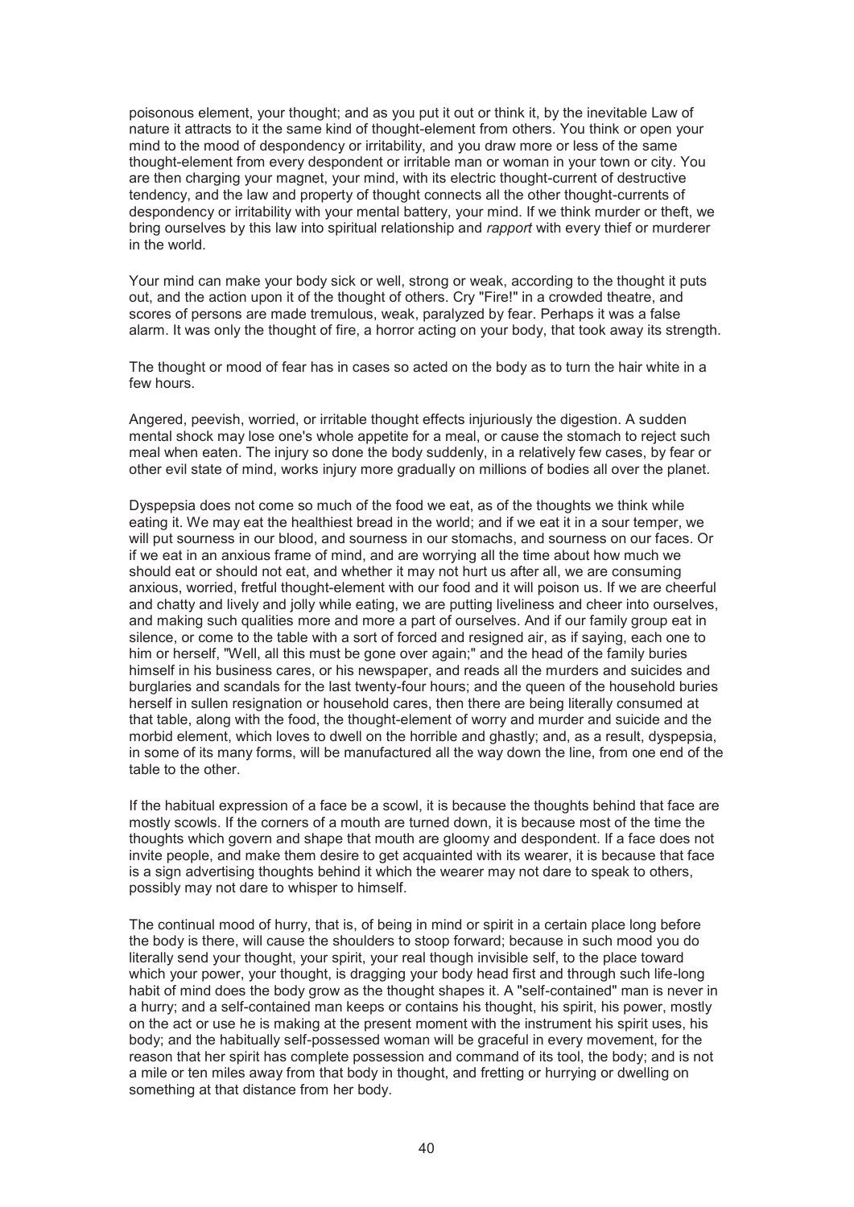poisonous element, your thought; and as you put it out or think it, by the inevitable Law of nature it attracts to it the same kind of thought-element from others. You think or open your mind to the mood of despondency or irritability, and you draw more or less of the same thought-element from every despondent or irritable man or woman in your town or city. You are then charging your magnet, your mind, with its electric thought-current of destructive tendency, and the law and property of thought connects all the other thought-currents of despondency or irritability with your mental battery, your mind. If we think murder or theft, we bring ourselves by this law into spiritual relationship and *rapport* with every thief or murderer in the world.

Your mind can make your body sick or well, strong or weak, according to the thought it puts out, and the action upon it of the thought of others. Cry "Fire!" in a crowded theatre, and scores of persons are made tremulous, weak, paralyzed by fear. Perhaps it was a false alarm. It was only the thought of fire, a horror acting on your body, that took away its strength.

The thought or mood of fear has in cases so acted on the body as to turn the hair white in a few hours.

Angered, peevish, worried, or irritable thought effects injuriously the digestion. A sudden mental shock may lose one's whole appetite for a meal, or cause the stomach to reject such meal when eaten. The injury so done the body suddenly, in a relatively few cases, by fear or other evil state of mind, works injury more gradually on millions of bodies all over the planet.

Dyspepsia does not come so much of the food we eat, as of the thoughts we think while eating it. We may eat the healthiest bread in the world; and if we eat it in a sour temper, we will put sourness in our blood, and sourness in our stomachs, and sourness on our faces. Or if we eat in an anxious frame of mind, and are worrying all the time about how much we should eat or should not eat, and whether it may not hurt us after all, we are consuming anxious, worried, fretful thought-element with our food and it will poison us. If we are cheerful and chatty and lively and jolly while eating, we are putting liveliness and cheer into ourselves, and making such qualities more and more a part of ourselves. And if our family group eat in silence, or come to the table with a sort of forced and resigned air, as if saying, each one to him or herself, "Well, all this must be gone over again;" and the head of the family buries himself in his business cares, or his newspaper, and reads all the murders and suicides and burglaries and scandals for the last twenty-four hours; and the queen of the household buries herself in sullen resignation or household cares, then there are being literally consumed at that table, along with the food, the thought-element of worry and murder and suicide and the morbid element, which loves to dwell on the horrible and ghastly; and, as a result, dyspepsia, in some of its many forms, will be manufactured all the way down the line, from one end of the table to the other.

If the habitual expression of a face be a scowl, it is because the thoughts behind that face are mostly scowls. If the corners of a mouth are turned down, it is because most of the time the thoughts which govern and shape that mouth are gloomy and despondent. If a face does not invite people, and make them desire to get acquainted with its wearer, it is because that face is a sign advertising thoughts behind it which the wearer may not dare to speak to others, possibly may not dare to whisper to himself.

The continual mood of hurry, that is, of being in mind or spirit in a certain place long before the body is there, will cause the shoulders to stoop forward; because in such mood you do literally send your thought, your spirit, your real though invisible self, to the place toward which your power, your thought, is dragging your body head first and through such life-long habit of mind does the body grow as the thought shapes it. A "self-contained" man is never in a hurry; and a self-contained man keeps or contains his thought, his spirit, his power, mostly on the act or use he is making at the present moment with the instrument his spirit uses, his body; and the habitually self-possessed woman will be graceful in every movement, for the reason that her spirit has complete possession and command of its tool, the body; and is not a mile or ten miles away from that body in thought, and fretting or hurrying or dwelling on something at that distance from her body.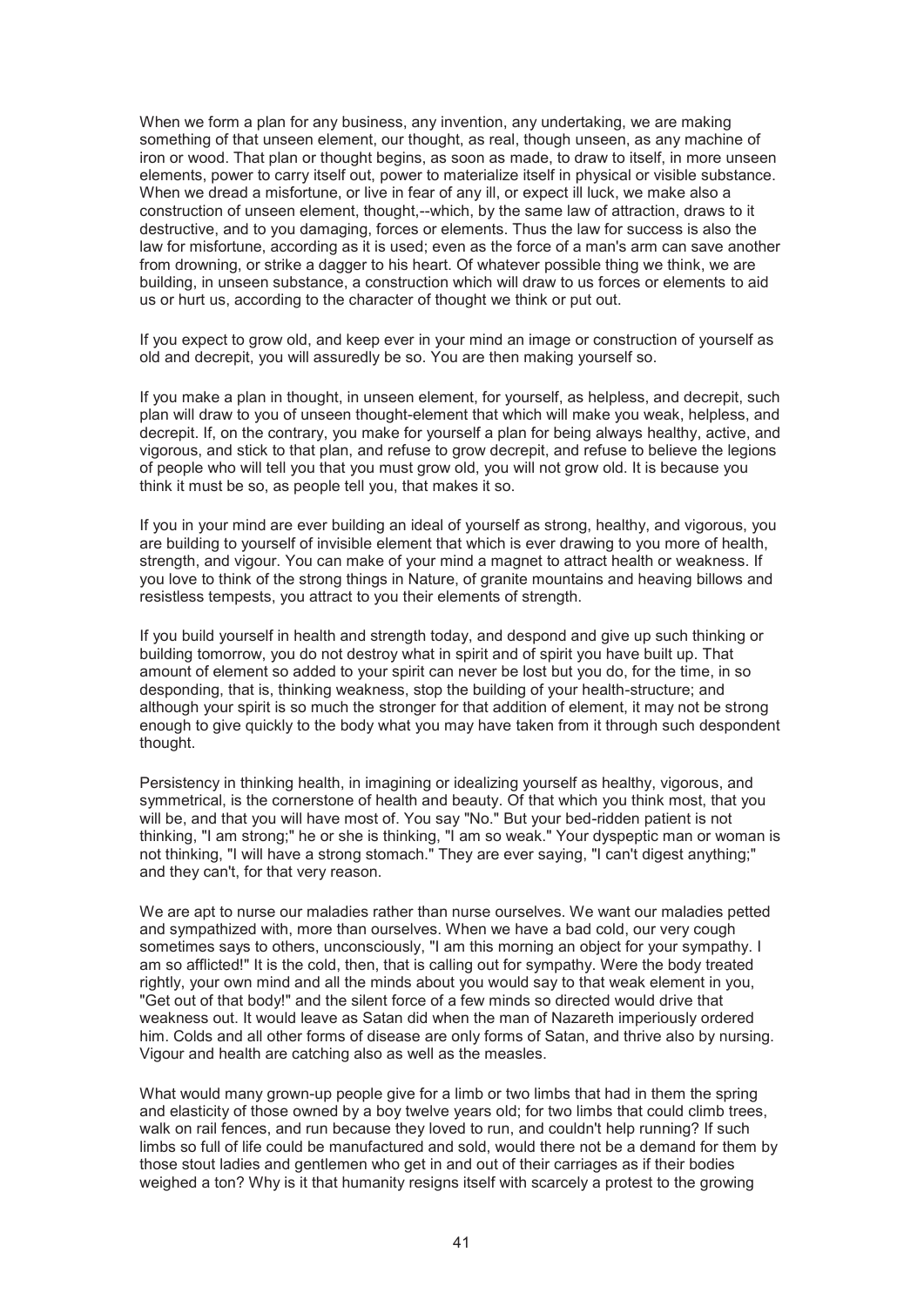When we form a plan for any business, any invention, any undertaking, we are making something of that unseen element, our thought, as real, though unseen, as any machine of iron or wood. That plan or thought begins, as soon as made, to draw to itself, in more unseen elements, power to carry itself out, power to materialize itself in physical or visible substance. When we dread a misfortune, or live in fear of any ill, or expect ill luck, we make also a construction of unseen element, thought,--which, by the same law of attraction, draws to it destructive, and to you damaging, forces or elements. Thus the law for success is also the law for misfortune, according as it is used; even as the force of a man's arm can save another from drowning, or strike a dagger to his heart. Of whatever possible thing we think, we are building, in unseen substance, a construction which will draw to us forces or elements to aid us or hurt us, according to the character of thought we think or put out.

If you expect to grow old, and keep ever in your mind an image or construction of yourself as old and decrepit, you will assuredly be so. You are then making yourself so.

If you make a plan in thought, in unseen element, for yourself, as helpless, and decrepit, such plan will draw to you of unseen thought-element that which will make you weak, helpless, and decrepit. If, on the contrary, you make for yourself a plan for being always healthy, active, and vigorous, and stick to that plan, and refuse to grow decrepit, and refuse to believe the legions of people who will tell you that you must grow old, you will not grow old. It is because you think it must be so, as people tell you, that makes it so.

If you in your mind are ever building an ideal of yourself as strong, healthy, and vigorous, you are building to yourself of invisible element that which is ever drawing to you more of health, strength, and vigour. You can make of your mind a magnet to attract health or weakness. If you love to think of the strong things in Nature, of granite mountains and heaving billows and resistless tempests, you attract to you their elements of strength.

If you build yourself in health and strength today, and despond and give up such thinking or building tomorrow, you do not destroy what in spirit and of spirit you have built up. That amount of element so added to your spirit can never be lost but you do, for the time, in so desponding, that is, thinking weakness, stop the building of your health-structure; and although your spirit is so much the stronger for that addition of element, it may not be strong enough to give quickly to the body what you may have taken from it through such despondent thought.

Persistency in thinking health, in imagining or idealizing yourself as healthy, vigorous, and symmetrical, is the cornerstone of health and beauty. Of that which you think most, that you will be, and that you will have most of. You say "No." But your bed-ridden patient is not thinking, "I am strong;" he or she is thinking, "I am so weak." Your dyspeptic man or woman is not thinking, "I will have a strong stomach." They are ever saying, "I can't digest anything;" and they can't, for that very reason.

We are apt to nurse our maladies rather than nurse ourselves. We want our maladies petted and sympathized with, more than ourselves. When we have a bad cold, our very cough sometimes says to others, unconsciously, "I am this morning an object for your sympathy. I am so afflicted!" It is the cold, then, that is calling out for sympathy. Were the body treated rightly, your own mind and all the minds about you would say to that weak element in you, "Get out of that body!" and the silent force of a few minds so directed would drive that weakness out. It would leave as Satan did when the man of Nazareth imperiously ordered him. Colds and all other forms of disease are only forms of Satan, and thrive also by nursing. Vigour and health are catching also as well as the measles.

What would many grown-up people give for a limb or two limbs that had in them the spring and elasticity of those owned by a boy twelve years old; for two limbs that could climb trees, walk on rail fences, and run because they loved to run, and couldn't help running? If such limbs so full of life could be manufactured and sold, would there not be a demand for them by those stout ladies and gentlemen who get in and out of their carriages as if their bodies weighed a ton? Why is it that humanity resigns itself with scarcely a protest to the growing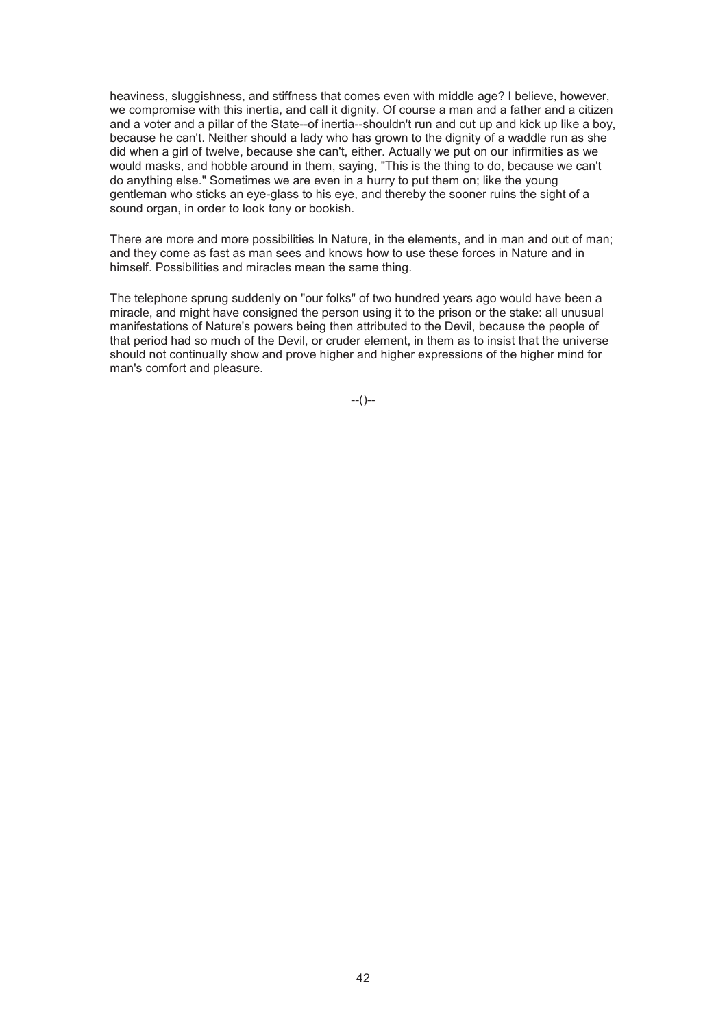heaviness, sluggishness, and stiffness that comes even with middle age? I believe, however, we compromise with this inertia, and call it dignity. Of course a man and a father and a citizen and a voter and a pillar of the State--of inertia--shouldn't run and cut up and kick up like a boy, because he can't. Neither should a lady who has grown to the dignity of a waddle run as she did when a girl of twelve, because she can't, either. Actually we put on our infirmities as we would masks, and hobble around in them, saying, "This is the thing to do, because we can't do anything else." Sometimes we are even in a hurry to put them on; like the young gentleman who sticks an eye-glass to his eye, and thereby the sooner ruins the sight of a sound organ, in order to look tony or bookish.

There are more and more possibilities In Nature, in the elements, and in man and out of man; and they come as fast as man sees and knows how to use these forces in Nature and in himself. Possibilities and miracles mean the same thing.

The telephone sprung suddenly on "our folks" of two hundred years ago would have been a miracle, and might have consigned the person using it to the prison or the stake: all unusual manifestations of Nature's powers being then attributed to the Devil, because the people of that period had so much of the Devil, or cruder element, in them as to insist that the universe should not continually show and prove higher and higher expressions of the higher mind for man's comfort and pleasure.

--()--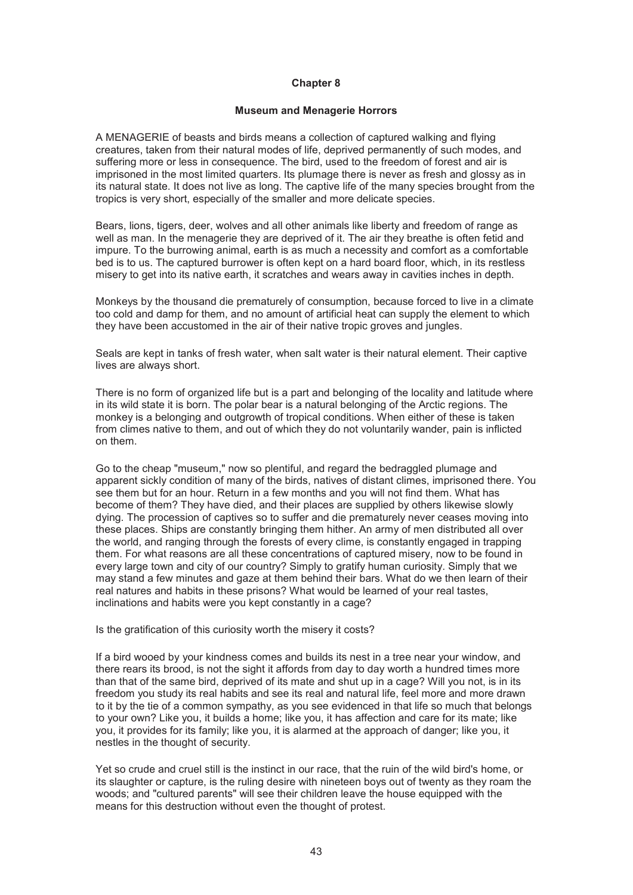## Chapter 8

### Museum and Menagerie Horrors

A MENAGERIE of beasts and birds means a collection of captured walking and flying creatures, taken from their natural modes of life, deprived permanently of such modes, and suffering more or less in consequence. The bird, used to the freedom of forest and air is imprisoned in the most limited quarters. Its plumage there is never as fresh and glossy as in its natural state. It does not live as long. The captive life of the many species brought from the tropics is very short, especially of the smaller and more delicate species.

Bears, lions, tigers, deer, wolves and all other animals like liberty and freedom of range as well as man. In the menagerie they are deprived of it. The air they breathe is often fetid and impure. To the burrowing animal, earth is as much a necessity and comfort as a comfortable bed is to us. The captured burrower is often kept on a hard board floor, which, in its restless misery to get into its native earth, it scratches and wears away in cavities inches in depth.

Monkeys by the thousand die prematurely of consumption, because forced to live in a climate too cold and damp for them, and no amount of artificial heat can supply the element to which they have been accustomed in the air of their native tropic groves and jungles.

Seals are kept in tanks of fresh water, when salt water is their natural element. Their captive lives are always short.

There is no form of organized life but is a part and belonging of the locality and latitude where in its wild state it is born. The polar bear is a natural belonging of the Arctic regions. The monkey is a belonging and outgrowth of tropical conditions. When either of these is taken from climes native to them, and out of which they do not voluntarily wander, pain is inflicted on them.

Go to the cheap "museum," now so plentiful, and regard the bedraggled plumage and apparent sickly condition of many of the birds, natives of distant climes, imprisoned there. You see them but for an hour. Return in a few months and you will not find them. What has become of them? They have died, and their places are supplied by others likewise slowly dying. The procession of captives so to suffer and die prematurely never ceases moving into these places. Ships are constantly bringing them hither. An army of men distributed all over the world, and ranging through the forests of every clime, is constantly engaged in trapping them. For what reasons are all these concentrations of captured misery, now to be found in every large town and city of our country? Simply to gratify human curiosity. Simply that we may stand a few minutes and gaze at them behind their bars. What do we then learn of their real natures and habits in these prisons? What would be learned of your real tastes, inclinations and habits were you kept constantly in a cage?

Is the gratification of this curiosity worth the misery it costs?

If a bird wooed by your kindness comes and builds its nest in a tree near your window, and there rears its brood, is not the sight it affords from day to day worth a hundred times more than that of the same bird, deprived of its mate and shut up in a cage? Will you not, is in its freedom you study its real habits and see its real and natural life, feel more and more drawn to it by the tie of a common sympathy, as you see evidenced in that life so much that belongs to your own? Like you, it builds a home; like you, it has affection and care for its mate; like you, it provides for its family; like you, it is alarmed at the approach of danger; like you, it nestles in the thought of security.

Yet so crude and cruel still is the instinct in our race, that the ruin of the wild bird's home, or its slaughter or capture, is the ruling desire with nineteen boys out of twenty as they roam the woods; and "cultured parents" will see their children leave the house equipped with the means for this destruction without even the thought of protest.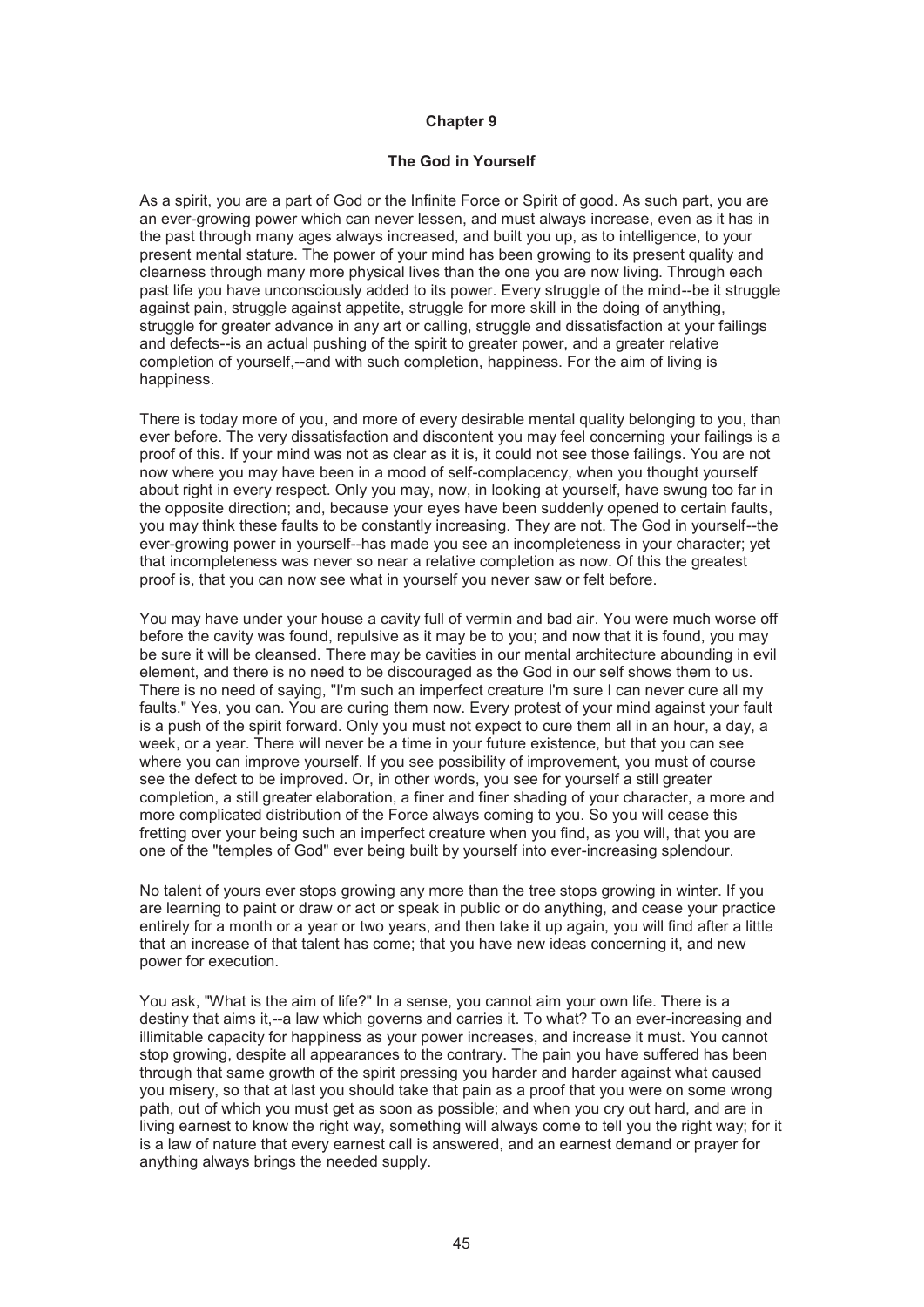# Chapter 9

## The God in Yourself

As a spirit, you are a part of God or the Infinite Force or Spirit of good. As such part, you are an ever-growing power which can never lessen, and must always increase, even as it has in the past through many ages always increased, and built you up, as to intelligence, to your present mental stature. The power of your mind has been growing to its present quality and clearness through many more physical lives than the one you are now living. Through each past life you have unconsciously added to its power. Every struggle of the mind--be it struggle against pain, struggle against appetite, struggle for more skill in the doing of anything, struggle for greater advance in any art or calling, struggle and dissatisfaction at your failings and defects--is an actual pushing of the spirit to greater power, and a greater relative completion of yourself,--and with such completion, happiness. For the aim of living is happiness.

There is today more of you, and more of every desirable mental quality belonging to you, than ever before. The very dissatisfaction and discontent you may feel concerning your failings is a proof of this. If your mind was not as clear as it is, it could not see those failings. You are not now where you may have been in a mood of self-complacency, when you thought yourself about right in every respect. Only you may, now, in looking at yourself, have swung too far in the opposite direction; and, because your eyes have been suddenly opened to certain faults, you may think these faults to be constantly increasing. They are not. The God in yourself--the ever-growing power in yourself--has made you see an incompleteness in your character; yet that incompleteness was never so near a relative completion as now. Of this the greatest proof is, that you can now see what in yourself you never saw or felt before.

You may have under your house a cavity full of vermin and bad air. You were much worse off before the cavity was found, repulsive as it may be to you; and now that it is found, you may be sure it will be cleansed. There may be cavities in our mental architecture abounding in evil element, and there is no need to be discouraged as the God in our self shows them to us. There is no need of saying, "I'm such an imperfect creature I'm sure I can never cure all my faults." Yes, you can. You are curing them now. Every protest of your mind against your fault is a push of the spirit forward. Only you must not expect to cure them all in an hour, a day, a week, or a year. There will never be a time in your future existence, but that you can see where you can improve yourself. If you see possibility of improvement, you must of course see the defect to be improved. Or, in other words, you see for yourself a still greater completion, a still greater elaboration, a finer and finer shading of your character, a more and more complicated distribution of the Force always coming to you. So you will cease this fretting over your being such an imperfect creature when you find, as you will, that you are one of the "temples of God" ever being built by yourself into ever-increasing splendour.

No talent of yours ever stops growing any more than the tree stops growing in winter. If you are learning to paint or draw or act or speak in public or do anything, and cease your practice entirely for a month or a year or two years, and then take it up again, you will find after a little that an increase of that talent has come; that you have new ideas concerning it, and new power for execution.

You ask, "What is the aim of life?" In a sense, you cannot aim your own life. There is a destiny that aims it,--a law which governs and carries it. To what? To an ever-increasing and illimitable capacity for happiness as your power increases, and increase it must. You cannot stop growing, despite all appearances to the contrary. The pain you have suffered has been through that same growth of the spirit pressing you harder and harder against what caused you misery, so that at last you should take that pain as a proof that you were on some wrong path, out of which you must get as soon as possible; and when you cry out hard, and are in living earnest to know the right way, something will always come to tell you the right way; for it is a law of nature that every earnest call is answered, and an earnest demand or prayer for anything always brings the needed supply.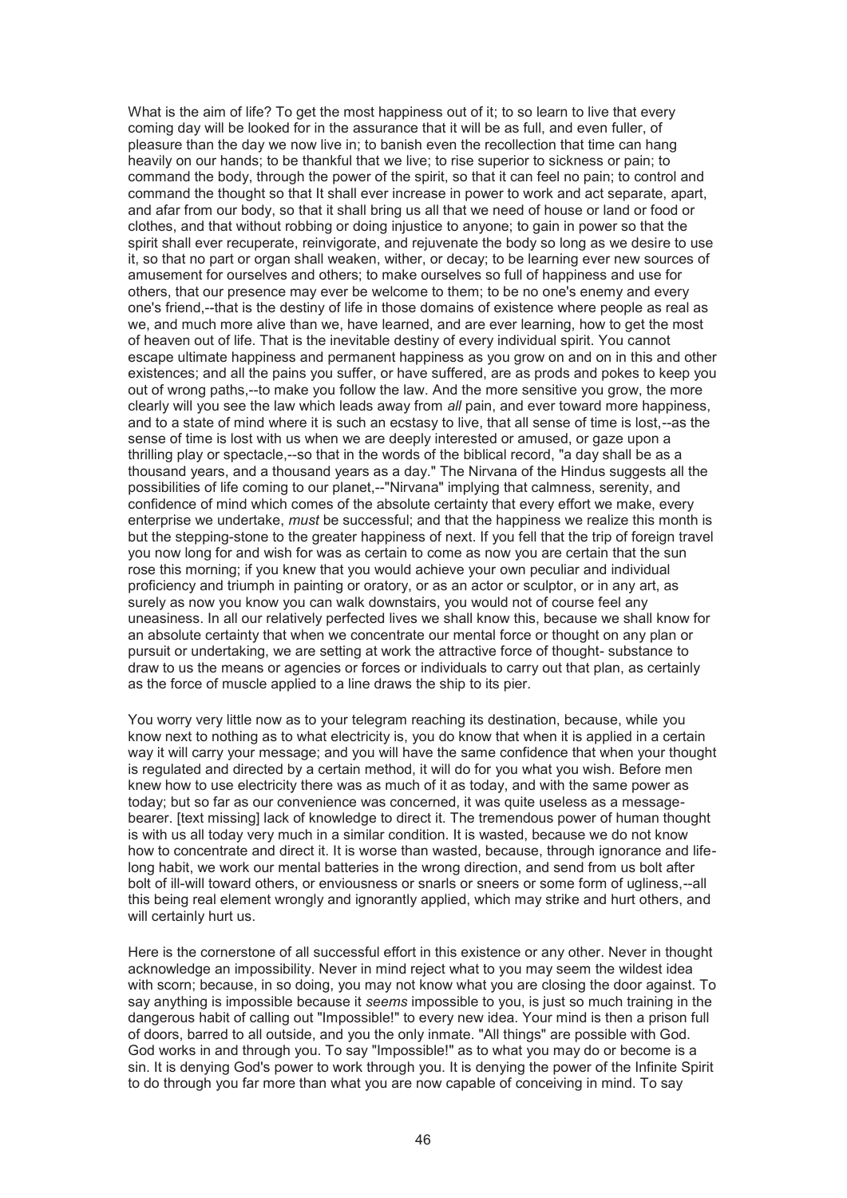What is the aim of life? To get the most happiness out of it; to so learn to live that every coming day will be looked for in the assurance that it will be as full, and even fuller, of pleasure than the day we now live in; to banish even the recollection that time can hang heavily on our hands; to be thankful that we live; to rise superior to sickness or pain; to command the body, through the power of the spirit, so that it can feel no pain; to control and command the thought so that It shall ever increase in power to work and act separate, apart, and afar from our body, so that it shall bring us all that we need of house or land or food or clothes, and that without robbing or doing injustice to anyone; to gain in power so that the spirit shall ever recuperate, reinvigorate, and rejuvenate the body so long as we desire to use it, so that no part or organ shall weaken, wither, or decay; to be learning ever new sources of amusement for ourselves and others; to make ourselves so full of happiness and use for others, that our presence may ever be welcome to them; to be no one's enemy and every one's friend,--that is the destiny of life in those domains of existence where people as real as we, and much more alive than we, have learned, and are ever learning, how to get the most of heaven out of life. That is the inevitable destiny of every individual spirit. You cannot escape ultimate happiness and permanent happiness as you grow on and on in this and other existences; and all the pains you suffer, or have suffered, are as prods and pokes to keep you out of wrong paths,--to make you follow the law. And the more sensitive you grow, the more clearly will you see the law which leads away from *all* pain, and ever toward more happiness, and to a state of mind where it is such an ecstasy to live, that all sense of time is lost,--as the sense of time is lost with us when we are deeply interested or amused, or gaze upon a thrilling play or spectacle,--so that in the words of the biblical record, "a day shall be as a thousand years, and a thousand years as a day." The Nirvana of the Hindus suggests all the possibilities of life coming to our planet,--"Nirvana" implying that calmness, serenity, and confidence of mind which comes of the absolute certainty that every effort we make, every enterprise we undertake, *must* be successful; and that the happiness we realize this month is but the stepping-stone to the greater happiness of next. If you fell that the trip of foreign travel you now long for and wish for was as certain to come as now you are certain that the sun rose this morning; if you knew that you would achieve your own peculiar and individual proficiency and triumph in painting or oratory, or as an actor or sculptor, or in any art, as surely as now you know you can walk downstairs, you would not of course feel any uneasiness. In all our relatively perfected lives we shall know this, because we shall know for an absolute certainty that when we concentrate our mental force or thought on any plan or pursuit or undertaking, we are setting at work the attractive force of thought- substance to draw to us the means or agencies or forces or individuals to carry out that plan, as certainly as the force of muscle applied to a line draws the ship to its pier.

You worry very little now as to your telegram reaching its destination, because, while you know next to nothing as to what electricity is, you do know that when it is applied in a certain way it will carry your message; and you will have the same confidence that when your thought is regulated and directed by a certain method, it will do for you what you wish. Before men knew how to use electricity there was as much of it as today, and with the same power as today; but so far as our convenience was concerned, it was quite useless as a message-bearer. [text missing] lack of knowledge to direct it. The tremendous power of human thought is with us all today very much in a similar condition. It is wasted, because we do not know how to concentrate and direct it. It is worse than wasted, because, through ignorance and life-long habit, we work our mental batteries in the wrong direction, and send from us bolt after bolt of ill-will toward others, or enviousness or snarls or sneers or some form of ugliness,--all this being real element wrongly and ignorantly applied, which may strike and hurt others, and will certainly hurt us.

Here is the cornerstone of all successful effort in this existence or any other. Never in thought acknowledge an impossibility. Never in mind reject what to you may seem the wildest idea with scorn; because, in so doing, you may not know what you are closing the door against. To say anything is impossible because it *seems* impossible to you, is just so much training in the dangerous habit of calling out "Impossible!" to every new idea. Your mind is then a prison full of doors, barred to all outside, and you the only inmate. "All things" are possible with God. God works in and through you. To say "Impossible!" as to what you may do or become is a sin. It is denying God's power to work through you. It is denying the power of the Infinite Spirit to do through you far more than what you are now capable of conceiving in mind. To say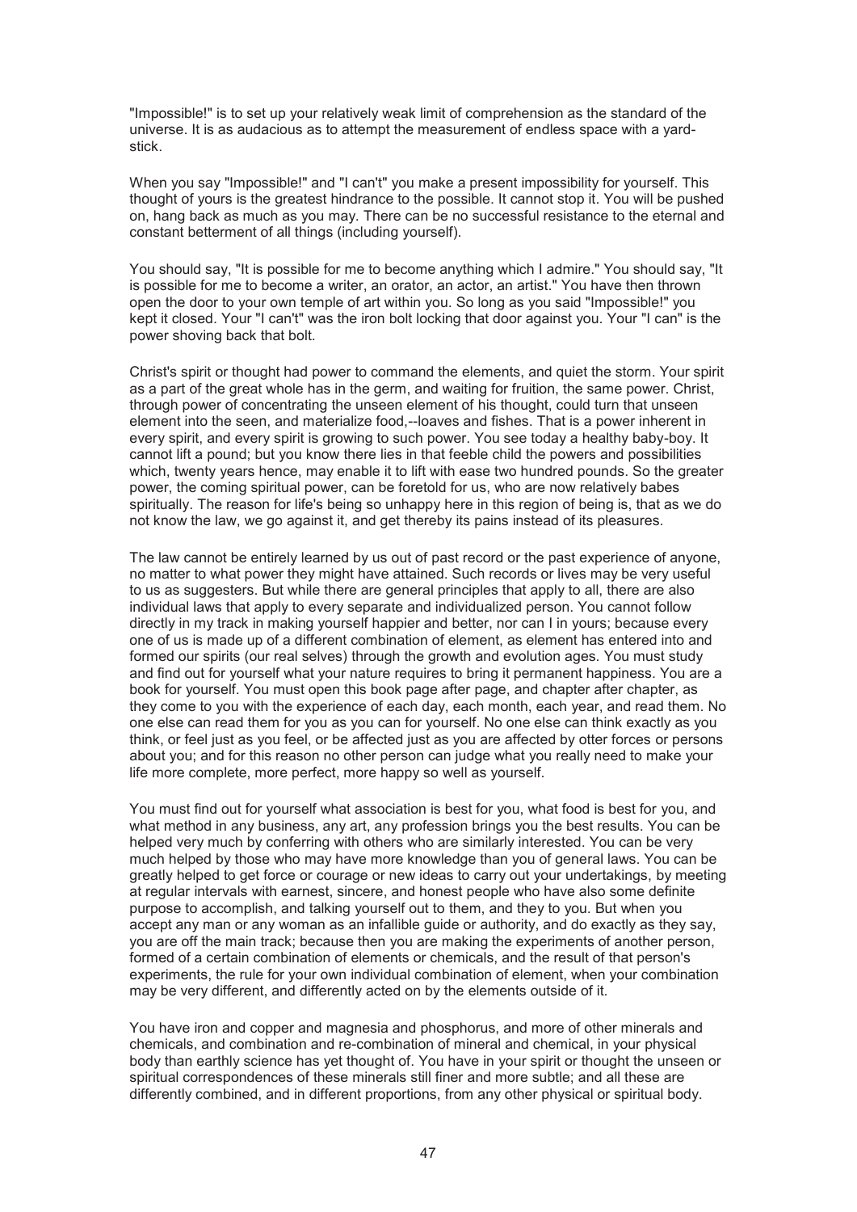"Impossible!" is to set up your relatively weak limit of comprehension as the standard of the universe. It is as audacious as to attempt the measurement of endless space with a yard-stick.

When you say "Impossible!" and "I can't" you make a present impossibility for yourself. This thought of yours is the greatest hindrance to the possible. It cannot stop it. You will be pushed on, hang back as much as you may. There can be no successful resistance to the eternal and constant betterment of all things (including yourself).

You should say, "It is possible for me to become anything which I admire." You should say, "It is possible for me to become a writer, an orator, an actor, an artist." You have then thrown open the door to your own temple of art within you. So long as you said "Impossible!" you kept it closed. Your "I can't" was the iron bolt locking that door against you. Your "I can" is the power shoving back that bolt.

Christ's spirit or thought had power to command the elements, and quiet the storm. Your spirit as a part of the great whole has in the germ, and waiting for fruition, the same power. Christ, through power of concentrating the unseen element of his thought, could turn that unseen element into the seen, and materialize food,--loaves and fishes. That is a power inherent in every spirit, and every spirit is growing to such power. You see today a healthy baby-boy. It cannot lift a pound; but you know there lies in that feeble child the powers and possibilities which, twenty years hence, may enable it to lift with ease two hundred pounds. So the greater power, the coming spiritual power, can be foretold for us, who are now relatively babes spiritually. The reason for life's being so unhappy here in this region of being is, that as we do not know the law, we go against it, and get thereby its pains instead of its pleasures.

The law cannot be entirely learned by us out of past record or the past experience of anyone, no matter to what power they might have attained. Such records or lives may be very useful to us as suggesters. But while there are general principles that apply to all, there are also individual laws that apply to every separate and individualized person. You cannot follow directly in my track in making yourself happier and better, nor can I in yours; because every one of us is made up of a different combination of element, as element has entered into and formed our spirits (our real selves) through the growth and evolution ages. You must study and find out for yourself what your nature requires to bring it permanent happiness. You are a book for yourself. You must open this book page after page, and chapter after chapter, as they come to you with the experience of each day, each month, each year, and read them. No one else can read them for you as you can for yourself. No one else can think exactly as you think, or feel just as you feel, or be affected just as you are affected by otter forces or persons about you; and for this reason no other person can judge what you really need to make your life more complete, more perfect, more happy so well as yourself.

You must find out for yourself what association is best for you, what food is best for you, and what method in any business, any art, any profession brings you the best results. You can be helped very much by conferring with others who are similarly interested. You can be very much helped by those who may have more knowledge than you of general laws. You can be greatly helped to get force or courage or new ideas to carry out your undertakings, by meeting at regular intervals with earnest, sincere, and honest people who have also some definite purpose to accomplish, and talking yourself out to them, and they to you. But when you accept any man or any woman as an infallible guide or authority, and do exactly as they say, you are off the main track; because then you are making the experiments of another person, formed of a certain combination of elements or chemicals, and the result of that person's experiments, the rule for your own individual combination of element, when your combination may be very different, and differently acted on by the elements outside of it.

You have iron and copper and magnesia and phosphorus, and more of other minerals and chemicals, and combination and re-combination of mineral and chemical, in your physical body than earthly science has yet thought of. You have in your spirit or thought the unseen or spiritual correspondences of these minerals still finer and more subtle; and all these are differently combined, and in different proportions, from any other physical or spiritual body.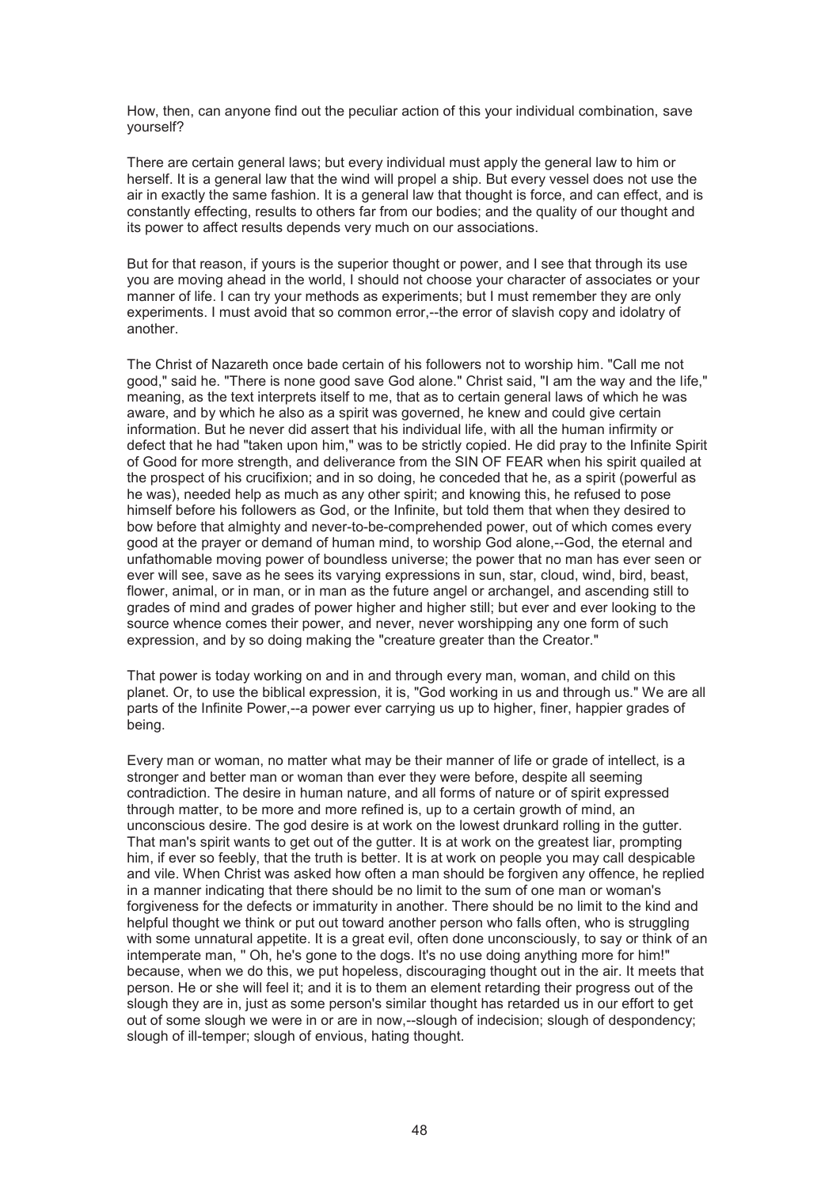How, then, can anyone find out the peculiar action of this your individual combination, save yourself?

There are certain general laws; but every individual must apply the general law to him or herself. It is a general law that the wind will propel a ship. But every vessel does not use the air in exactly the same fashion. It is a general law that thought is force, and can effect, and is constantly effecting, results to others far from our bodies; and the quality of our thought and its power to affect results depends very much on our associations.

But for that reason, if yours is the superior thought or power, and I see that through its use you are moving ahead in the world, I should not choose your character of associates or your manner of life. I can try your methods as experiments; but I must remember they are only experiments. I must avoid that so common error,--the error of slavish copy and idolatry of another.

The Christ of Nazareth once bade certain of his followers not to worship him. "Call me not good," said he. "There is none good save God alone." Christ said, "I am the way and the life," meaning, as the text interprets itself to me, that as to certain general laws of which he was aware, and by which he also as a spirit was governed, he knew and could give certain information. But he never did assert that his individual life, with all the human infirmity or defect that he had "taken upon him," was to be strictly copied. He did pray to the Infinite Spirit of Good for more strength, and deliverance from the SIN OF FEAR when his spirit quailed at the prospect of his crucifixion; and in so doing, he conceded that he, as a spirit (powerful as he was), needed help as much as any other spirit; and knowing this, he refused to pose himself before his followers as God, or the Infinite, but told them that when they desired to bow before that almighty and never-to-be-comprehended power, out of which comes every good at the prayer or demand of human mind, to worship God alone,--God, the eternal and unfathomable moving power of boundless universe; the power that no man has ever seen or ever will see, save as he sees its varying expressions in sun, star, cloud, wind, bird, beast, flower, animal, or in man, or in man as the future angel or archangel, and ascending still to grades of mind and grades of power higher and higher still; but ever and ever looking to the source whence comes their power, and never, never worshipping any one form of such expression, and by so doing making the "creature greater than the Creator."

That power is today working on and in and through every man, woman, and child on this planet. Or, to use the biblical expression, it is, "God working in us and through us." We are all parts of the Infinite Power,--a power ever carrying us up to higher, finer, happier grades of being.

Every man or woman, no matter what may be their manner of life or grade of intellect, is a stronger and better man or woman than ever they were before, despite all seeming contradiction. The desire in human nature, and all forms of nature or of spirit expressed through matter, to be more and more refined is, up to a certain growth of mind, an unconscious desire. The god desire is at work on the lowest drunkard rolling in the gutter. That man's spirit wants to get out of the gutter. It is at work on the greatest liar, prompting him, if ever so feebly, that the truth is better. It is at work on people you may call despicable and vile. When Christ was asked how often a man should be forgiven any offence, he replied in a manner indicating that there should be no limit to the sum of one man or woman's forgiveness for the defects or immaturity in another. There should be no limit to the kind and helpful thought we think or put out toward another person who falls often, who is struggling with some unnatural appetite. It is a great evil, often done unconsciously, to say or think of an intemperate man, " Oh, he's gone to the dogs. It's no use doing anything more for him!" because, when we do this, we put hopeless, discouraging thought out in the air. It meets that person. He or she will feel it; and it is to them an element retarding their progress out of the slough they are in, just as some person's similar thought has retarded us in our effort to get out of some slough we were in or are in now,--slough of indecision; slough of despondency; slough of ill-temper; slough of envious, hating thought.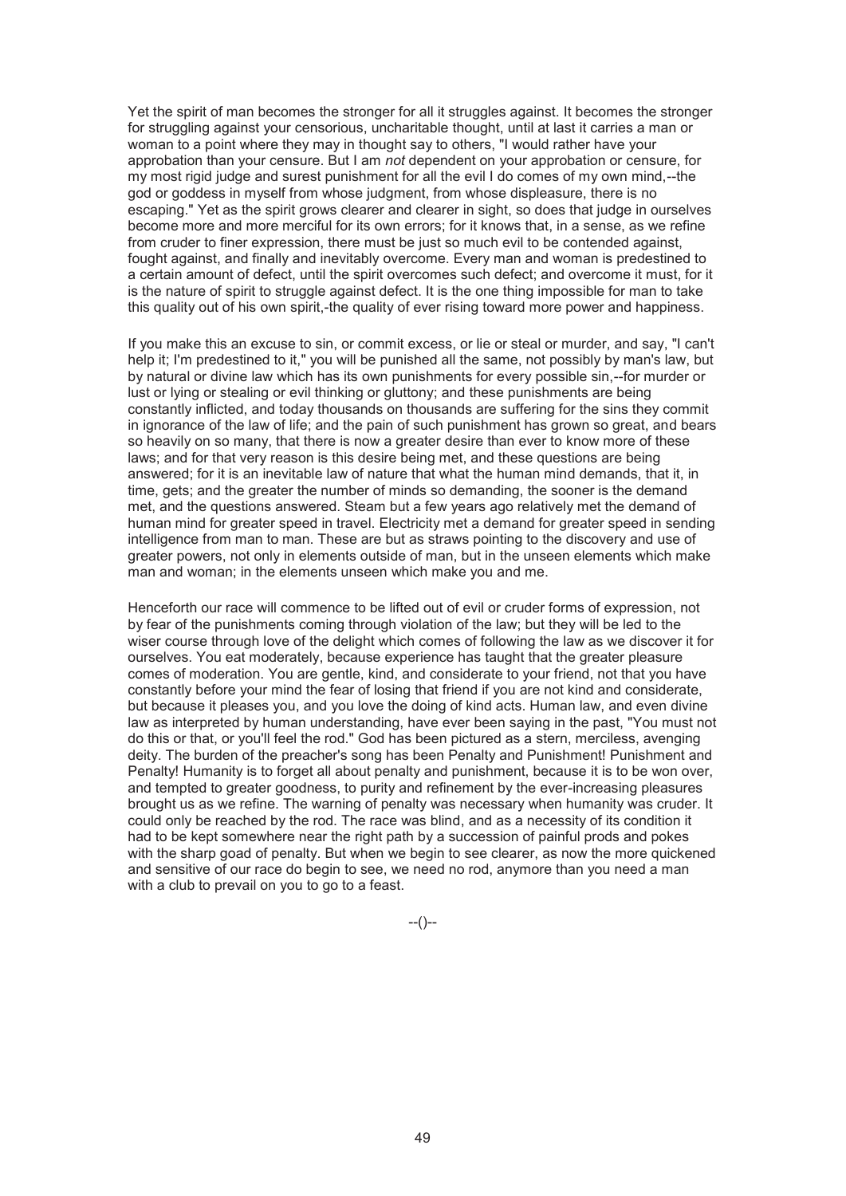Yet the spirit of man becomes the stronger for all it struggles against. It becomes the stronger for struggling against your censorious, uncharitable thought, until at last it carries a man or woman to a point where they may in thought say to others, "I would rather have your approbation than your censure. But I am *not* dependent on your approbation or censure, for my most rigid judge and surest punishment for all the evil I do comes of my own mind,--the god or goddess in myself from whose judgment, from whose displeasure, there is no escaping." Yet as the spirit grows clearer and clearer in sight, so does that judge in ourselves become more and more merciful for its own errors; for it knows that, in a sense, as we refine from cruder to finer expression, there must be just so much evil to be contended against, fought against, and finally and inevitably overcome. Every man and woman is predestined to a certain amount of defect, until the spirit overcomes such defect; and overcome it must, for it is the nature of spirit to struggle against defect. It is the one thing impossible for man to take this quality out of his own spirit,-the quality of ever rising toward more power and happiness.

If you make this an excuse to sin, or commit excess, or lie or steal or murder, and say, "I can't help it; I'm predestined to it," you will be punished all the same, not possibly by man's law, but by natural or divine law which has its own punishments for every possible sin,--for murder or lust or lying or stealing or evil thinking or gluttony; and these punishments are being constantly inflicted, and today thousands on thousands are suffering for the sins they commit in ignorance of the law of life; and the pain of such punishment has grown so great, and bears so heavily on so many, that there is now a greater desire than ever to know more of these laws; and for that very reason is this desire being met, and these questions are being answered; for it is an inevitable law of nature that what the human mind demands, that it, in time, gets; and the greater the number of minds so demanding, the sooner is the demand met, and the questions answered. Steam but a few years ago relatively met the demand of human mind for greater speed in travel. Electricity met a demand for greater speed in sending intelligence from man to man. These are but as straws pointing to the discovery and use of greater powers, not only in elements outside of man, but in the unseen elements which make man and woman; in the elements unseen which make you and me.

Henceforth our race will commence to be lifted out of evil or cruder forms of expression, not by fear of the punishments coming through violation of the law; but they will be led to the wiser course through love of the delight which comes of following the law as we discover it for ourselves. You eat moderately, because experience has taught that the greater pleasure comes of moderation. You are gentle, kind, and considerate to your friend, not that you have constantly before your mind the fear of losing that friend if you are not kind and considerate, but because it pleases you, and you love the doing of kind acts. Human law, and even divine law as interpreted by human understanding, have ever been saying in the past, "You must not do this or that, or you'll feel the rod." God has been pictured as a stern, merciless, avenging deity. The burden of the preacher's song has been Penalty and Punishment! Punishment and Penalty! Humanity is to forget all about penalty and punishment, because it is to be won over, and tempted to greater goodness, to purity and refinement by the ever-increasing pleasures brought us as we refine. The warning of penalty was necessary when humanity was cruder. It could only be reached by the rod. The race was blind, and as a necessity of its condition it had to be kept somewhere near the right path by a succession of painful prods and pokes with the sharp goad of penalty. But when we begin to see clearer, as now the more quickened and sensitive of our race do begin to see, we need no rod, anymore than you need a man with a club to prevail on you to go to a feast.

--()--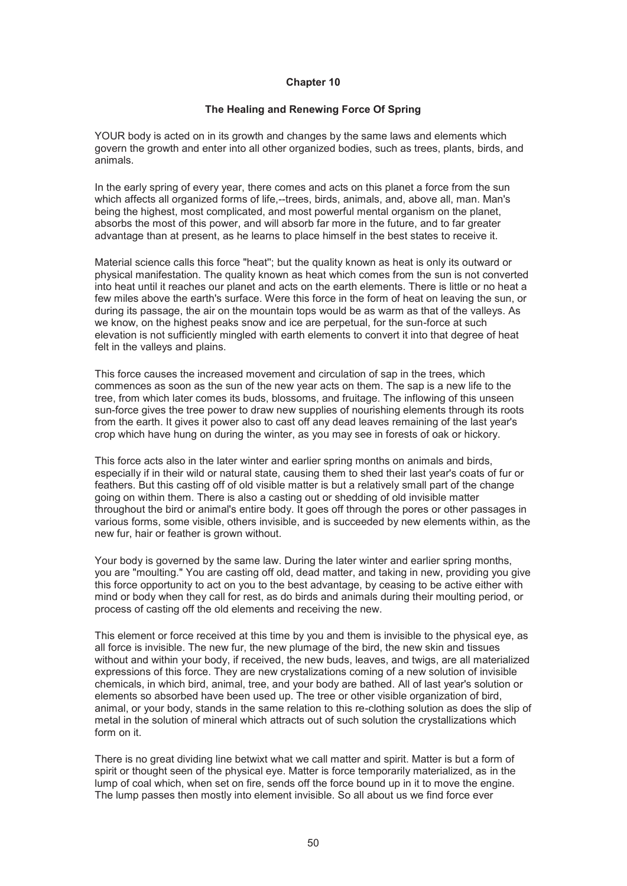# Chapter 10

## The Healing and Renewing Force Of Spring

YOUR body is acted on in its growth and changes by the same laws and elements which govern the growth and enter into all other organized bodies, such as trees, plants, birds, and animals.

In the early spring of every year, there comes and acts on this planet a force from the sun which affects all organized forms of life,--trees, birds, animals, and, above all, man. Man's being the highest, most complicated, and most powerful mental organism on the planet, absorbs the most of this power, and will absorb far more in the future, and to far greater advantage than at present, as he learns to place himself in the best states to receive it.

Material science calls this force "heat"; but the quality known as heat is only its outward or physical manifestation. The quality known as heat which comes from the sun is not converted into heat until it reaches our planet and acts on the earth elements. There is little or no heat a few miles above the earth's surface. Were this force in the form of heat on leaving the sun, or during its passage, the air on the mountain tops would be as warm as that of the valleys. As we know, on the highest peaks snow and ice are perpetual, for the sun-force at such elevation is not sufficiently mingled with earth elements to convert it into that degree of heat felt in the valleys and plains.

This force causes the increased movement and circulation of sap in the trees, which commences as soon as the sun of the new year acts on them. The sap is a new life to the tree, from which later comes its buds, blossoms, and fruitage. The inflowing of this unseen sun-force gives the tree power to draw new supplies of nourishing elements through its roots from the earth. It gives it power also to cast off any dead leaves remaining of the last year's crop which have hung on during the winter, as you may see in forests of oak or hickory.

This force acts also in the later winter and earlier spring months on animals and birds, especially if in their wild or natural state, causing them to shed their last year's coats of fur or feathers. But this casting off of old visible matter is but a relatively small part of the change going on within them. There is also a casting out or shedding of old invisible matter throughout the bird or animal's entire body. It goes off through the pores or other passages in various forms, some visible, others invisible, and is succeeded by new elements within, as the new fur, hair or feather is grown without.

Your body is governed by the same law. During the later winter and earlier spring months, you are "moulting." You are casting off old, dead matter, and taking in new, providing you give this force opportunity to act on you to the best advantage, by ceasing to be active either with mind or body when they call for rest, as do birds and animals during their moulting period, or process of casting off the old elements and receiving the new.

This element or force received at this time by you and them is invisible to the physical eye, as all force is invisible. The new fur, the new plumage of the bird, the new skin and tissues without and within your body, if received, the new buds, leaves, and twigs, are all materialized expressions of this force. They are new crystalizations coming of a new solution of invisible chemicals, in which bird, animal, tree, and your body are bathed. All of last year's solution or elements so absorbed have been used up. The tree or other visible organization of bird, animal, or your body, stands in the same relation to this re-clothing solution as does the slip of metal in the solution of mineral which attracts out of such solution the crystallizations which form on it.

There is no great dividing line betwixt what we call matter and spirit. Matter is but a form of spirit or thought seen of the physical eye. Matter is force temporarily materialized, as in the lump of coal which, when set on fire, sends off the force bound up in it to move the engine. The lump passes then mostly into element invisible. So all about us we find force ever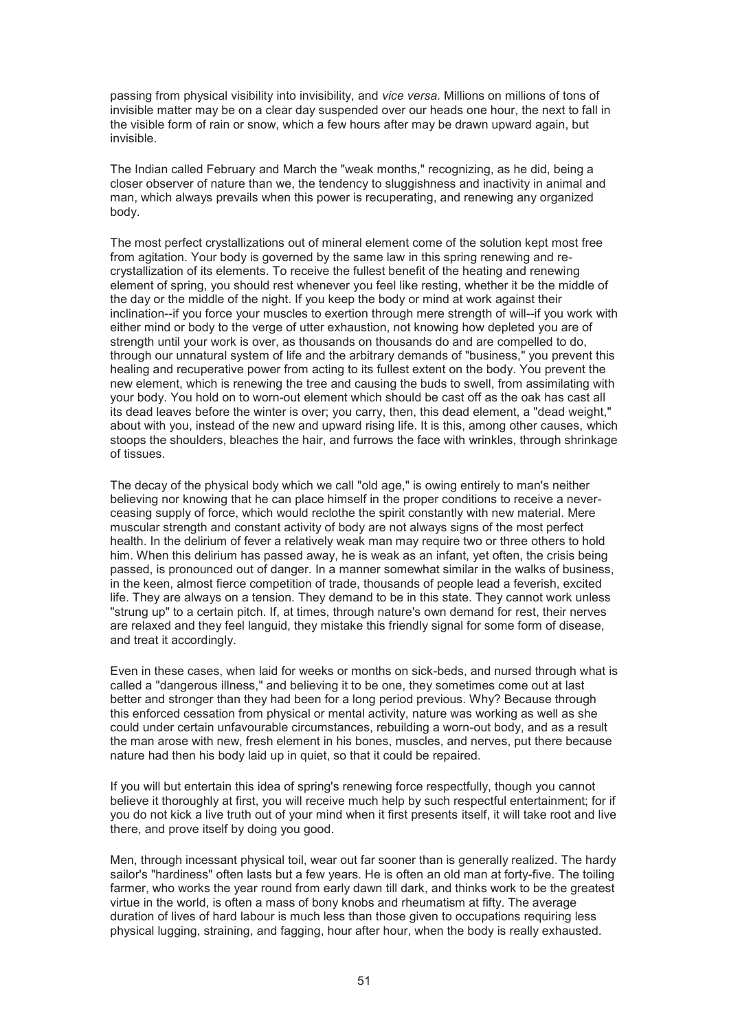passing from physical visibility into invisibility, and *vice versa.* Millions on millions of tons of invisible matter may be on a clear day suspended over our heads one hour, the next to fall in the visible form of rain or snow, which a few hours after may be drawn upward again, but invisible.

The Indian called February and March the "weak months," recognizing, as he did, being a closer observer of nature than we, the tendency to sluggishness and inactivity in animal and man, which always prevails when this power is recuperating, and renewing any organized body.

The most perfect crystallizations out of mineral element come of the solution kept most free from agitation. Your body is governed by the same law in this spring renewing and re-crystallization of its elements. To receive the fullest benefit of the heating and renewing element of spring, you should rest whenever you feel like resting, whether it be the middle of the day or the middle of the night. If you keep the body or mind at work against their inclination--if you force your muscles to exertion through mere strength of will--if you work with either mind or body to the verge of utter exhaustion, not knowing how depleted you are of strength until your work is over, as thousands on thousands do and are compelled to do, through our unnatural system of life and the arbitrary demands of "business," you prevent this healing and recuperative power from acting to its fullest extent on the body. You prevent the new element, which is renewing the tree and causing the buds to swell, from assimilating with your body. You hold on to worn-out element which should be cast off as the oak has cast all its dead leaves before the winter is over; you carry, then, this dead element, a "dead weight," about with you, instead of the new and upward rising life. It is this, among other causes, which stoops the shoulders, bleaches the hair, and furrows the face with wrinkles, through shrinkage of tissues.

The decay of the physical body which we call "old age," is owing entirely to man's neither believing nor knowing that he can place himself in the proper conditions to receive a never-ceasing supply of force, which would reclothe the spirit constantly with new material. Mere muscular strength and constant activity of body are not always signs of the most perfect health. In the delirium of fever a relatively weak man may require two or three others to hold him. When this delirium has passed away, he is weak as an infant, yet often, the crisis being passed, is pronounced out of danger. In a manner somewhat similar in the walks of business, in the keen, almost fierce competition of trade, thousands of people lead a feverish, excited life. They are always on a tension. They demand to be in this state. They cannot work unless "strung up" to a certain pitch. If, at times, through nature's own demand for rest, their nerves are relaxed and they feel languid, they mistake this friendly signal for some form of disease, and treat it accordingly.

Even in these cases, when laid for weeks or months on sick-beds, and nursed through what is called a "dangerous illness," and believing it to be one, they sometimes come out at last better and stronger than they had been for a long period previous. Why? Because through this enforced cessation from physical or mental activity, nature was working as well as she could under certain unfavourable circumstances, rebuilding a worn-out body, and as a result the man arose with new, fresh element in his bones, muscles, and nerves, put there because nature had then his body laid up in quiet, so that it could be repaired.

If you will but entertain this idea of spring's renewing force respectfully, though you cannot believe it thoroughly at first, you will receive much help by such respectful entertainment; for if you do not kick a live truth out of your mind when it first presents itself, it will take root and live there, and prove itself by doing you good.

Men, through incessant physical toil, wear out far sooner than is generally realized. The hardy sailor's "hardiness" often lasts but a few years. He is often an old man at forty-five. The toiling farmer, who works the year round from early dawn till dark, and thinks work to be the greatest virtue in the world, is often a mass of bony knobs and rheumatism at fifty. The average duration of lives of hard labour is much less than those given to occupations requiring less physical lugging, straining, and fagging, hour after hour, when the body is really exhausted.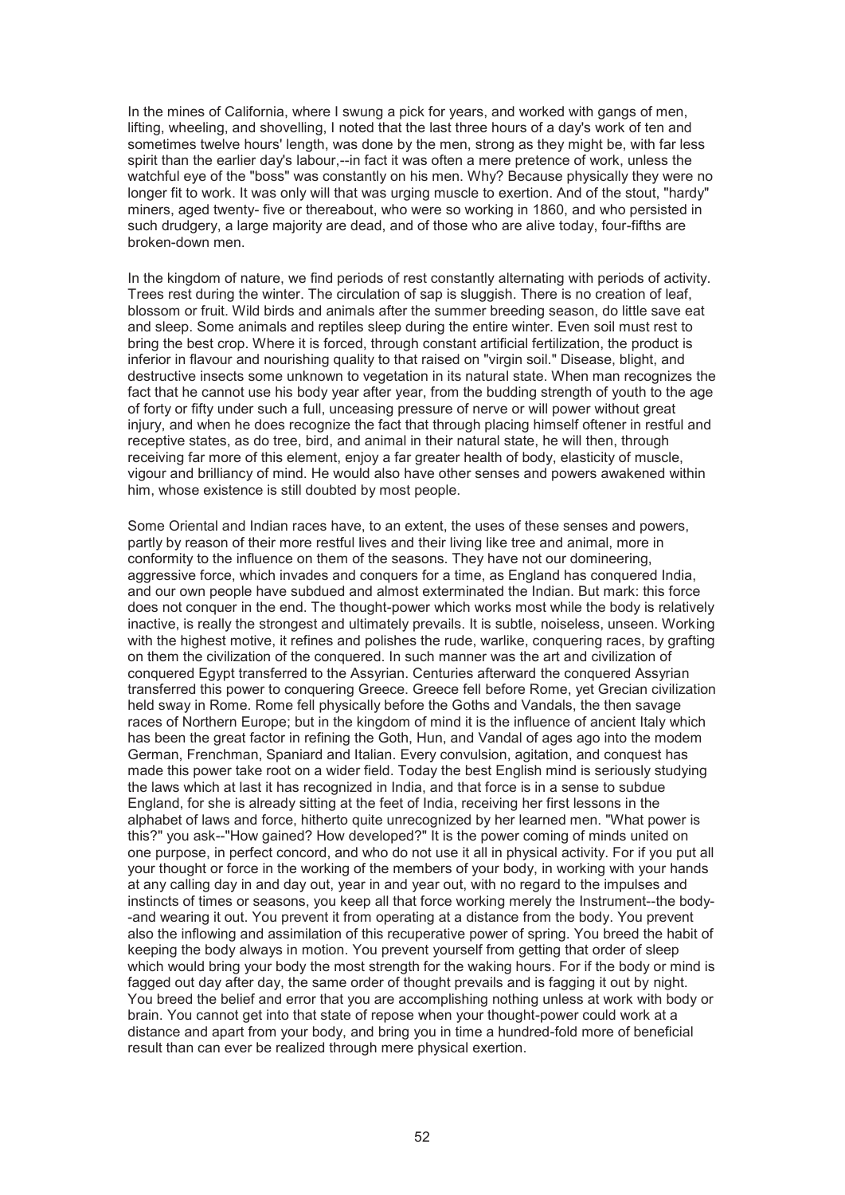In the mines of California, where I swung a pick for years, and worked with gangs of men, lifting, wheeling, and shovelling, I noted that the last three hours of a day's work of ten and sometimes twelve hours' length, was done by the men, strong as they might be, with far less spirit than the earlier day's labour,--in fact it was often a mere pretence of work, unless the watchful eye of the "boss" was constantly on his men. Why? Because physically they were no longer fit to work. It was only will that was urging muscle to exertion. And of the stout, "hardy" miners, aged twenty- five or thereabout, who were so working in 1860, and who persisted in such drudgery, a large majority are dead, and of those who are alive today, four-fifths are broken-down men.

In the kingdom of nature, we find periods of rest constantly alternating with periods of activity. Trees rest during the winter. The circulation of sap is sluggish. There is no creation of leaf, blossom or fruit. Wild birds and animals after the summer breeding season, do little save eat and sleep. Some animals and reptiles sleep during the entire winter. Even soil must rest to bring the best crop. Where it is forced, through constant artificial fertilization, the product is inferior in flavour and nourishing quality to that raised on "virgin soil." Disease, blight, and destructive insects some unknown to vegetation in its natural state. When man recognizes the fact that he cannot use his body year after year, from the budding strength of youth to the age of forty or fifty under such a full, unceasing pressure of nerve or will power without great injury, and when he does recognize the fact that through placing himself oftener in restful and receptive states, as do tree, bird, and animal in their natural state, he will then, through receiving far more of this element, enjoy a far greater health of body, elasticity of muscle, vigour and brilliancy of mind. He would also have other senses and powers awakened within him, whose existence is still doubted by most people.

Some Oriental and Indian races have, to an extent, the uses of these senses and powers, partly by reason of their more restful lives and their living like tree and animal, more in conformity to the influence on them of the seasons. They have not our domineering, aggressive force, which invades and conquers for a time, as England has conquered India, and our own people have subdued and almost exterminated the Indian. But mark: this force does not conquer in the end. The thought-power which works most while the body is relatively inactive, is really the strongest and ultimately prevails. It is subtle, noiseless, unseen. Working with the highest motive, it refines and polishes the rude, warlike, conquering races, by grafting on them the civilization of the conquered. In such manner was the art and civilization of conquered Egypt transferred to the Assyrian. Centuries afterward the conquered Assyrian transferred this power to conquering Greece. Greece fell before Rome, yet Grecian civilization held sway in Rome. Rome fell physically before the Goths and Vandals, the then savage races of Northern Europe; but in the kingdom of mind it is the influence of ancient Italy which has been the great factor in refining the Goth, Hun, and Vandal of ages ago into the modem German, Frenchman, Spaniard and Italian. Every convulsion, agitation, and conquest has made this power take root on a wider field. Today the best English mind is seriously studying the laws which at last it has recognized in India, and that force is in a sense to subdue England, for she is already sitting at the feet of India, receiving her first lessons in the alphabet of laws and force, hitherto quite unrecognized by her learned men. "What power is this?" you ask--"How gained? How developed?" It is the power coming of minds united on one purpose, in perfect concord, and who do not use it all in physical activity. For if you put all your thought or force in the working of the members of your body, in working with your hands at any calling day in and day out, year in and year out, with no regard to the impulses and instincts of times or seasons, you keep all that force working merely the Instrument--the body--and wearing it out. You prevent it from operating at a distance from the body. You prevent also the inflowing and assimilation of this recuperative power of spring. You breed the habit of keeping the body always in motion. You prevent yourself from getting that order of sleep which would bring your body the most strength for the waking hours. For if the body or mind is fagged out day after day, the same order of thought prevails and is fagging it out by night. You breed the belief and error that you are accomplishing nothing unless at work with body or brain. You cannot get into that state of repose when your thought-power could work at a distance and apart from your body, and bring you in time a hundred-fold more of beneficial result than can ever be realized through mere physical exertion.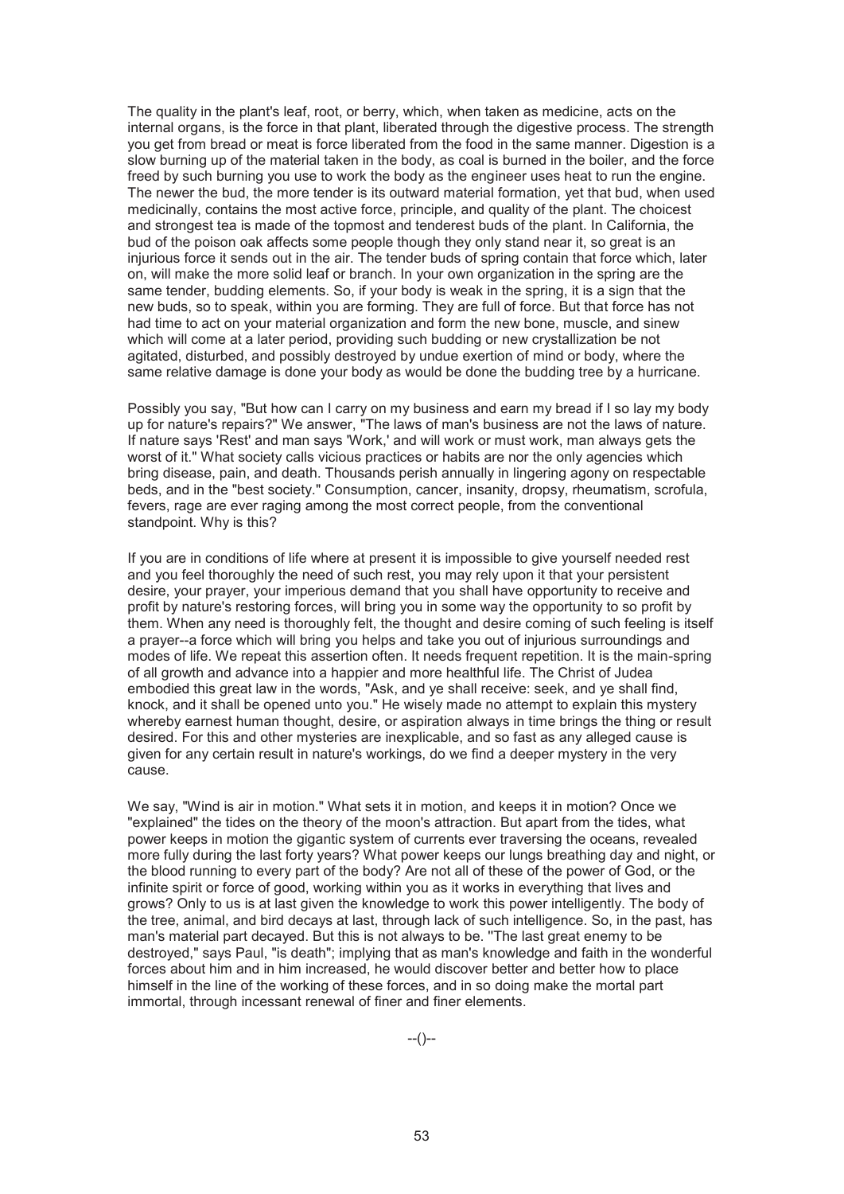The quality in the plant's leaf, root, or berry, which, when taken as medicine, acts on the internal organs, is the force in that plant, liberated through the digestive process. The strength you get from bread or meat is force liberated from the food in the same manner. Digestion is a slow burning up of the material taken in the body, as coal is burned in the boiler, and the force freed by such burning you use to work the body as the engineer uses heat to run the engine. The newer the bud, the more tender is its outward material formation, yet that bud, when used medicinally, contains the most active force, principle, and quality of the plant. The choicest and strongest tea is made of the topmost and tenderest buds of the plant. In California, the bud of the poison oak affects some people though they only stand near it, so great is an injurious force it sends out in the air. The tender buds of spring contain that force which, later on, will make the more solid leaf or branch. In your own organization in the spring are the same tender, budding elements. So, if your body is weak in the spring, it is a sign that the new buds, so to speak, within you are forming. They are full of force. But that force has not had time to act on your material organization and form the new bone, muscle, and sinew which will come at a later period, providing such budding or new crystallization be not agitated, disturbed, and possibly destroyed by undue exertion of mind or body, where the same relative damage is done your body as would be done the budding tree by a hurricane.

Possibly you say, "But how can I carry on my business and earn my bread if I so lay my body up for nature's repairs?" We answer, "The laws of man's business are not the laws of nature. If nature says 'Rest' and man says 'Work,' and will work or must work, man always gets the worst of it." What society calls vicious practices or habits are nor the only agencies which bring disease, pain, and death. Thousands perish annually in lingering agony on respectable beds, and in the "best society." Consumption, cancer, insanity, dropsy, rheumatism, scrofula, fevers, rage are ever raging among the most correct people, from the conventional standpoint. Why is this?

If you are in conditions of life where at present it is impossible to give yourself needed rest and you feel thoroughly the need of such rest, you may rely upon it that your persistent desire, your prayer, your imperious demand that you shall have opportunity to receive and profit by nature's restoring forces, will bring you in some way the opportunity to so profit by them. When any need is thoroughly felt, the thought and desire coming of such feeling is itself a prayer--a force which will bring you helps and take you out of injurious surroundings and modes of life. We repeat this assertion often. It needs frequent repetition. It is the main-spring of all growth and advance into a happier and more healthful life. The Christ of Judea embodied this great law in the words, "Ask, and ye shall receive: seek, and ye shall find, knock, and it shall be opened unto you." He wisely made no attempt to explain this mystery whereby earnest human thought, desire, or aspiration always in time brings the thing or result desired. For this and other mysteries are inexplicable, and so fast as any alleged cause is given for any certain result in nature's workings, do we find a deeper mystery in the very cause.

We say, "Wind is air in motion." What sets it in motion, and keeps it in motion? Once we "explained" the tides on the theory of the moon's attraction. But apart from the tides, what power keeps in motion the gigantic system of currents ever traversing the oceans, revealed more fully during the last forty years? What power keeps our lungs breathing day and night, or the blood running to every part of the body? Are not all of these of the power of God, or the infinite spirit or force of good, working within you as it works in everything that lives and grows? Only to us is at last given the knowledge to work this power intelligently. The body of the tree, animal, and bird decays at last, through lack of such intelligence. So, in the past, has man's material part decayed. But this is not always to be. "The last great enemy to be destroyed," says Paul, "is death"; implying that as man's knowledge and faith in the wonderful forces about him and in him increased, he would discover better and better how to place himself in the line of the working of these forces, and in so doing make the mortal part immortal, through incessant renewal of finer and finer elements.

--()--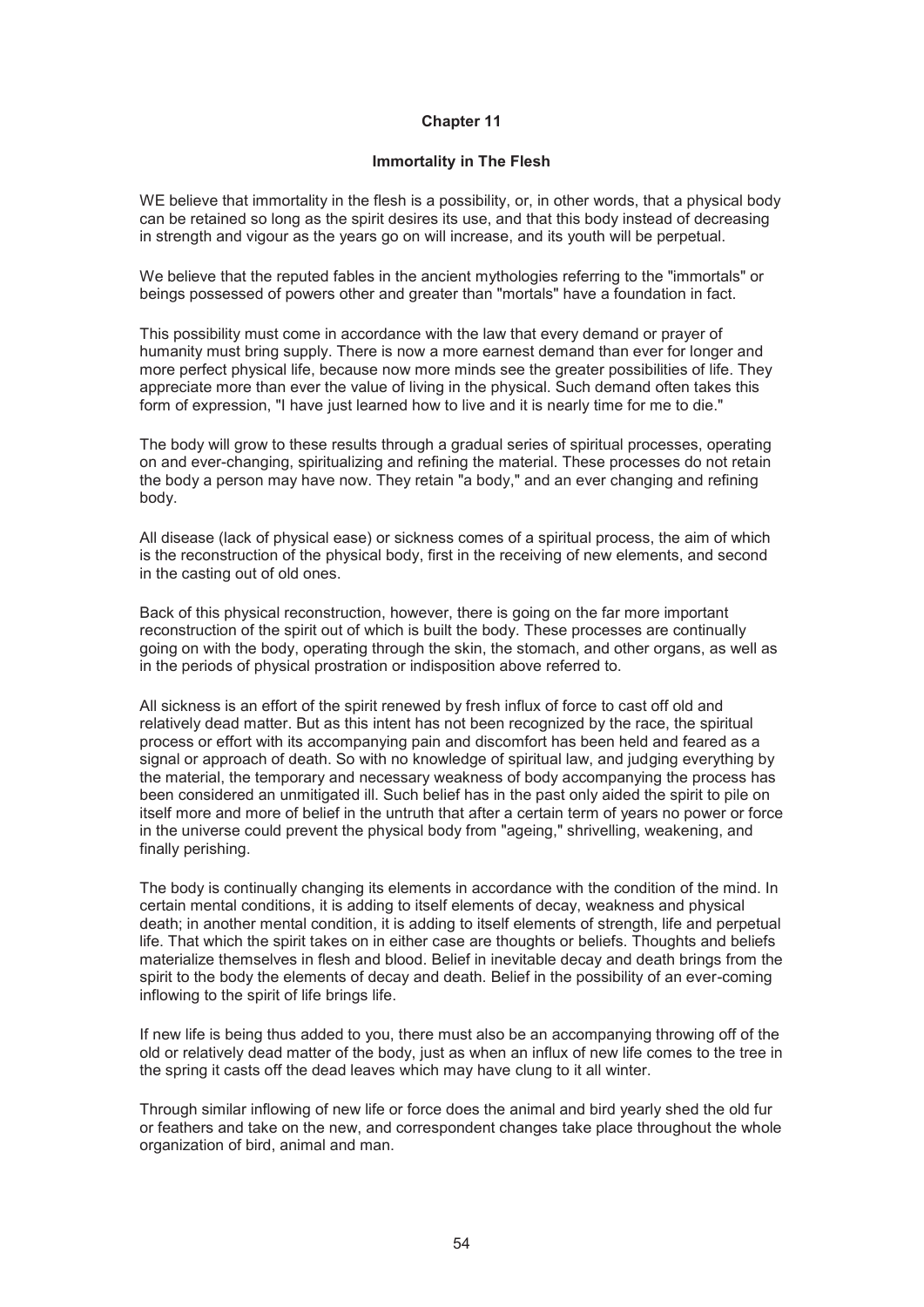## Chapter 11

### Immortality in The Flesh

WE believe that immortality in the flesh is a possibility, or, in other words, that a physical body can be retained so long as the spirit desires its use, and that this body instead of decreasing in strength and vigour as the years go on will increase, and its youth will be perpetual.

We believe that the reputed fables in the ancient mythologies referring to the "immortals" or beings possessed of powers other and greater than "mortals" have a foundation in fact.

This possibility must come in accordance with the law that every demand or prayer of humanity must bring supply. There is now a more earnest demand than ever for longer and more perfect physical life, because now more minds see the greater possibilities of life. They appreciate more than ever the value of living in the physical. Such demand often takes this form of expression, "I have just learned how to live and it is nearly time for me to die."

The body will grow to these results through a gradual series of spiritual processes, operating on and ever-changing, spiritualizing and refining the material. These processes do not retain the body a person may have now. They retain "a body," and an ever changing and refining body.

All disease (lack of physical ease) or sickness comes of a spiritual process, the aim of which is the reconstruction of the physical body, first in the receiving of new elements, and second in the casting out of old ones.

Back of this physical reconstruction, however, there is going on the far more important reconstruction of the spirit out of which is built the body. These processes are continually going on with the body, operating through the skin, the stomach, and other organs, as well as in the periods of physical prostration or indisposition above referred to.

All sickness is an effort of the spirit renewed by fresh influx of force to cast off old and relatively dead matter. But as this intent has not been recognized by the race, the spiritual process or effort with its accompanying pain and discomfort has been held and feared as a signal or approach of death. So with no knowledge of spiritual law, and judging everything by the material, the temporary and necessary weakness of body accompanying the process has been considered an unmitigated ill. Such belief has in the past only aided the spirit to pile on itself more and more of belief in the untruth that after a certain term of years no power or force in the universe could prevent the physical body from "ageing," shrivelling, weakening, and finally perishing.

The body is continually changing its elements in accordance with the condition of the mind. In certain mental conditions, it is adding to itself elements of decay, weakness and physical death; in another mental condition, it is adding to itself elements of strength, life and perpetual life. That which the spirit takes on in either case are thoughts or beliefs. Thoughts and beliefs materialize themselves in flesh and blood. Belief in inevitable decay and death brings from the spirit to the body the elements of decay and death. Belief in the possibility of an ever-coming inflowing to the spirit of life brings life.

If new life is being thus added to you, there must also be an accompanying throwing off of the old or relatively dead matter of the body, just as when an influx of new life comes to the tree in the spring it casts off the dead leaves which may have clung to it all winter.

Through similar inflowing of new life or force does the animal and bird yearly shed the old fur or feathers and take on the new, and correspondent changes take place throughout the whole organization of bird, animal and man.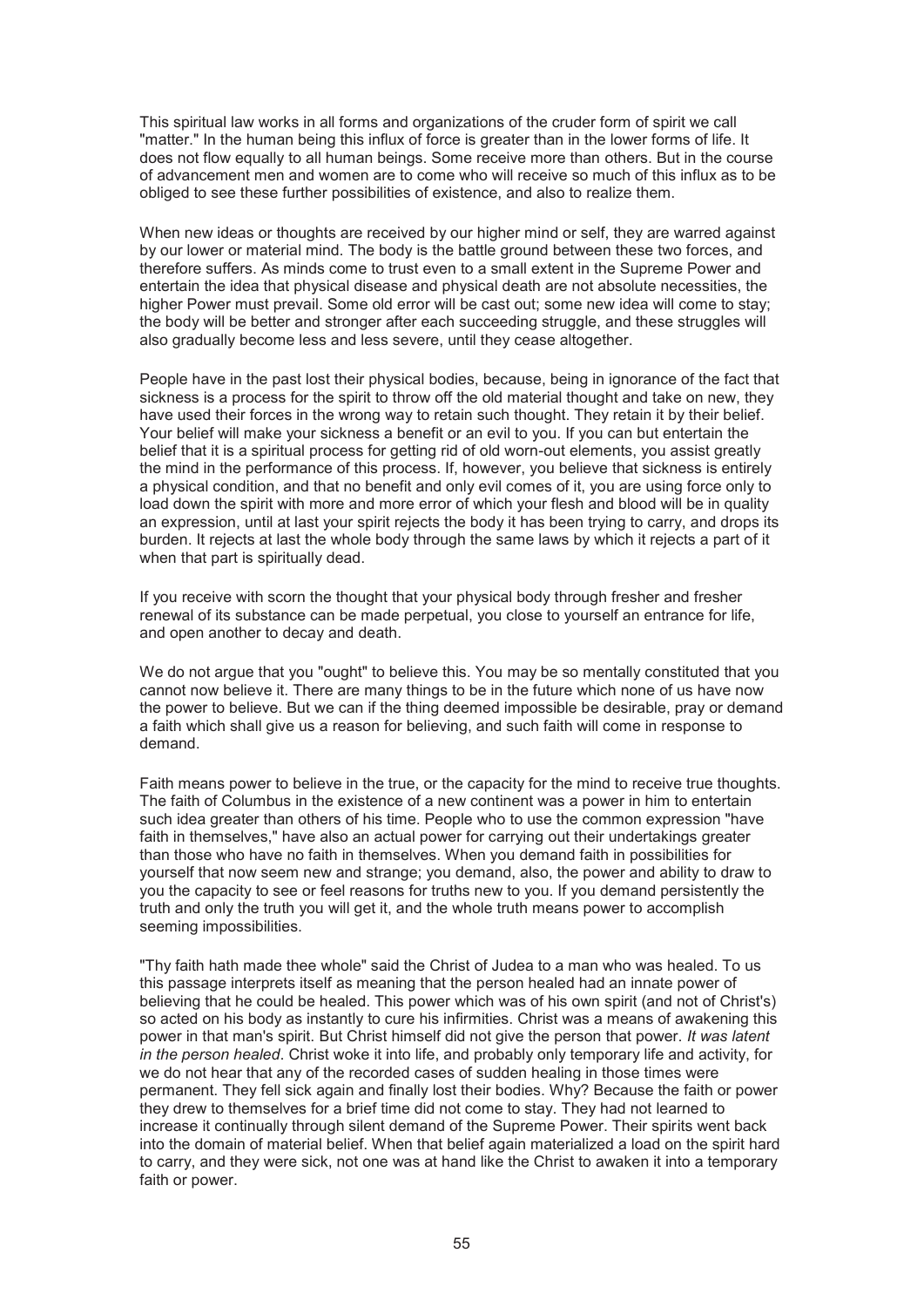This spiritual law works in all forms and organizations of the cruder form of spirit we call "matter." In the human being this influx of force is greater than in the lower forms of life. It does not flow equally to all human beings. Some receive more than others. But in the course of advancement men and women are to come who will receive so much of this influx as to be obliged to see these further possibilities of existence, and also to realize them.

When new ideas or thoughts are received by our higher mind or self, they are warred against by our lower or material mind. The body is the battle ground between these two forces, and therefore suffers. As minds come to trust even to a small extent in the Supreme Power and entertain the idea that physical disease and physical death are not absolute necessities, the higher Power must prevail. Some old error will be cast out; some new idea will come to stay; the body will be better and stronger after each succeeding struggle, and these struggles will also gradually become less and less severe, until they cease altogether.

People have in the past lost their physical bodies, because, being in ignorance of the fact that sickness is a process for the spirit to throw off the old material thought and take on new, they have used their forces in the wrong way to retain such thought. They retain it by their belief. Your belief will make your sickness a benefit or an evil to you. If you can but entertain the belief that it is a spiritual process for getting rid of old worn-out elements, you assist greatly the mind in the performance of this process. If, however, you believe that sickness is entirely a physical condition, and that no benefit and only evil comes of it, you are using force only to load down the spirit with more and more error of which your flesh and blood will be in quality an expression, until at last your spirit rejects the body it has been trying to carry, and drops its burden. It rejects at last the whole body through the same laws by which it rejects a part of it when that part is spiritually dead.

If you receive with scorn the thought that your physical body through fresher and fresher renewal of its substance can be made perpetual, you close to yourself an entrance for life, and open another to decay and death.

We do not argue that you "ought" to believe this. You may be so mentally constituted that you cannot now believe it. There are many things to be in the future which none of us have now the power to believe. But we can if the thing deemed impossible be desirable, pray or demand a faith which shall give us a reason for believing, and such faith will come in response to demand.

Faith means power to believe in the true, or the capacity for the mind to receive true thoughts. The faith of Columbus in the existence of a new continent was a power in him to entertain such idea greater than others of his time. People who to use the common expression "have faith in themselves," have also an actual power for carrying out their undertakings greater than those who have no faith in themselves. When you demand faith in possibilities for yourself that now seem new and strange; you demand, also, the power and ability to draw to you the capacity to see or feel reasons for truths new to you. If you demand persistently the truth and only the truth you will get it, and the whole truth means power to accomplish seeming impossibilities.

"Thy faith hath made thee whole" said the Christ of Judea to a man who was healed. To us this passage interprets itself as meaning that the person healed had an innate power of believing that he could be healed. This power which was of his own spirit (and not of Christ's) so acted on his body as instantly to cure his infirmities. Christ was a means of awakening this power in that man's spirit. But Christ himself did not give the person that power. *It was latent in the person healed*. Christ woke it into life, and probably only temporary life and activity, for we do not hear that any of the recorded cases of sudden healing in those times were permanent. They fell sick again and finally lost their bodies. Why? Because the faith or power they drew to themselves for a brief time did not come to stay. They had not learned to increase it continually through silent demand of the Supreme Power. Their spirits went back into the domain of material belief. When that belief again materialized a load on the spirit hard to carry, and they were sick, not one was at hand like the Christ to awaken it into a temporary faith or power.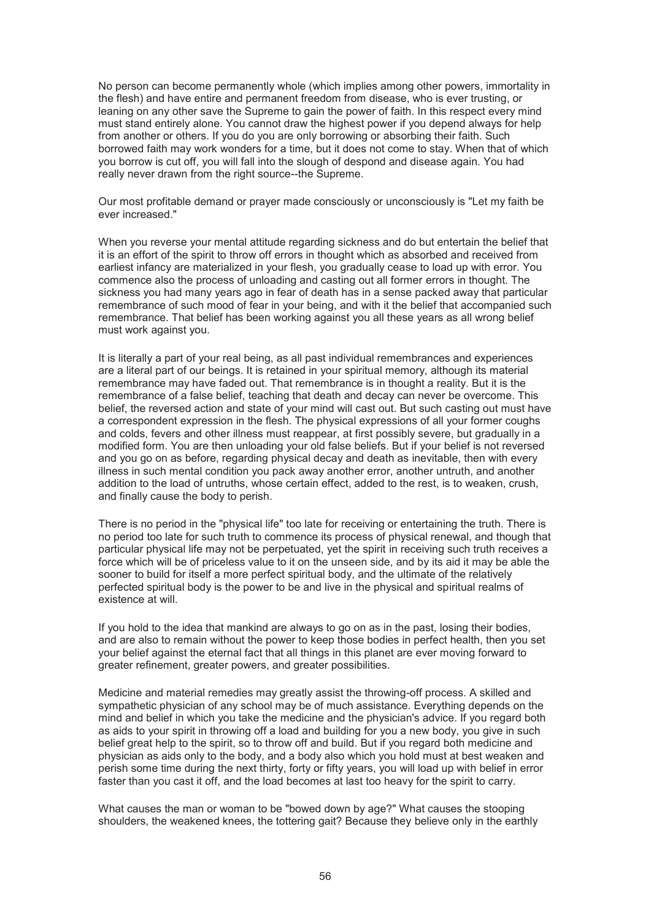No person can become permanently whole (which implies among other powers, immortality in the flesh) and have entire and permanent freedom from disease, who is ever trusting, or leaning on any other save the Supreme to gain the power of faith. In this respect every mind must stand entirely alone. You cannot draw the highest power if you depend always for help from another or others. If you do you are only borrowing or absorbing their faith. Such borrowed faith may work wonders for a time, but it does not come to stay. When that of which you borrow is cut off, you will fall into the slough of despond and disease again. You had really never drawn from the right source--the Supreme.

Our most profitable demand or prayer made consciously or unconsciously is "Let my faith be ever increased."

When you reverse your mental attitude regarding sickness and do but entertain the belief that it is an effort of the spirit to throw off errors in thought which as absorbed and received from earliest infancy are materialized in your flesh, you gradually cease to load up with error. You commence also the process of unloading and casting out all former errors in thought. The sickness you had many years ago in fear of death has in a sense packed away that particular remembrance of such mood of fear in your being, and with it the belief that accompanied such remembrance. That belief has been working against you all these years as all wrong belief must work against you.

It is literally a part of your real being, as all past individual remembrances and experiences are a literal part of our beings. It is retained in your spiritual memory, although its material remembrance may have faded out. That remembrance is in thought a reality. But it is the remembrance of a false belief, teaching that death and decay can never be overcome. This belief, the reversed action and state of your mind will cast out. But such casting out must have a correspondent expression in the flesh. The physical expressions of all your former coughs and colds, fevers and other illness must reappear, at first possibly severe, but gradually in a modified form. You are then unloading your old false beliefs. But if your belief is not reversed and you go on as before, regarding physical decay and death as inevitable, then with every illness in such mental condition you pack away another error, another untruth, and another addition to the load of untruths, whose certain effect, added to the rest, is to weaken, crush, and finally cause the body to perish.

There is no period in the "physical life" too late for receiving or entertaining the truth. There is no period too late for such truth to commence its process of physical renewal, and though that particular physical life may not be perpetuated, yet the spirit in receiving such truth receives a force which will be of priceless value to it on the unseen side, and by its aid it may be able the sooner to build for itself a more perfect spiritual body, and the ultimate of the relatively perfected spiritual body is the power to be and live in the physical and spiritual realms of existence at will.

If you hold to the idea that mankind are always to go on as in the past, losing their bodies, and are also to remain without the power to keep those bodies in perfect health, then you set your belief against the eternal fact that all things in this planet are ever moving forward to greater refinement, greater powers, and greater possibilities.

Medicine and material remedies may greatly assist the throwing-off process. A skilled and sympathetic physician of any school may be of much assistance. Everything depends on the mind and belief in which you take the medicine and the physician's advice. If you regard both as aids to your spirit in throwing off a load and building for you a new body, you give in such belief great help to the spirit, so to throw off and build. But if you regard both medicine and physician as aids only to the body, and a body also which you hold must at best weaken and perish some time during the next thirty, forty or fifty years, you will load up with belief in error faster than you cast it off, and the load becomes at last too heavy for the spirit to carry.

What causes the man or woman to be "bowed down by age?" What causes the stooping shoulders, the weakened knees, the tottering gait? Because they believe only in the earthly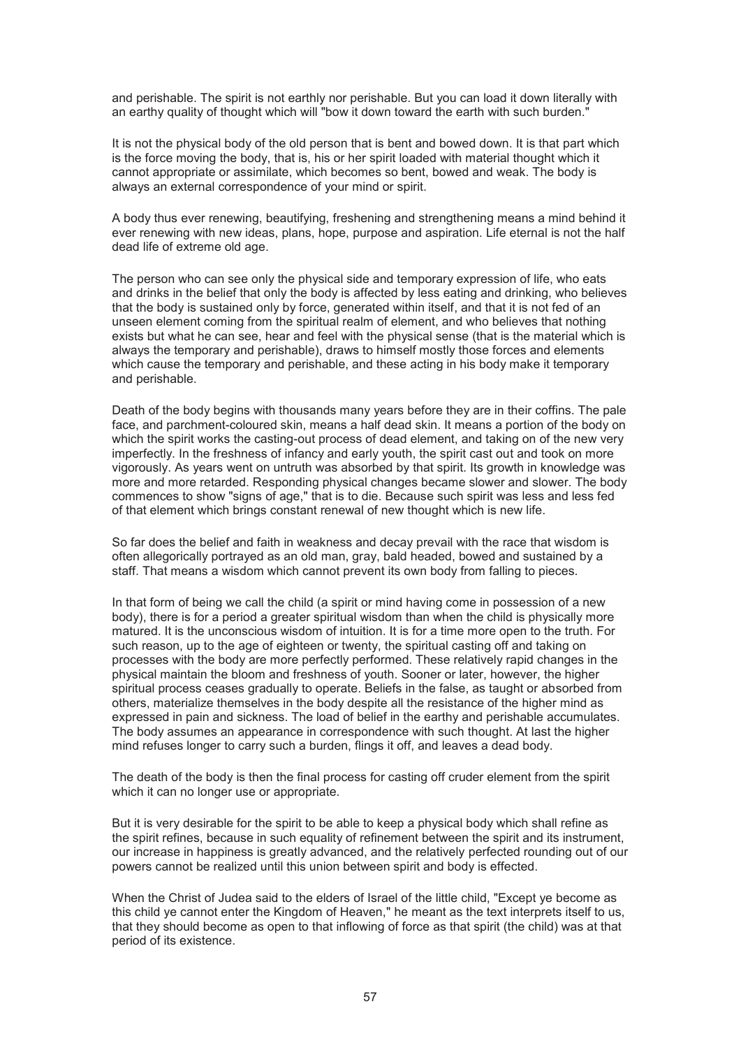and perishable. The spirit is not earthly nor perishable. But you can load it down literally with an earthy quality of thought which will "bow it down toward the earth with such burden."

It is not the physical body of the old person that is bent and bowed down. It is that part which is the force moving the body, that is, his or her spirit loaded with material thought which it cannot appropriate or assimilate, which becomes so bent, bowed and weak. The body is always an external correspondence of your mind or spirit.

A body thus ever renewing, beautifying, freshening and strengthening means a mind behind it ever renewing with new ideas, plans, hope, purpose and aspiration. Life eternal is not the half dead life of extreme old age.

The person who can see only the physical side and temporary expression of life, who eats and drinks in the belief that only the body is affected by less eating and drinking, who believes that the body is sustained only by force, generated within itself, and that it is not fed of an unseen element coming from the spiritual realm of element, and who believes that nothing exists but what he can see, hear and feel with the physical sense (that is the material which is always the temporary and perishable), draws to himself mostly those forces and elements which cause the temporary and perishable, and these acting in his body make it temporary and perishable.

Death of the body begins with thousands many years before they are in their coffins. The pale face, and parchment-coloured skin, means a half dead skin. It means a portion of the body on which the spirit works the casting-out process of dead element, and taking on of the new very imperfectly. In the freshness of infancy and early youth, the spirit cast out and took on more vigorously. As years went on untruth was absorbed by that spirit. Its growth in knowledge was more and more retarded. Responding physical changes became slower and slower. The body commences to show "signs of age," that is to die. Because such spirit was less and less fed of that element which brings constant renewal of new thought which is new life.

So far does the belief and faith in weakness and decay prevail with the race that wisdom is often allegorically portrayed as an old man, gray, bald headed, bowed and sustained by a staff. That means a wisdom which cannot prevent its own body from falling to pieces.

In that form of being we call the child (a spirit or mind having come in possession of a new body), there is for a period a greater spiritual wisdom than when the child is physically more matured. It is the unconscious wisdom of intuition. It is for a time more open to the truth. For such reason, up to the age of eighteen or twenty, the spiritual casting off and taking on processes with the body are more perfectly performed. These relatively rapid changes in the physical maintain the bloom and freshness of youth. Sooner or later, however, the higher spiritual process ceases gradually to operate. Beliefs in the false, as taught or absorbed from others, materialize themselves in the body despite all the resistance of the higher mind as expressed in pain and sickness. The load of belief in the earthy and perishable accumulates. The body assumes an appearance in correspondence with such thought. At last the higher mind refuses longer to carry such a burden, flings it off, and leaves a dead body.

The death of the body is then the final process for casting off cruder element from the spirit which it can no longer use or appropriate.

But it is very desirable for the spirit to be able to keep a physical body which shall refine as the spirit refines, because in such equality of refinement between the spirit and its instrument, our increase in happiness is greatly advanced, and the relatively perfected rounding out of our powers cannot be realized until this union between spirit and body is effected.

When the Christ of Judea said to the elders of Israel of the little child, "Except ye become as this child ye cannot enter the Kingdom of Heaven," he meant as the text interprets itself to us, that they should become as open to that inflowing of force as that spirit (the child) was at that period of its existence.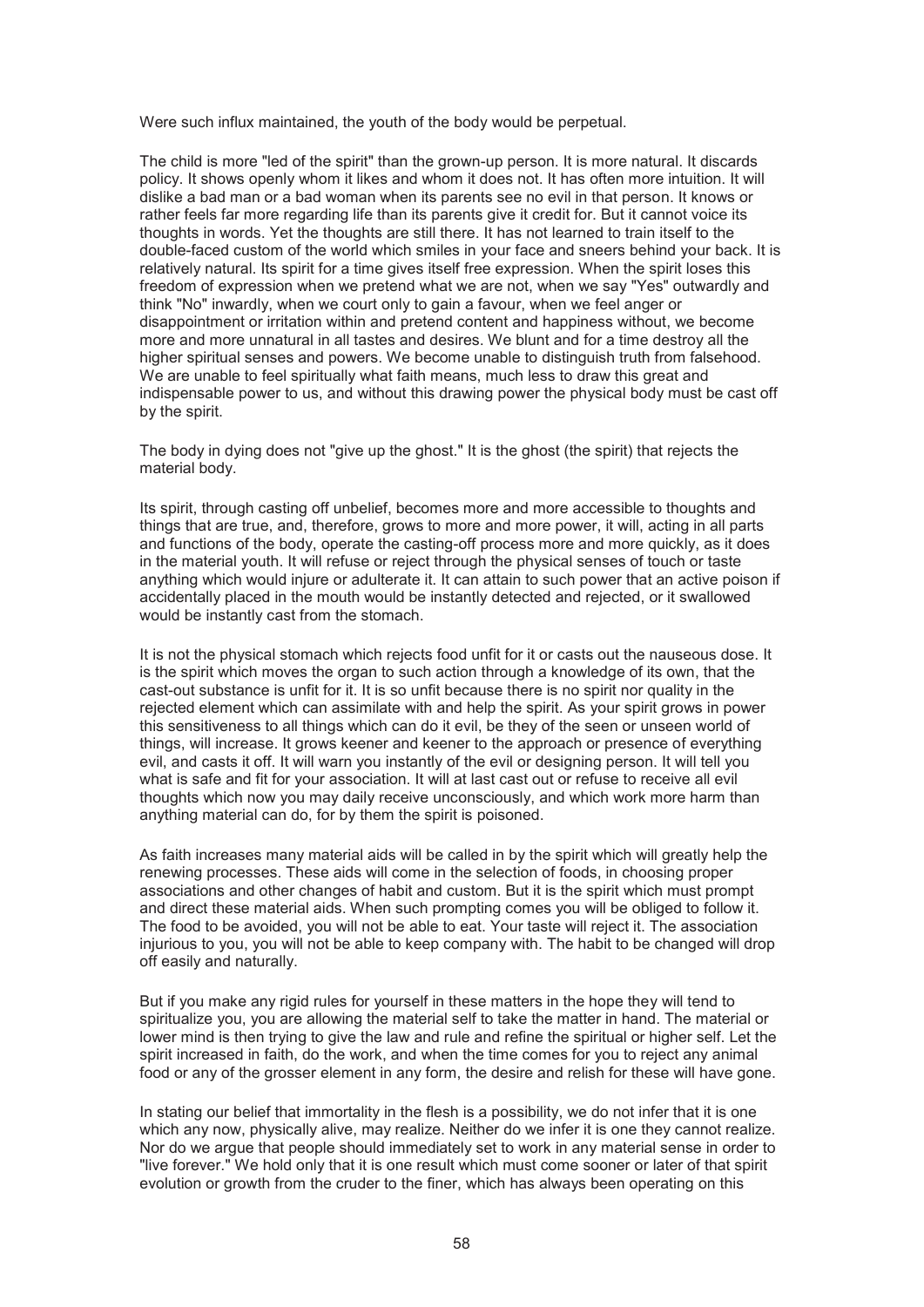Were such influx maintained, the youth of the body would be perpetual.

The child is more "led of the spirit" than the grown-up person. It is more natural. It discards policy. It shows openly whom it likes and whom it does not. It has often more intuition. It will dislike a bad man or a bad woman when its parents see no evil in that person. It knows or rather feels far more regarding life than its parents give it credit for. But it cannot voice its thoughts in words. Yet the thoughts are still there. It has not learned to train itself to the double-faced custom of the world which smiles in your face and sneers behind your back. It is relatively natural. Its spirit for a time gives itself free expression. When the spirit loses this freedom of expression when we pretend what we are not, when we say "Yes" outwardly and think "No" inwardly, when we court only to gain a favour, when we feel anger or disappointment or irritation within and pretend content and happiness without, we become more and more unnatural in all tastes and desires. We blunt and for a time destroy all the higher spiritual senses and powers. We become unable to distinguish truth from falsehood. We are unable to feel spiritually what faith means, much less to draw this great and indispensable power to us, and without this drawing power the physical body must be cast off by the spirit.

The body in dying does not "give up the ghost." It is the ghost (the spirit) that rejects the material body.

Its spirit, through casting off unbelief, becomes more and more accessible to thoughts and things that are true, and, therefore, grows to more and more power, it will, acting in all parts and functions of the body, operate the casting-off process more and more quickly, as it does in the material youth. It will refuse or reject through the physical senses of touch or taste anything which would injure or adulterate it. It can attain to such power that an active poison if accidentally placed in the mouth would be instantly detected and rejected, or it swallowed would be instantly cast from the stomach.

It is not the physical stomach which rejects food unfit for it or casts out the nauseous dose. It is the spirit which moves the organ to such action through a knowledge of its own, that the cast-out substance is unfit for it. It is so unfit because there is no spirit nor quality in the rejected element which can assimilate with and help the spirit. As your spirit grows in power this sensitiveness to all things which can do it evil, be they of the seen or unseen world of things, will increase. It grows keener and keener to the approach or presence of everything evil, and casts it off. It will warn you instantly of the evil or designing person. It will tell you what is safe and fit for your association. It will at last cast out or refuse to receive all evil thoughts which now you may daily receive unconsciously, and which work more harm than anything material can do, for by them the spirit is poisoned.

As faith increases many material aids will be called in by the spirit which will greatly help the renewing processes. These aids will come in the selection of foods, in choosing proper associations and other changes of habit and custom. But it is the spirit which must prompt and direct these material aids. When such prompting comes you will be obliged to follow it. The food to be avoided, you will not be able to eat. Your taste will reject it. The association injurious to you, you will not be able to keep company with. The habit to be changed will drop off easily and naturally.

But if you make any rigid rules for yourself in these matters in the hope they will tend to spiritualize you, you are allowing the material self to take the matter in hand. The material or lower mind is then trying to give the law and rule and refine the spiritual or higher self. Let the spirit increased in faith, do the work, and when the time comes for you to reject any animal food or any of the grosser element in any form, the desire and relish for these will have gone.

In stating our belief that immortality in the flesh is a possibility, we do not infer that it is one which any now, physically alive, may realize. Neither do we infer it is one they cannot realize. Nor do we argue that people should immediately set to work in any material sense in order to "live forever." We hold only that it is one result which must come sooner or later of that spirit evolution or growth from the cruder to the finer, which has always been operating on this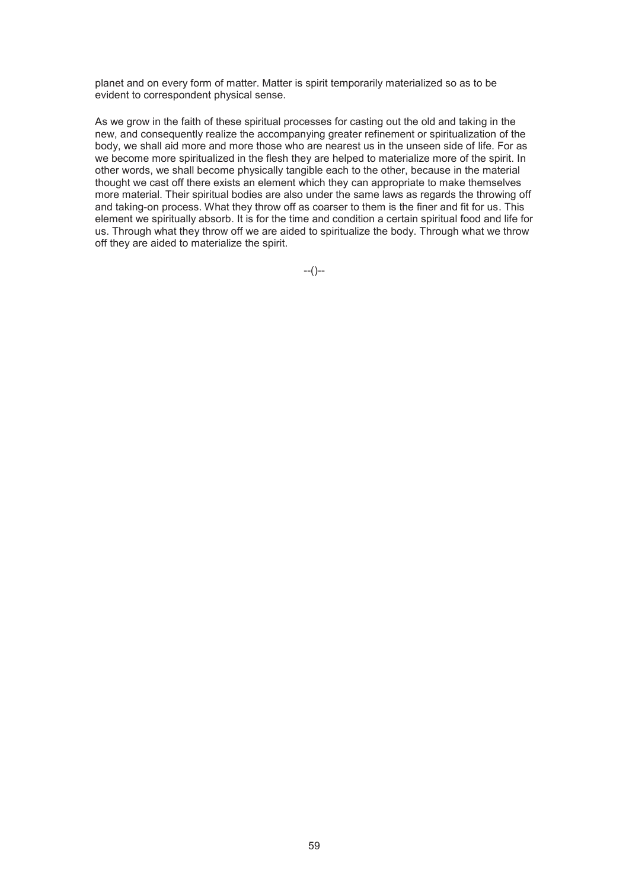planet and on every form of matter. Matter is spirit temporarily materialized so as to be evident to correspondent physical sense.

As we grow in the faith of these spiritual processes for casting out the old and taking in the new, and consequently realize the accompanying greater refinement or spiritualization of the body, we shall aid more and more those who are nearest us in the unseen side of life. For as we become more spiritualized in the flesh they are helped to materialize more of the spirit. In other words, we shall become physically tangible each to the other, because in the material thought we cast off there exists an element which they can appropriate to make themselves more material. Their spiritual bodies are also under the same laws as regards the throwing off and taking-on process. What they throw off as coarser to them is the finer and fit for us. This element we spiritually absorb. It is for the time and condition a certain spiritual food and life for us. Through what they throw off we are aided to spiritualize the body. Through what we throw off they are aided to materialize the spirit.

--()--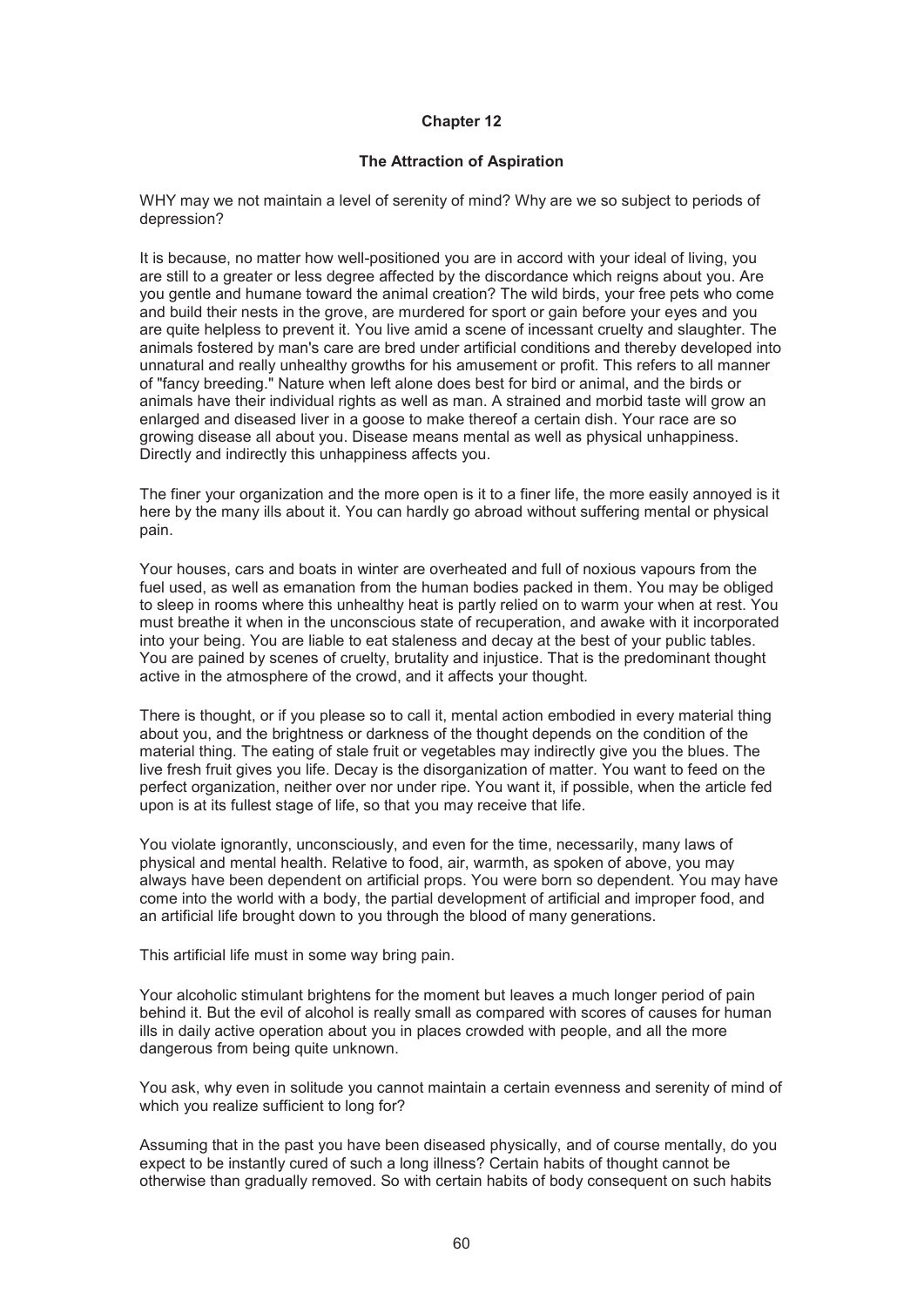## Chapter 12

### The Attraction of Aspiration

WHY may we not maintain a level of serenity of mind? Why are we so subject to periods of depression?

It is because, no matter how well-positioned you are in accord with your ideal of living, you are still to a greater or less degree affected by the discordance which reigns about you. Are you gentle and humane toward the animal creation? The wild birds, your free pets who come and build their nests in the grove, are murdered for sport or gain before your eyes and you are quite helpless to prevent it. You live amid a scene of incessant cruelty and slaughter. The animals fostered by man's care are bred under artificial conditions and thereby developed into unnatural and really unhealthy growths for his amusement or profit. This refers to all manner of "fancy breeding." Nature when left alone does best for bird or animal, and the birds or animals have their individual rights as well as man. A strained and morbid taste will grow an enlarged and diseased liver in a goose to make thereof a certain dish. Your race are so growing disease all about you. Disease means mental as well as physical unhappiness. Directly and indirectly this unhappiness affects you.

The finer your organization and the more open is it to a finer life, the more easily annoyed is it here by the many ills about it. You can hardly go abroad without suffering mental or physical pain.

Your houses, cars and boats in winter are overheated and full of noxious vapours from the fuel used, as well as emanation from the human bodies packed in them. You may be obliged to sleep in rooms where this unhealthy heat is partly relied on to warm your when at rest. You must breathe it when in the unconscious state of recuperation, and awake with it incorporated into your being. You are liable to eat staleness and decay at the best of your public tables. You are pained by scenes of cruelty, brutality and injustice. That is the predominant thought active in the atmosphere of the crowd, and it affects your thought.

There is thought, or if you please so to call it, mental action embodied in every material thing about you, and the brightness or darkness of the thought depends on the condition of the material thing. The eating of stale fruit or vegetables may indirectly give you the blues. The live fresh fruit gives you life. Decay is the disorganization of matter. You want to feed on the perfect organization, neither over nor under ripe. You want it, if possible, when the article fed upon is at its fullest stage of life, so that you may receive that life.

You violate ignorantly, unconsciously, and even for the time, necessarily, many laws of physical and mental health. Relative to food, air, warmth, as spoken of above, you may always have been dependent on artificial props. You were born so dependent. You may have come into the world with a body, the partial development of artificial and improper food, and an artificial life brought down to you through the blood of many generations.

This artificial life must in some way bring pain.

Your alcoholic stimulant brightens for the moment but leaves a much longer period of pain behind it. But the evil of alcohol is really small as compared with scores of causes for human ills in daily active operation about you in places crowded with people, and all the more dangerous from being quite unknown.

You ask, why even in solitude you cannot maintain a certain evenness and serenity of mind of which you realize sufficient to long for?

Assuming that in the past you have been diseased physically, and of course mentally, do you expect to be instantly cured of such a long illness? Certain habits of thought cannot be otherwise than gradually removed. So with certain habits of body consequent on such habits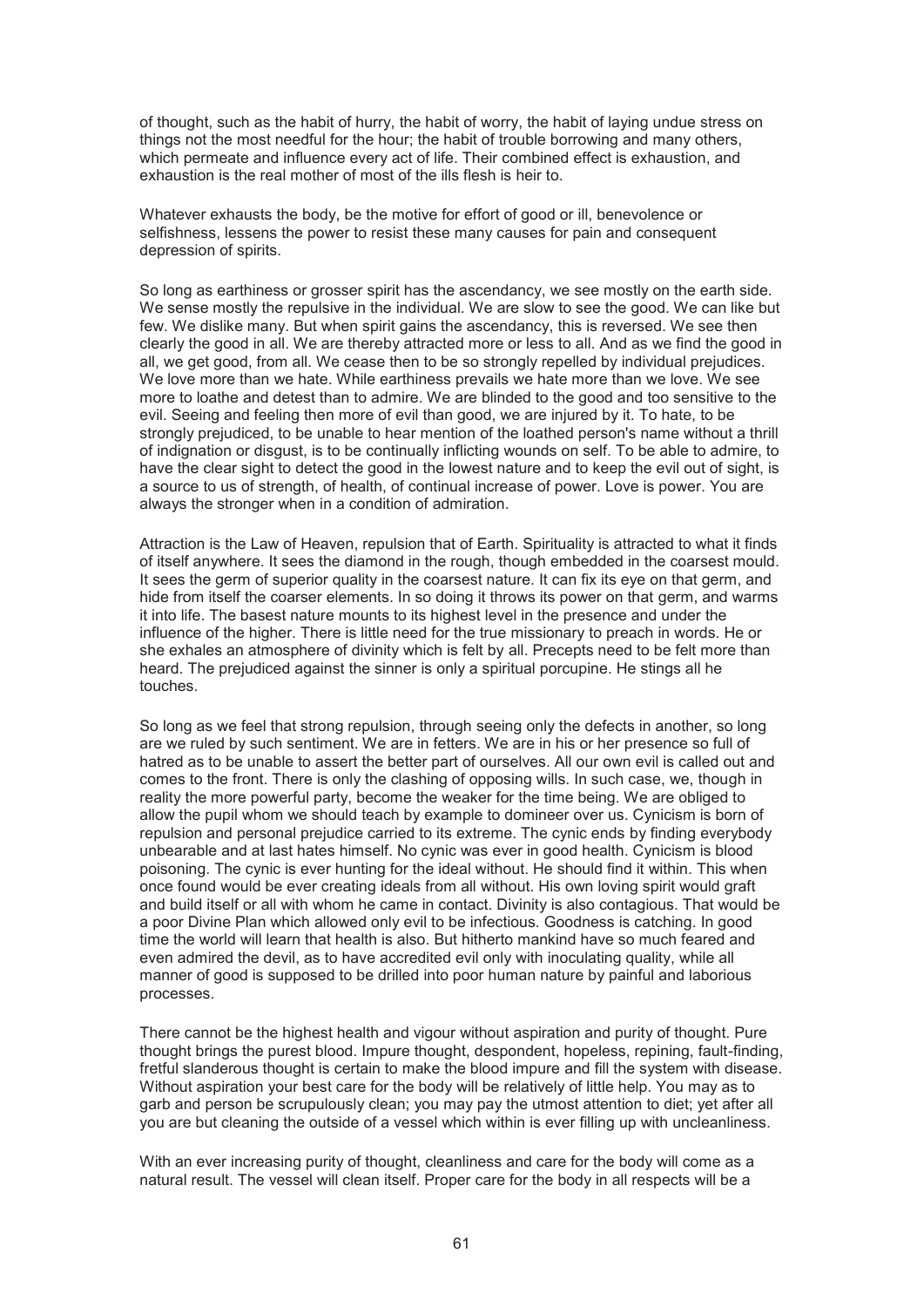of thought, such as the habit of hurry, the habit of worry, the habit of laying undue stress on things not the most needful for the hour; the habit of trouble borrowing and many others, which permeate and influence every act of life. Their combined effect is exhaustion, and exhaustion is the real mother of most of the ills flesh is heir to.

Whatever exhausts the body, be the motive for effort of good or ill, benevolence or selfishness, lessens the power to resist these many causes for pain and consequent depression of spirits.

So long as earthiness or grosser spirit has the ascendancy, we see mostly on the earth side. We sense mostly the repulsive in the individual. We are slow to see the good. We can like but few. We dislike many. But when spirit gains the ascendancy, this is reversed. We see then clearly the good in all. We are thereby attracted more or less to all. And as we find the good in all, we get good, from all. We cease then to be so strongly repelled by individual prejudices. We love more than we hate. While earthiness prevails we hate more than we love. We see more to loathe and detest than to admire. We are blinded to the good and too sensitive to the evil. Seeing and feeling then more of evil than good, we are injured by it. To hate, to be strongly prejudiced, to be unable to hear mention of the loathed person's name without a thrill of indignation or disgust, is to be continually inflicting wounds on self. To be able to admire, to have the clear sight to detect the good in the lowest nature and to keep the evil out of sight, is a source to us of strength, of health, of continual increase of power. Love is power. You are always the stronger when in a condition of admiration.

Attraction is the Law of Heaven, repulsion that of Earth. Spirituality is attracted to what it finds of itself anywhere. It sees the diamond in the rough, though embedded in the coarsest mould. It sees the germ of superior quality in the coarsest nature. It can fix its eye on that germ, and hide from itself the coarser elements. In so doing it throws its power on that germ, and warms it into life. The basest nature mounts to its highest level in the presence and under the influence of the higher. There is little need for the true missionary to preach in words. He or she exhales an atmosphere of divinity which is felt by all. Precepts need to be felt more than heard. The prejudiced against the sinner is only a spiritual porcupine. He stings all he touches.

So long as we feel that strong repulsion, through seeing only the defects in another, so long are we ruled by such sentiment. We are in fetters. We are in his or her presence so full of hatred as to be unable to assert the better part of ourselves. All our own evil is called out and comes to the front. There is only the clashing of opposing wills. In such case, we, though in reality the more powerful party, become the weaker for the time being. We are obliged to allow the pupil whom we should teach by example to domineer over us. Cynicism is born of repulsion and personal prejudice carried to its extreme. The cynic ends by finding everybody unbearable and at last hates himself. No cynic was ever in good health. Cynicism is blood poisoning. The cynic is ever hunting for the ideal without. He should find it within. This when once found would be ever creating ideals from all without. His own loving spirit would graft and build itself or all with whom he came in contact. Divinity is also contagious. That would be a poor Divine Plan which allowed only evil to be infectious. Goodness is catching. In good time the world will learn that health is also. But hitherto mankind have so much feared and even admired the devil, as to have accredited evil only with inoculating quality, while all manner of good is supposed to be drilled into poor human nature by painful and laborious processes.

There cannot be the highest health and vigour without aspiration and purity of thought. Pure thought brings the purest blood. Impure thought, despondent, hopeless, repining, fault-finding, fretful slanderous thought is certain to make the blood impure and fill the system with disease. Without aspiration your best care for the body will be relatively of little help. You may as to garb and person be scrupulously clean; you may pay the utmost attention to diet; yet after all you are but cleaning the outside of a vessel which within is ever filling up with uncleanliness.

With an ever increasing purity of thought, cleanliness and care for the body will come as a natural result. The vessel will clean itself. Proper care for the body in all respects will be a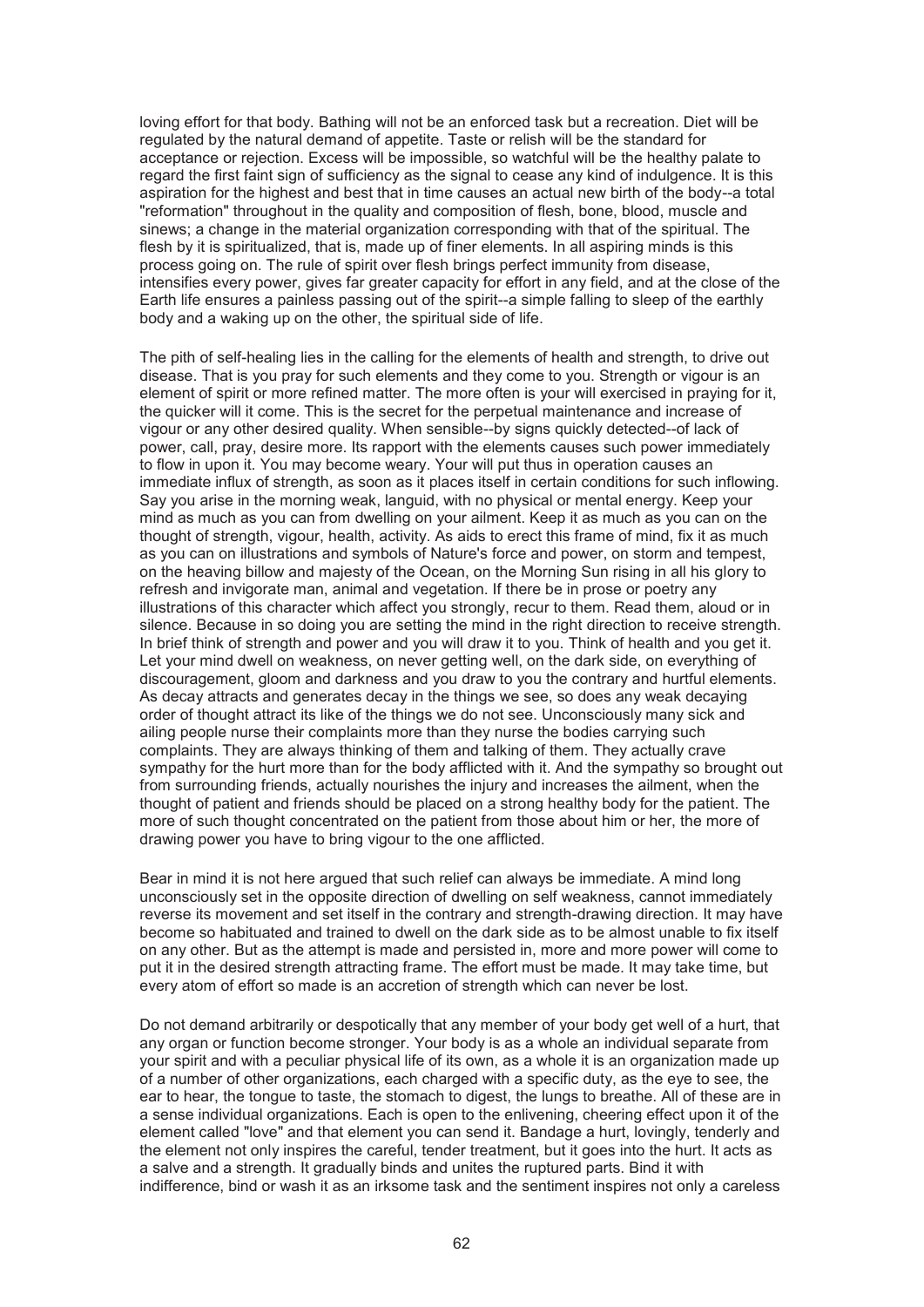loving effort for that body. Bathing will not be an enforced task but a recreation. Diet will be regulated by the natural demand of appetite. Taste or relish will be the standard for acceptance or rejection. Excess will be impossible, so watchful will be the healthy palate to regard the first faint sign of sufficiency as the signal to cease any kind of indulgence. It is this aspiration for the highest and best that in time causes an actual new birth of the body--a total "reformation" throughout in the quality and composition of flesh, bone, blood, muscle and sinews; a change in the material organization corresponding with that of the spiritual. The flesh by it is spiritualized, that is, made up of finer elements. In all aspiring minds is this process going on. The rule of spirit over flesh brings perfect immunity from disease, intensifies every power, gives far greater capacity for effort in any field, and at the close of the Earth life ensures a painless passing out of the spirit--a simple falling to sleep of the earthly body and a waking up on the other, the spiritual side of life.

The pith of self-healing lies in the calling for the elements of health and strength, to drive out disease. That is you pray for such elements and they come to you. Strength or vigour is an element of spirit or more refined matter. The more often is your will exercised in praying for it, the quicker will it come. This is the secret for the perpetual maintenance and increase of vigour or any other desired quality. When sensible--by signs quickly detected--of lack of power, call, pray, desire more. Its rapport with the elements causes such power immediately to flow in upon it. You may become weary. Your will put thus in operation causes an immediate influx of strength, as soon as it places itself in certain conditions for such inflowing. Say you arise in the morning weak, languid, with no physical or mental energy. Keep your mind as much as you can from dwelling on your ailment. Keep it as much as you can on the thought of strength, vigour, health, activity. As aids to erect this frame of mind, fix it as much as you can on illustrations and symbols of Nature's force and power, on storm and tempest, on the heaving billow and majesty of the Ocean, on the Morning Sun rising in all his glory to refresh and invigorate man, animal and vegetation. If there be in prose or poetry any illustrations of this character which affect you strongly, recur to them. Read them, aloud or in silence. Because in so doing you are setting the mind in the right direction to receive strength. In brief think of strength and power and you will draw it to you. Think of health and you get it. Let your mind dwell on weakness, on never getting well, on the dark side, on everything of discouragement, gloom and darkness and you draw to you the contrary and hurtful elements. As decay attracts and generates decay in the things we see, so does any weak decaying order of thought attract its like of the things we do not see. Unconsciously many sick and ailing people nurse their complaints more than they nurse the bodies carrying such complaints. They are always thinking of them and talking of them. They actually crave sympathy for the hurt more than for the body afflicted with it. And the sympathy so brought out from surrounding friends, actually nourishes the injury and increases the ailment, when the thought of patient and friends should be placed on a strong healthy body for the patient. The more of such thought concentrated on the patient from those about him or her, the more of drawing power you have to bring vigour to the one afflicted.

Bear in mind it is not here argued that such relief can always be immediate. A mind long unconsciously set in the opposite direction of dwelling on self weakness, cannot immediately reverse its movement and set itself in the contrary and strength-drawing direction. It may have become so habituated and trained to dwell on the dark side as to be almost unable to fix itself on any other. But as the attempt is made and persisted in, more and more power will come to put it in the desired strength attracting frame. The effort must be made. It may take time, but every atom of effort so made is an accretion of strength which can never be lost.

Do not demand arbitrarily or despotically that any member of your body get well of a hurt, that any organ or function become stronger. Your body is as a whole an individual separate from your spirit and with a peculiar physical life of its own, as a whole it is an organization made up of a number of other organizations, each charged with a specific duty, as the eye to see, the ear to hear, the tongue to taste, the stomach to digest, the lungs to breathe. All of these are in a sense individual organizations. Each is open to the enlivening, cheering effect upon it of the element called "love" and that element you can send it. Bandage a hurt, lovingly, tenderly and the element not only inspires the careful, tender treatment, but it goes into the hurt. It acts as a salve and a strength. It gradually binds and unites the ruptured parts. Bind it with indifference, bind or wash it as an irksome task and the sentiment inspires not only a careless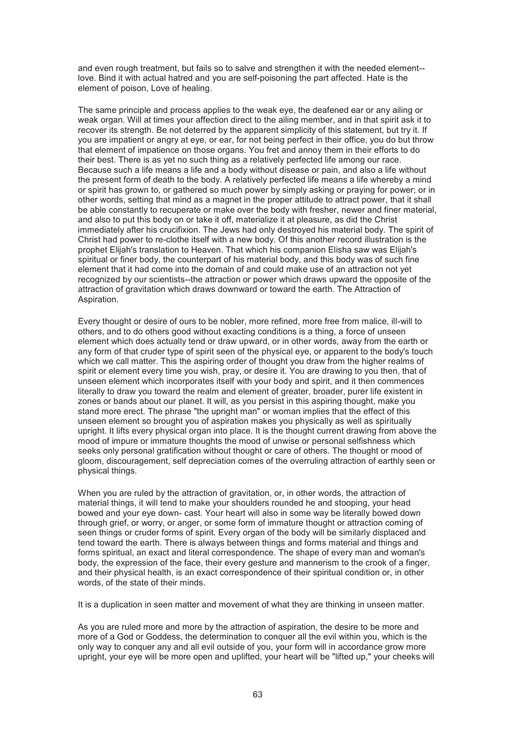and even rough treatment, but fails so to salve and strengthen it with the needed element--love. Bind it with actual hatred and you are self-poisoning the part affected. Hate is the element of poison, Love of healing.

The same principle and process applies to the weak eye, the deafened ear or any ailing or weak organ. Will at times your affection direct to the ailing member, and in that spirit ask it to recover its strength. Be not deterred by the apparent simplicity of this statement, but try it. If you are impatient or angry at eye, or ear, for not being perfect in their office, you do but throw that element of impatience on those organs. You fret and annoy them in their efforts to do their best. There is as yet no such thing as a relatively perfected life among our race. Because such a life means a life and a body without disease or pain, and also a life without the present form of death to the body. A relatively perfected life means a life whereby a mind or spirit has grown to, or gathered so much power by simply asking or praying for power; or in other words, setting that mind as a magnet in the proper attitude to attract power, that it shall be able constantly to recuperate or make over the body with fresher, newer and finer material, and also to put this body on or take it off, materialize it at pleasure, as did the Christ immediately after his crucifixion. The Jews had only destroyed his material body. The spirit of Christ had power to re-clothe itself with a new body. Of this another record illustration is the prophet Elijah's translation to Heaven. That which his companion Elisha saw was Elijah's spiritual or finer body, the counterpart of his material body, and this body was of such fine element that it had come into the domain of and could make use of an attraction not yet recognized by our scientists--the attraction or power which draws upward the opposite of the attraction of gravitation which draws downward or toward the earth. The Attraction of Aspiration.

Every thought or desire of ours to be nobler, more refined, more free from malice, ill-will to others, and to do others good without exacting conditions is a thing, a force of unseen element which does actually tend or draw upward, or in other words, away from the earth or any form of that cruder type of spirit seen of the physical eye, or apparent to the body's touch which we call matter. This the aspiring order of thought you draw from the higher realms of spirit or element every time you wish, pray, or desire it. You are drawing to you then, that of unseen element which incorporates itself with your body and spirit, and it then commences literally to draw you toward the realm and element of greater, broader, purer life existent in zones or bands about our planet. It will, as you persist in this aspiring thought, make you stand more erect. The phrase "the upright man" or woman implies that the effect of this unseen element so brought you of aspiration makes you physically as well as spiritually upright. It lifts every physical organ into place. It is the thought current drawing from above the mood of impure or immature thoughts the mood of unwise or personal selfishness which seeks only personal gratification without thought or care of others. The thought or mood of gloom, discouragement, self depreciation comes of the overruling attraction of earthly seen or physical things.

When you are ruled by the attraction of gravitation, or, in other words, the attraction of material things, it will tend to make your shoulders rounded he and stooping, your head bowed and your eye down- cast. Your heart will also in some way be literally bowed down through grief, or worry, or anger, or some form of immature thought or attraction coming of seen things or cruder forms of spirit. Every organ of the body will be similarly displaced and tend toward the earth. There is always between things and forms material and things and forms spiritual, an exact and literal correspondence. The shape of every man and woman's body, the expression of the face, their every gesture and mannerism to the crook of a finger, and their physical health, is an exact correspondence of their spiritual condition or, in other words, of the state of their minds.

It is a duplication in seen matter and movement of what they are thinking in unseen matter.

As you are ruled more and more by the attraction of aspiration, the desire to be more and more of a God or Goddess, the determination to conquer all the evil within you, which is the only way to conquer any and all evil outside of you, your form will in accordance grow more upright, your eye will be more open and uplifted, your heart will be "lifted up," your cheeks will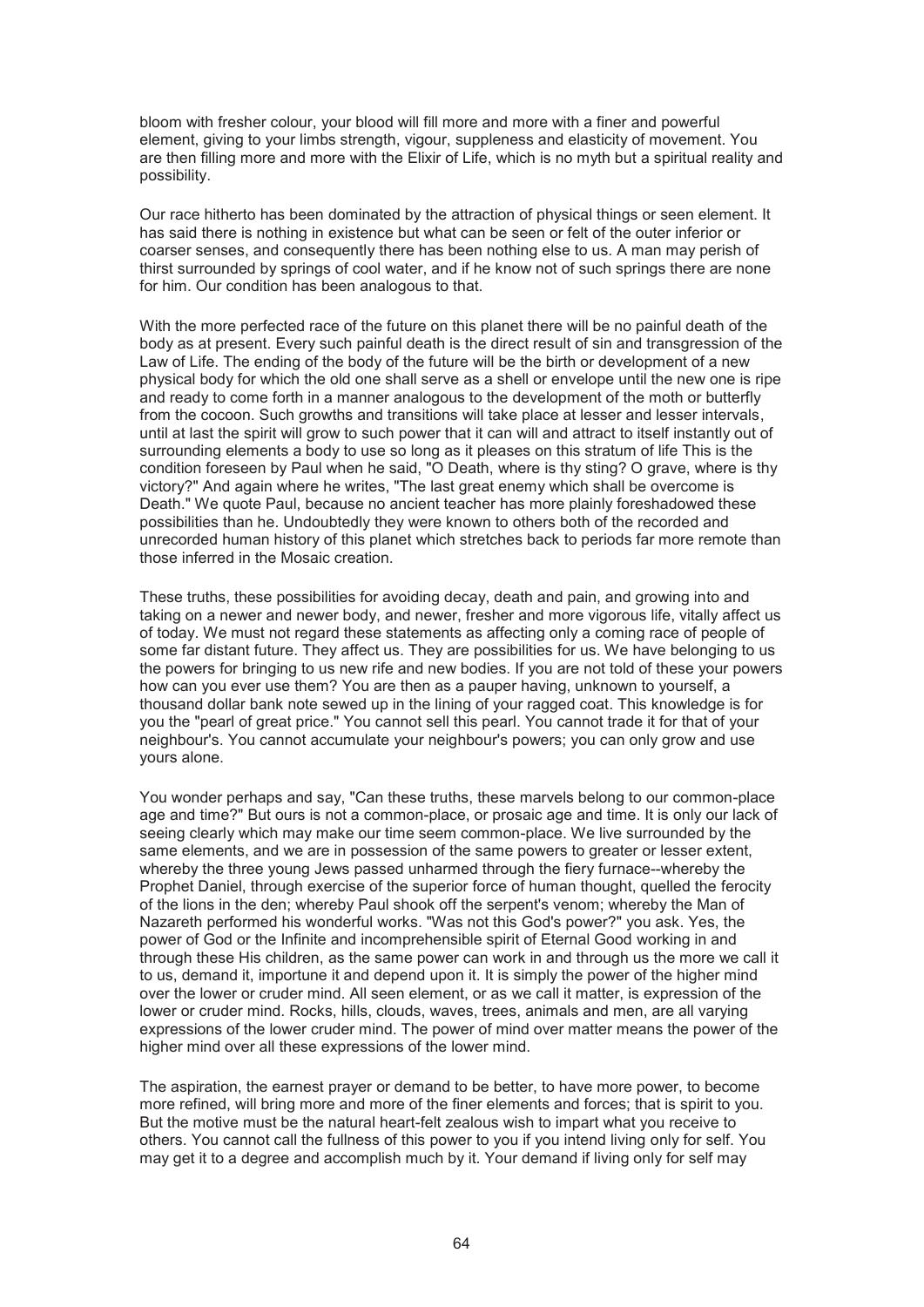bloom with fresher colour, your blood will fill more and more with a finer and powerful element, giving to your limbs strength, vigour, suppleness and elasticity of movement. You are then filling more and more with the Elixir of Life, which is no myth but a spiritual reality and possibility.

Our race hitherto has been dominated by the attraction of physical things or seen element. It has said there is nothing in existence but what can be seen or felt of the outer inferior or coarser senses, and consequently there has been nothing else to us. A man may perish of thirst surrounded by springs of cool water, and if he know not of such springs there are none for him. Our condition has been analogous to that.

With the more perfected race of the future on this planet there will be no painful death of the body as at present. Every such painful death is the direct result of sin and transgression of the Law of Life. The ending of the body of the future will be the birth or development of a new physical body for which the old one shall serve as a shell or envelope until the new one is ripe and ready to come forth in a manner analogous to the development of the moth or butterfly from the cocoon. Such growths and transitions will take place at lesser and lesser intervals, until at last the spirit will grow to such power that it can will and attract to itself instantly out of surrounding elements a body to use so long as it pleases on this stratum of life This is the condition foreseen by Paul when he said, "O Death, where is thy sting? O grave, where is thy victory?" And again where he writes, "The last great enemy which shall be overcome is Death." We quote Paul, because no ancient teacher has more plainly foreshadowed these possibilities than he. Undoubtedly they were known to others both of the recorded and unrecorded human history of this planet which stretches back to periods far more remote than those inferred in the Mosaic creation.

These truths, these possibilities for avoiding decay, death and pain, and growing into and taking on a newer and newer body, and newer, fresher and more vigorous life, vitally affect us of today. We must not regard these statements as affecting only a coming race of people of some far distant future. They affect us. They are possibilities for us. We have belonging to us the powers for bringing to us new rife and new bodies. If you are not told of these your powers how can you ever use them? You are then as a pauper having, unknown to yourself, a thousand dollar bank note sewed up in the lining of your ragged coat. This knowledge is for you the "pearl of great price." You cannot sell this pearl. You cannot trade it for that of your neighbour's. You cannot accumulate your neighbour's powers; you can only grow and use yours alone.

You wonder perhaps and say, "Can these truths, these marvels belong to our common-place age and time?" But ours is not a common-place, or prosaic age and time. It is only our lack of seeing clearly which may make our time seem common-place. We live surrounded by the same elements, and we are in possession of the same powers to greater or lesser extent, whereby the three young Jews passed unharmed through the fiery furnace--whereby the Prophet Daniel, through exercise of the superior force of human thought, quelled the ferocity of the lions in the den; whereby Paul shook off the serpent's venom; whereby the Man of Nazareth performed his wonderful works. "Was not this God's power?" you ask. Yes, the power of God or the Infinite and incomprehensible spirit of Eternal Good working in and through these His children, as the same power can work in and through us the more we call it to us, demand it, importune it and depend upon it. It is simply the power of the higher mind over the lower or cruder mind. All seen element, or as we call it matter, is expression of the lower or cruder mind. Rocks, hills, clouds, waves, trees, animals and men, are all varying expressions of the lower cruder mind. The power of mind over matter means the power of the higher mind over all these expressions of the lower mind.

The aspiration, the earnest prayer or demand to be better, to have more power, to become more refined, will bring more and more of the finer elements and forces; that is spirit to you. But the motive must be the natural heart-felt zealous wish to impart what you receive to others. You cannot call the fullness of this power to you if you intend living only for self. You may get it to a degree and accomplish much by it. Your demand if living only for self may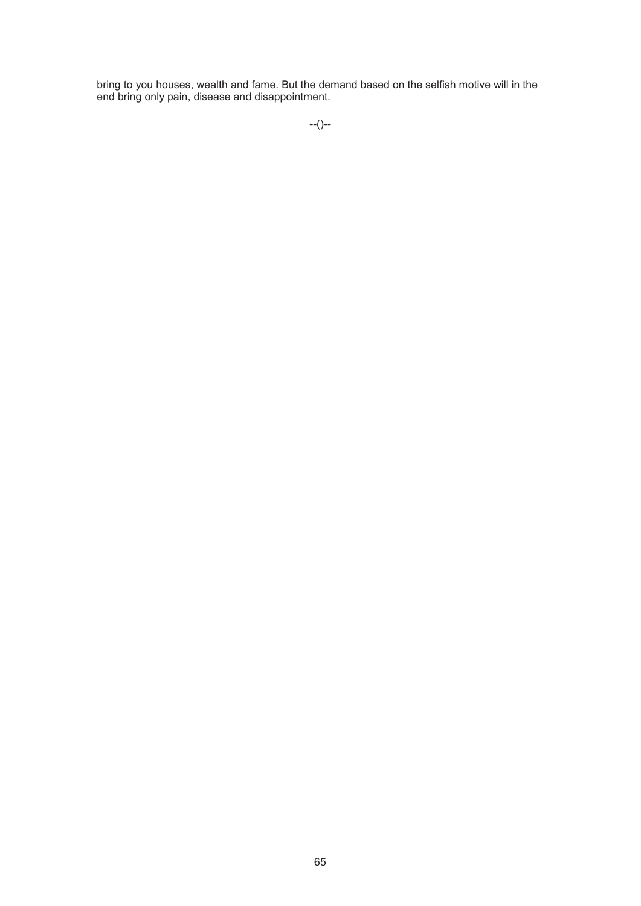bring to you houses, wealth and fame. But the demand based on the selfish motive will in the end bring only pain, disease and disappointment.

--()--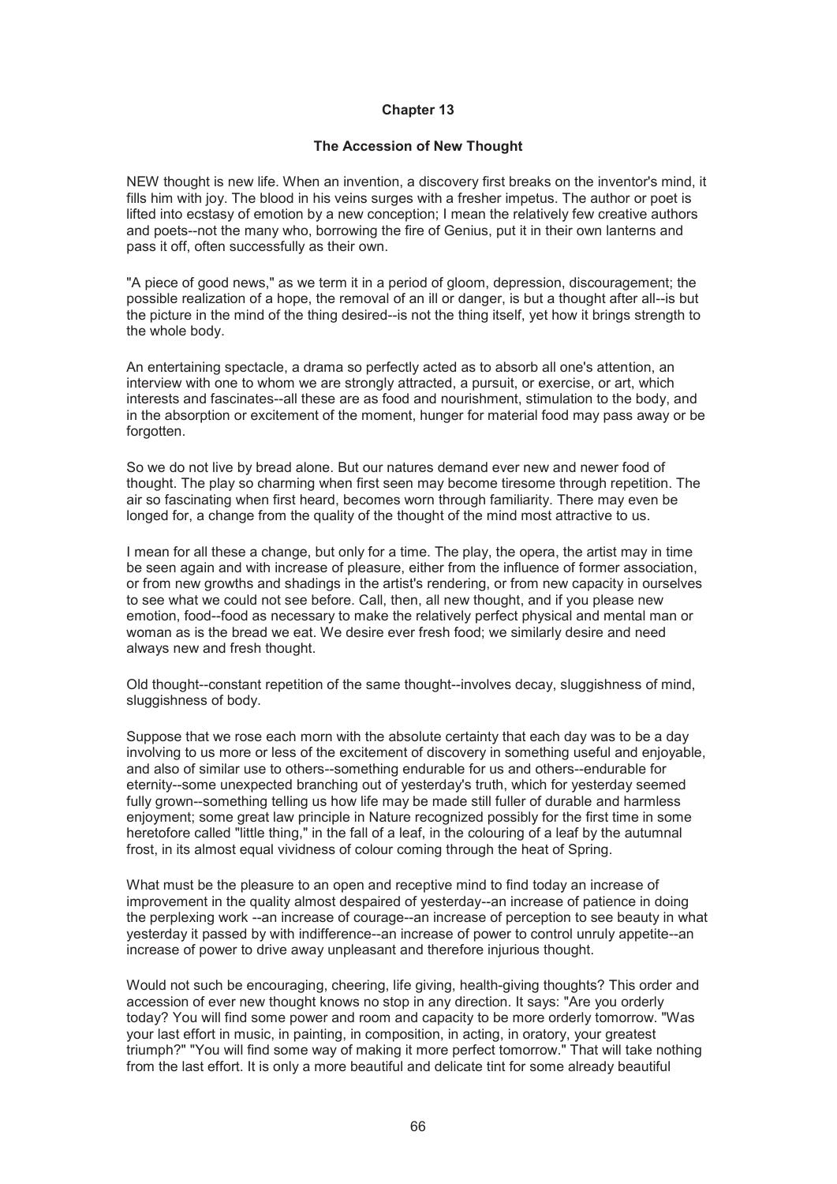## Chapter 13

### The Accession of New Thought

NEW thought is new life. When an invention, a discovery first breaks on the inventor's mind, it fills him with joy. The blood in his veins surges with a fresher impetus. The author or poet is lifted into ecstasy of emotion by a new conception; I mean the relatively few creative authors and poets--not the many who, borrowing the fire of Genius, put it in their own lanterns and pass it off, often successfully as their own.

"A piece of good news," as we term it in a period of gloom, depression, discouragement; the possible realization of a hope, the removal of an ill or danger, is but a thought after all--is but the picture in the mind of the thing desired--is not the thing itself, yet how it brings strength to the whole body.

An entertaining spectacle, a drama so perfectly acted as to absorb all one's attention, an interview with one to whom we are strongly attracted, a pursuit, or exercise, or art, which interests and fascinates--all these are as food and nourishment, stimulation to the body, and in the absorption or excitement of the moment, hunger for material food may pass away or be forgotten.

So we do not live by bread alone. But our natures demand ever new and newer food of thought. The play so charming when first seen may become tiresome through repetition. The air so fascinating when first heard, becomes worn through familiarity. There may even be longed for, a change from the quality of the thought of the mind most attractive to us.

I mean for all these a change, but only for a time. The play, the opera, the artist may in time be seen again and with increase of pleasure, either from the influence of former association, or from new growths and shadings in the artist's rendering, or from new capacity in ourselves to see what we could not see before. Call, then, all new thought, and if you please new emotion, food--food as necessary to make the relatively perfect physical and mental man or woman as is the bread we eat. We desire ever fresh food; we similarly desire and need always new and fresh thought.

Old thought--constant repetition of the same thought--involves decay, sluggishness of mind, sluggishness of body.

Suppose that we rose each morn with the absolute certainty that each day was to be a day involving to us more or less of the excitement of discovery in something useful and enjoyable, and also of similar use to others--something endurable for us and others--endurable for eternity--some unexpected branching out of yesterday's truth, which for yesterday seemed fully grown--something telling us how life may be made still fuller of durable and harmless enjoyment; some great law principle in Nature recognized possibly for the first time in some heretofore called "little thing," in the fall of a leaf, in the colouring of a leaf by the autumnal frost, in its almost equal vividness of colour coming through the heat of Spring.

What must be the pleasure to an open and receptive mind to find today an increase of improvement in the quality almost despaired of yesterday--an increase of patience in doing the perplexing work --an increase of courage--an increase of perception to see beauty in what yesterday it passed by with indifference--an increase of power to control unruly appetite--an increase of power to drive away unpleasant and therefore injurious thought.

Would not such be encouraging, cheering, life giving, health-giving thoughts? This order and accession of ever new thought knows no stop in any direction. It says: "Are you orderly today? You will find some power and room and capacity to be more orderly tomorrow. "Was your last effort in music, in painting, in composition, in acting, in oratory, your greatest triumph?" "You will find some way of making it more perfect tomorrow." That will take nothing from the last effort. It is only a more beautiful and delicate tint for some already beautiful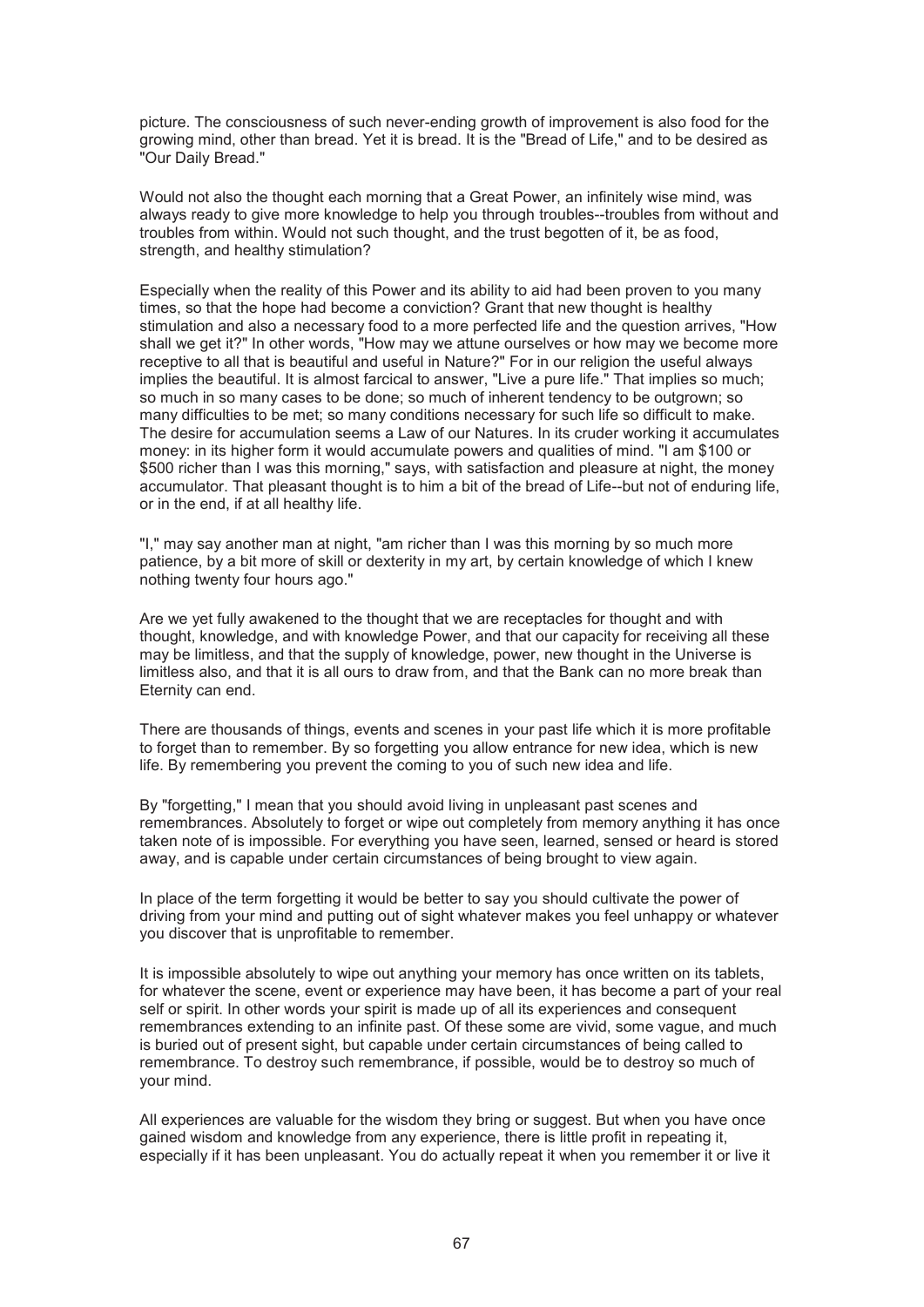picture. The consciousness of such never-ending growth of improvement is also food for the growing mind, other than bread. Yet it is bread. It is the "Bread of Life," and to be desired as "Our Daily Bread."

Would not also the thought each morning that a Great Power, an infinitely wise mind, was always ready to give more knowledge to help you through troubles--troubles from without and troubles from within. Would not such thought, and the trust begotten of it, be as food, strength, and healthy stimulation?

Especially when the reality of this Power and its ability to aid had been proven to you many times, so that the hope had become a conviction? Grant that new thought is healthy stimulation and also a necessary food to a more perfected life and the question arrives, "How shall we get it?" In other words, "How may we attune ourselves or how may we become more receptive to all that is beautiful and useful in Nature?" For in our religion the useful always implies the beautiful. It is almost farcical to answer, "Live a pure life." That implies so much; so much in so many cases to be done; so much of inherent tendency to be outgrown; so many difficulties to be met; so many conditions necessary for such life so difficult to make. The desire for accumulation seems a Law of our Natures. In its cruder working it accumulates money: in its higher form it would accumulate powers and qualities of mind. "I am $100 or $500 richer than I was this morning," says, with satisfaction and pleasure at night, the money accumulator. That pleasant thought is to him a bit of the bread of Life--but not of enduring life, or in the end, if at all healthy life.

"I," may say another man at night, "am richer than I was this morning by so much more patience, by a bit more of skill or dexterity in my art, by certain knowledge of which I knew nothing twenty four hours ago."

Are we yet fully awakened to the thought that we are receptacles for thought and with thought, knowledge, and with knowledge Power, and that our capacity for receiving all these may be limitless, and that the supply of knowledge, power, new thought in the Universe is limitless also, and that it is all ours to draw from, and that the Bank can no more break than Eternity can end.

There are thousands of things, events and scenes in your past life which it is more profitable to forget than to remember. By so forgetting you allow entrance for new idea, which is new life. By remembering you prevent the coming to you of such new idea and life.

By "forgetting," I mean that you should avoid living in unpleasant past scenes and remembrances. Absolutely to forget or wipe out completely from memory anything it has once taken note of is impossible. For everything you have seen, learned, sensed or heard is stored away, and is capable under certain circumstances of being brought to view again.

In place of the term forgetting it would be better to say you should cultivate the power of driving from your mind and putting out of sight whatever makes you feel unhappy or whatever you discover that is unprofitable to remember.

It is impossible absolutely to wipe out anything your memory has once written on its tablets, for whatever the scene, event or experience may have been, it has become a part of your real self or spirit. In other words your spirit is made up of all its experiences and consequent remembrances extending to an infinite past. Of these some are vivid, some vague, and much is buried out of present sight, but capable under certain circumstances of being called to remembrance. To destroy such remembrance, if possible, would be to destroy so much of your mind.

All experiences are valuable for the wisdom they bring or suggest. But when you have once gained wisdom and knowledge from any experience, there is little profit in repeating it, especially if it has been unpleasant. You do actually repeat it when you remember it or live it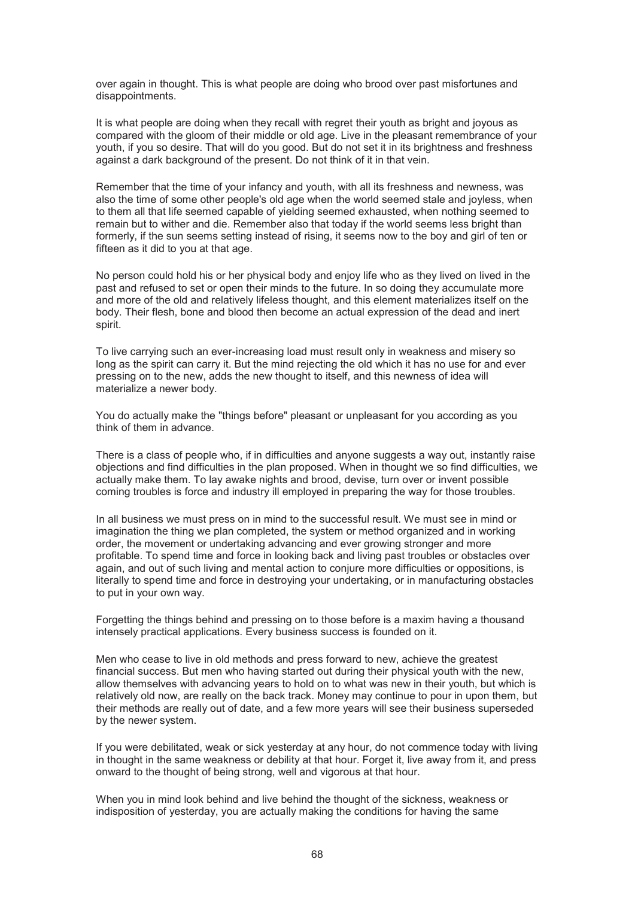over again in thought. This is what people are doing who brood over past misfortunes and disappointments.

It is what people are doing when they recall with regret their youth as bright and joyous as compared with the gloom of their middle or old age. Live in the pleasant remembrance of your youth, if you so desire. That will do you good. But do not set it in its brightness and freshness against a dark background of the present. Do not think of it in that vein.

Remember that the time of your infancy and youth, with all its freshness and newness, was also the time of some other people's old age when the world seemed stale and joyless, when to them all that life seemed capable of yielding seemed exhausted, when nothing seemed to remain but to wither and die. Remember also that today if the world seems less bright than formerly, if the sun seems setting instead of rising, it seems now to the boy and girl of ten or fifteen as it did to you at that age.

No person could hold his or her physical body and enjoy life who as they lived on lived in the past and refused to set or open their minds to the future. In so doing they accumulate more and more of the old and relatively lifeless thought, and this element materializes itself on the body. Their flesh, bone and blood then become an actual expression of the dead and inert spirit.

To live carrying such an ever-increasing load must result only in weakness and misery so long as the spirit can carry it. But the mind rejecting the old which it has no use for and ever pressing on to the new, adds the new thought to itself, and this newness of idea will materialize a newer body.

You do actually make the "things before" pleasant or unpleasant for you according as you think of them in advance.

There is a class of people who, if in difficulties and anyone suggests a way out, instantly raise objections and find difficulties in the plan proposed. When in thought we so find difficulties, we actually make them. To lay awake nights and brood, devise, turn over or invent possible coming troubles is force and industry ill employed in preparing the way for those troubles.

In all business we must press on in mind to the successful result. We must see in mind or imagination the thing we plan completed, the system or method organized and in working order, the movement or undertaking advancing and ever growing stronger and more profitable. To spend time and force in looking back and living past troubles or obstacles over again, and out of such living and mental action to conjure more difficulties or oppositions, is literally to spend time and force in destroying your undertaking, or in manufacturing obstacles to put in your own way.

Forgetting the things behind and pressing on to those before is a maxim having a thousand intensely practical applications. Every business success is founded on it.

Men who cease to live in old methods and press forward to new, achieve the greatest financial success. But men who having started out during their physical youth with the new, allow themselves with advancing years to hold on to what was new in their youth, but which is relatively old now, are really on the back track. Money may continue to pour in upon them, but their methods are really out of date, and a few more years will see their business superseded by the newer system.

If you were debilitated, weak or sick yesterday at any hour, do not commence today with living in thought in the same weakness or debility at that hour. Forget it, live away from it, and press onward to the thought of being strong, well and vigorous at that hour.

When you in mind look behind and live behind the thought of the sickness, weakness or indisposition of yesterday, you are actually making the conditions for having the same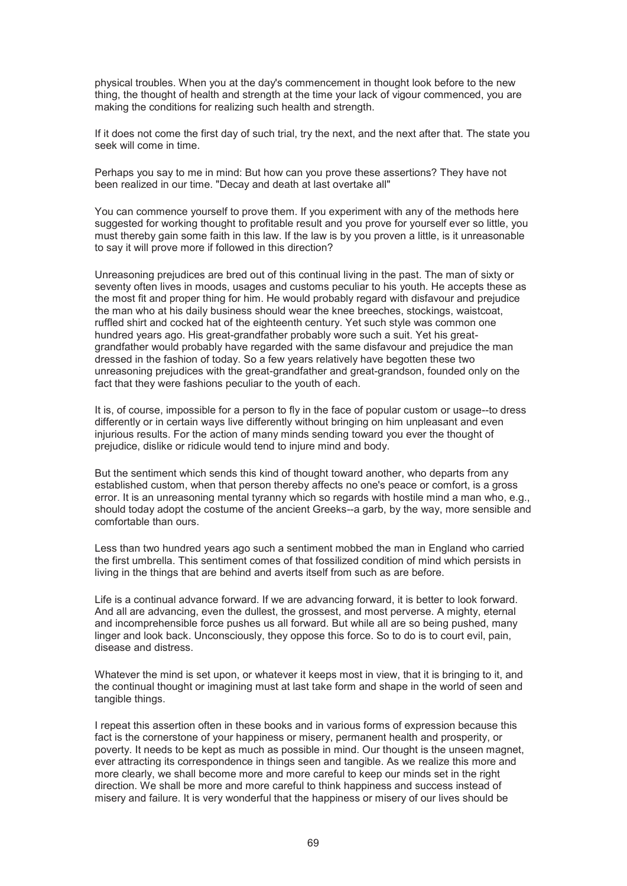physical troubles. When you at the day's commencement in thought look before to the new thing, the thought of health and strength at the time your lack of vigour commenced, you are making the conditions for realizing such health and strength.

If it does not come the first day of such trial, try the next, and the next after that. The state you seek will come in time.

Perhaps you say to me in mind: But how can you prove these assertions? They have not been realized in our time. "Decay and death at last overtake all"

You can commence yourself to prove them. If you experiment with any of the methods here suggested for working thought to profitable result and you prove for yourself ever so little, you must thereby gain some faith in this law. If the law is by you proven a little, is it unreasonable to say it will prove more if followed in this direction?

Unreasoning prejudices are bred out of this continual living in the past. The man of sixty or seventy often lives in moods, usages and customs peculiar to his youth. He accepts these as the most fit and proper thing for him. He would probably regard with disfavour and prejudice the man who at his daily business should wear the knee breeches, stockings, waistcoat, ruffled shirt and cocked hat of the eighteenth century. Yet such style was common one hundred years ago. His great-grandfather probably wore such a suit. Yet his great-grandfather would probably have regarded with the same disfavour and prejudice the man dressed in the fashion of today. So a few years relatively have begotten these two unreasoning prejudices with the great-grandfather and great-grandson, founded only on the fact that they were fashions peculiar to the youth of each.

It is, of course, impossible for a person to fly in the face of popular custom or usage--to dress differently or in certain ways live differently without bringing on him unpleasant and even injurious results. For the action of many minds sending toward you ever the thought of prejudice, dislike or ridicule would tend to injure mind and body.

But the sentiment which sends this kind of thought toward another, who departs from any established custom, when that person thereby affects no one's peace or comfort, is a gross error. It is an unreasoning mental tyranny which so regards with hostile mind a man who, e.g., should today adopt the costume of the ancient Greeks--a garb, by the way, more sensible and comfortable than ours.

Less than two hundred years ago such a sentiment mobbed the man in England who carried the first umbrella. This sentiment comes of that fossilized condition of mind which persists in living in the things that are behind and averts itself from such as are before.

Life is a continual advance forward. If we are advancing forward, it is better to look forward. And all are advancing, even the dullest, the grossest, and most perverse. A mighty, eternal and incomprehensible force pushes us all forward. But while all are so being pushed, many linger and look back. Unconsciously, they oppose this force. So to do is to court evil, pain, disease and distress.

Whatever the mind is set upon, or whatever it keeps most in view, that it is bringing to it, and the continual thought or imagining must at last take form and shape in the world of seen and tangible things.

I repeat this assertion often in these books and in various forms of expression because this fact is the cornerstone of your happiness or misery, permanent health and prosperity, or poverty. It needs to be kept as much as possible in mind. Our thought is the unseen magnet, ever attracting its correspondence in things seen and tangible. As we realize this more and more clearly, we shall become more and more careful to keep our minds set in the right direction. We shall be more and more careful to think happiness and success instead of misery and failure. It is very wonderful that the happiness or misery of our lives should be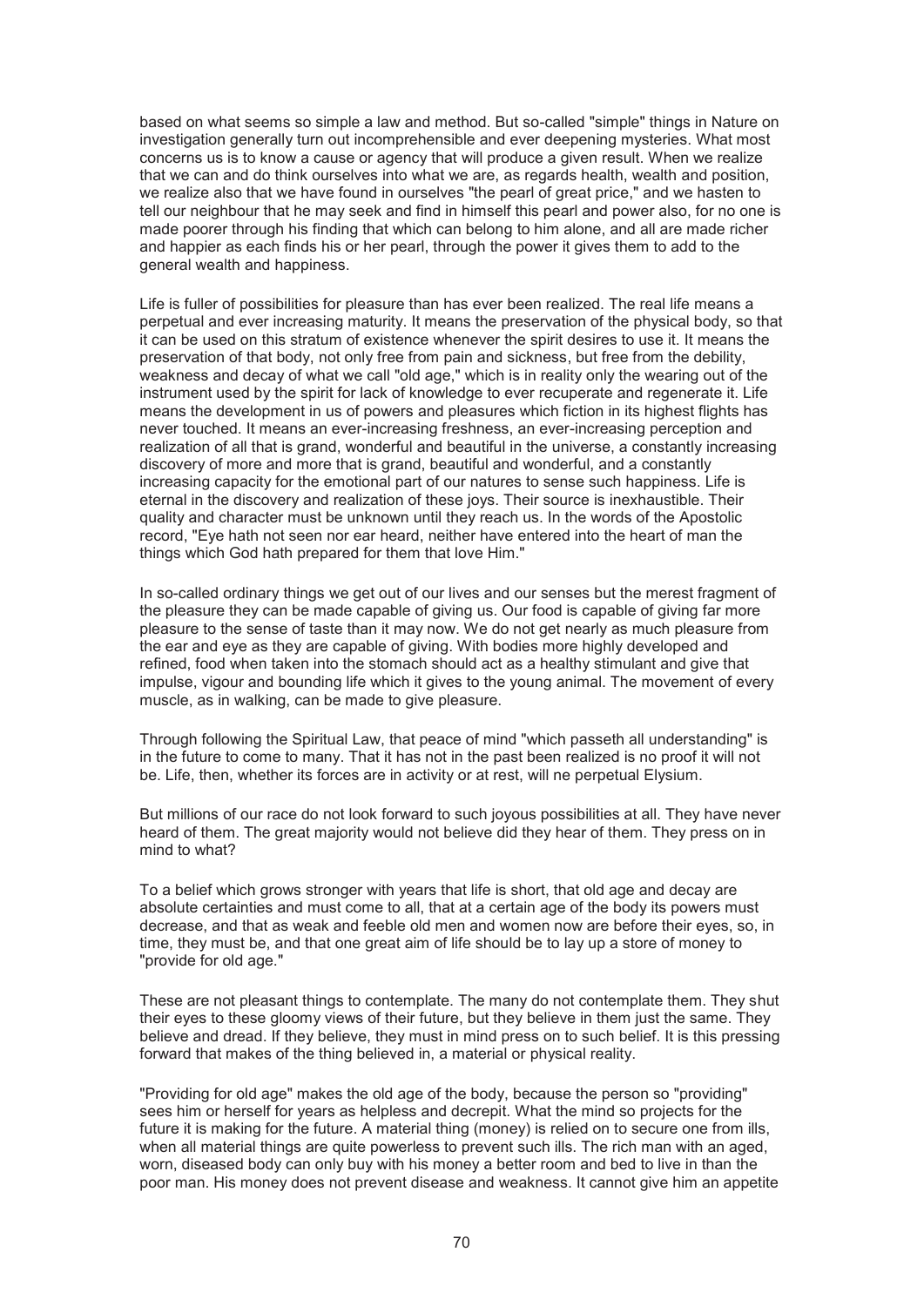based on what seems so simple a law and method. But so-called "simple" things in Nature on investigation generally turn out incomprehensible and ever deepening mysteries. What most concerns us is to know a cause or agency that will produce a given result. When we realize that we can and do think ourselves into what we are, as regards health, wealth and position, we realize also that we have found in ourselves "the pearl of great price," and we hasten to tell our neighbour that he may seek and find in himself this pearl and power also, for no one is made poorer through his finding that which can belong to him alone, and all are made richer and happier as each finds his or her pearl, through the power it gives them to add to the general wealth and happiness.

Life is fuller of possibilities for pleasure than has ever been realized. The real life means a perpetual and ever increasing maturity. It means the preservation of the physical body, so that it can be used on this stratum of existence whenever the spirit desires to use it. It means the preservation of that body, not only free from pain and sickness, but free from the debility, weakness and decay of what we call "old age," which is in reality only the wearing out of the instrument used by the spirit for lack of knowledge to ever recuperate and regenerate it. Life means the development in us of powers and pleasures which fiction in its highest flights has never touched. It means an ever-increasing freshness, an ever-increasing perception and realization of all that is grand, wonderful and beautiful in the universe, a constantly increasing discovery of more and more that is grand, beautiful and wonderful, and a constantly increasing capacity for the emotional part of our natures to sense such happiness. Life is eternal in the discovery and realization of these joys. Their source is inexhaustible. Their quality and character must be unknown until they reach us. In the words of the Apostolic record, "Eye hath not seen nor ear heard, neither have entered into the heart of man the things which God hath prepared for them that love Him."

In so-called ordinary things we get out of our lives and our senses but the merest fragment of the pleasure they can be made capable of giving us. Our food is capable of giving far more pleasure to the sense of taste than it may now. We do not get nearly as much pleasure from the ear and eye as they are capable of giving. With bodies more highly developed and refined, food when taken into the stomach should act as a healthy stimulant and give that impulse, vigour and bounding life which it gives to the young animal. The movement of every muscle, as in walking, can be made to give pleasure.

Through following the Spiritual Law, that peace of mind "which passeth all understanding" is in the future to come to many. That it has not in the past been realized is no proof it will not be. Life, then, whether its forces are in activity or at rest, will ne perpetual Elysium.

But millions of our race do not look forward to such joyous possibilities at all. They have never heard of them. The great majority would not believe did they hear of them. They press on in mind to what?

To a belief which grows stronger with years that life is short, that old age and decay are absolute certainties and must come to all, that at a certain age of the body its powers must decrease, and that as weak and feeble old men and women now are before their eyes, so, in time, they must be, and that one great aim of life should be to lay up a store of money to "provide for old age."

These are not pleasant things to contemplate. The many do not contemplate them. They shut their eyes to these gloomy views of their future, but they believe in them just the same. They believe and dread. If they believe, they must in mind press on to such belief. It is this pressing forward that makes of the thing believed in, a material or physical reality.

"Providing for old age" makes the old age of the body, because the person so "providing" sees him or herself for years as helpless and decrepit. What the mind so projects for the future it is making for the future. A material thing (money) is relied on to secure one from ills, when all material things are quite powerless to prevent such ills. The rich man with an aged, worn, diseased body can only buy with his money a better room and bed to live in than the poor man. His money does not prevent disease and weakness. It cannot give him an appetite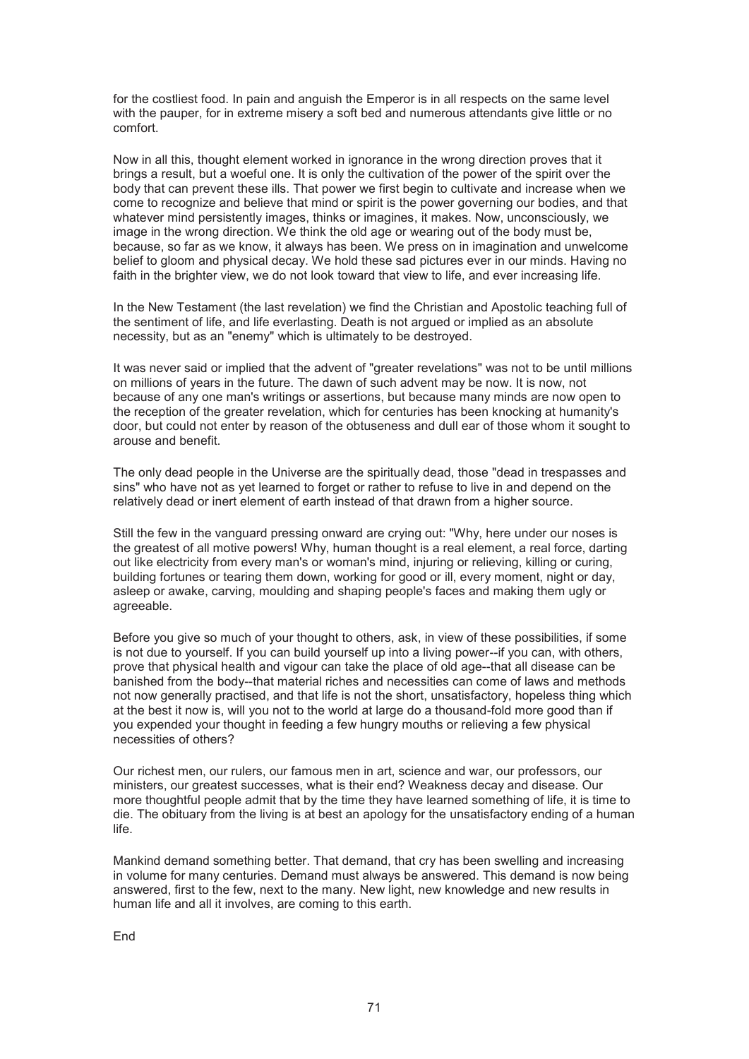for the costliest food. In pain and anguish the Emperor is in all respects on the same level with the pauper, for in extreme misery a soft bed and numerous attendants give little or no comfort.

Now in all this, thought element worked in ignorance in the wrong direction proves that it brings a result, but a woeful one. It is only the cultivation of the power of the spirit over the body that can prevent these ills. That power we first begin to cultivate and increase when we come to recognize and believe that mind or spirit is the power governing our bodies, and that whatever mind persistently images, thinks or imagines, it makes. Now, unconsciously, we image in the wrong direction. We think the old age or wearing out of the body must be, because, so far as we know, it always has been. We press on in imagination and unwelcome belief to gloom and physical decay. We hold these sad pictures ever in our minds. Having no faith in the brighter view, we do not look toward that view to life, and ever increasing life.

In the New Testament (the last revelation) we find the Christian and Apostolic teaching full of the sentiment of life, and life everlasting. Death is not argued or implied as an absolute necessity, but as an "enemy" which is ultimately to be destroyed.

It was never said or implied that the advent of "greater revelations" was not to be until millions on millions of years in the future. The dawn of such advent may be now. It is now, not because of any one man's writings or assertions, but because many minds are now open to the reception of the greater revelation, which for centuries has been knocking at humanity's door, but could not enter by reason of the obtuseness and dull ear of those whom it sought to arouse and benefit.

The only dead people in the Universe are the spiritually dead, those "dead in trespasses and sins" who have not as yet learned to forget or rather to refuse to live in and depend on the relatively dead or inert element of earth instead of that drawn from a higher source.

Still the few in the vanguard pressing onward are crying out: "Why, here under our noses is the greatest of all motive powers! Why, human thought is a real element, a real force, darting out like electricity from every man's or woman's mind, injuring or relieving, killing or curing, building fortunes or tearing them down, working for good or ill, every moment, night or day, asleep or awake, carving, moulding and shaping people's faces and making them ugly or agreeable.

Before you give so much of your thought to others, ask, in view of these possibilities, if some is not due to yourself. If you can build yourself up into a living power--if you can, with others, prove that physical health and vigour can take the place of old age--that all disease can be banished from the body--that material riches and necessities can come of laws and methods not now generally practised, and that life is not the short, unsatisfactory, hopeless thing which at the best it now is, will you not to the world at large do a thousand-fold more good than if you expended your thought in feeding a few hungry mouths or relieving a few physical necessities of others?

Our richest men, our rulers, our famous men in art, science and war, our professors, our ministers, our greatest successes, what is their end? Weakness decay and disease. Our more thoughtful people admit that by the time they have learned something of life, it is time to die. The obituary from the living is at best an apology for the unsatisfactory ending of a human life.

Mankind demand something better. That demand, that cry has been swelling and increasing in volume for many centuries. Demand must always be answered. This demand is now being answered, first to the few, next to the many. New light, new knowledge and new results in human life and all it involves, are coming to this earth.

End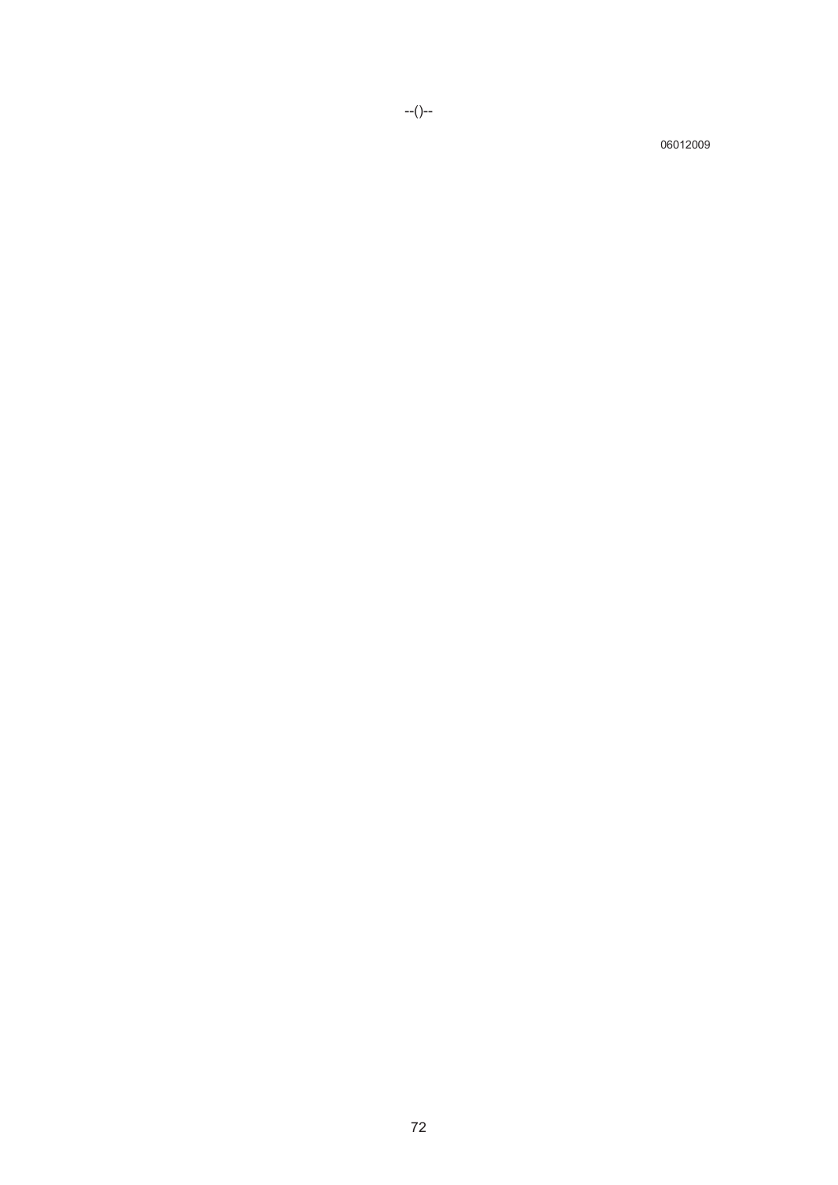--()--

06012009